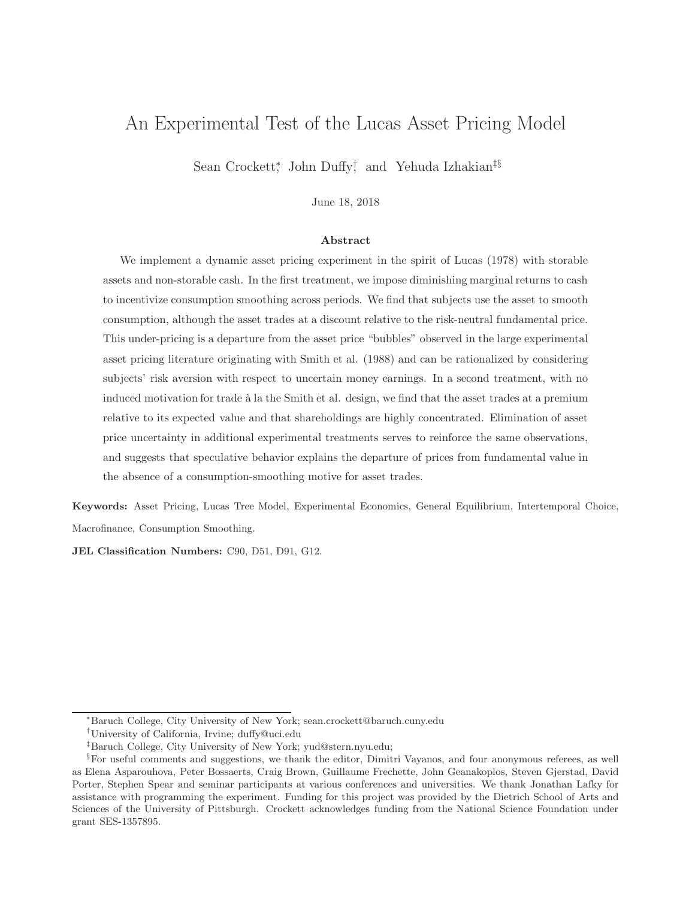# An Experimental Test of the Lucas Asset Pricing Model

Sean Crockett[\*], John Duffy[†], and Yehuda Izhakian[‡§]

June 18, 2018

## Abstract

We implement a dynamic asset pricing experiment in the spirit of Lucas (1978) with storable assets and non-storable cash. In the first treatment, we impose diminishing marginal returns to cash to incentivize consumption smoothing across periods. We find that subjects use the asset to smooth consumption, although the asset trades at a discount relative to the risk-neutral fundamental price. This under-pricing is a departure from the asset price "bubbles" observed in the large experimental asset pricing literature originating with Smith et al. (1988) and can be rationalized by considering subjects' risk aversion with respect to uncertain money earnings. In a second treatment, with no induced motivation for trade à la the Smith et al. design, we find that the asset trades at a premium relative to its expected value and that shareholdings are highly concentrated. Elimination of asset price uncertainty in additional experimental treatments serves to reinforce the same observations, and suggests that speculative behavior explains the departure of prices from fundamental value in the absence of a consumption-smoothing motive for asset trades.

**Keywords:** Asset Pricing, Lucas Tree Model, Experimental Economics, General Equilibrium, Intertemporal Choice, Macrofinance, Consumption Smoothing.

**JEL Classification Numbers:** C90, D51, D91, G12.

---

[\*]Baruch College, City University of New York; sean.crockett@baruch.cuny.edu

[†]University of California, Irvine; duffy@uci.edu

[‡]Baruch College, City University of New York; yud@stern.nyu.edu;

[§]For useful comments and suggestions, we thank the editor, Dimitri Vayanos, and four anonymous referees, as well as Elena Asparouhova, Peter Bossaerts, Craig Brown, Guillaume Frechette, John Geanakoplos, Steven Gjerstad, David Porter, Stephen Spear and seminar participants at various conferences and universities. We thank Jonathan Lafky for assistance with programming the experiment. Funding for this project was provided by the Dietrich School of Arts and Sciences of the University of Pittsburgh. Crockett acknowledges funding from the National Science Foundation under grant SES-1357895.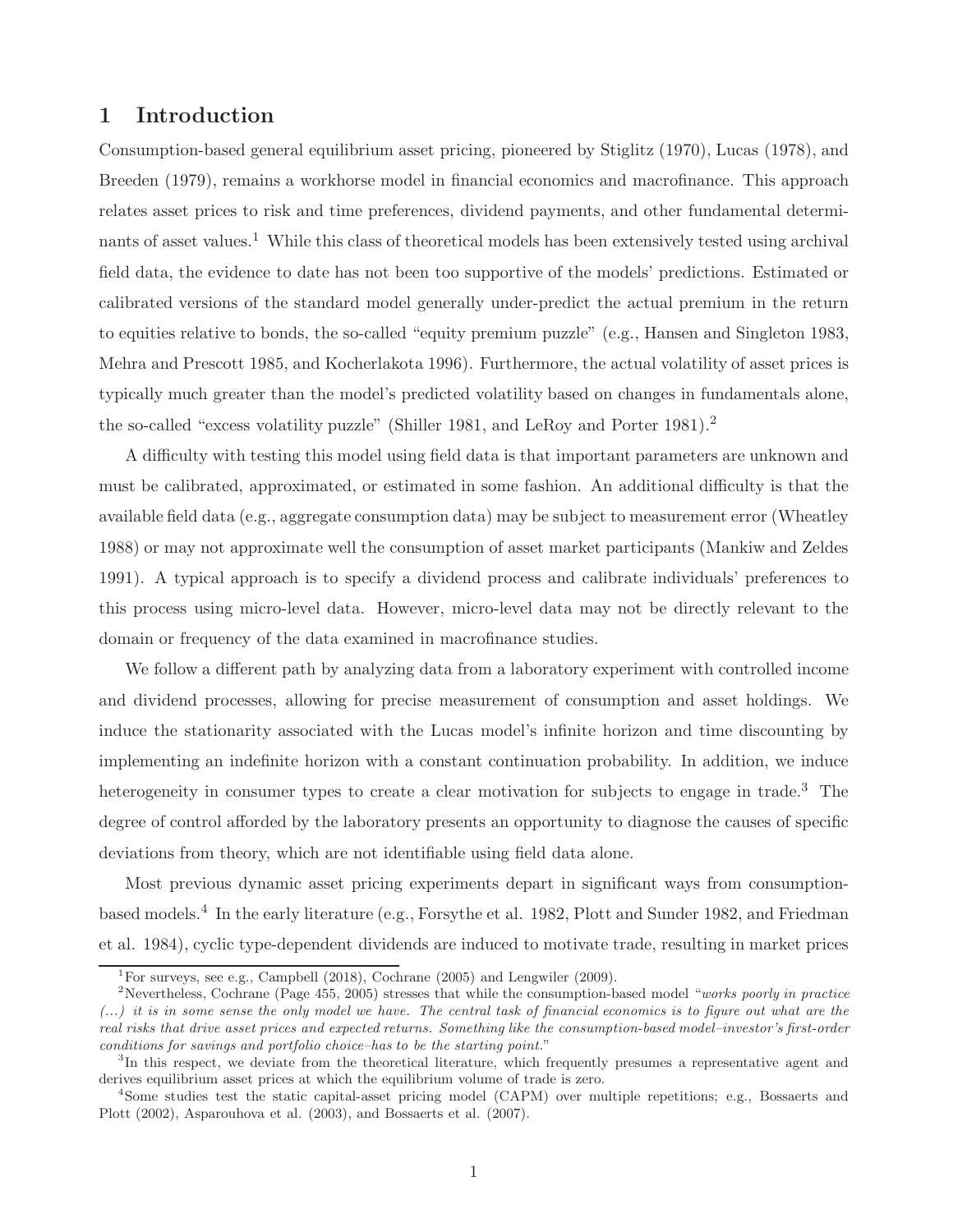# 1 Introduction

Consumption-based general equilibrium asset pricing, pioneered by Stiglitz (1970), Lucas (1978), and Breeden (1979), remains a workhorse model in financial economics and macrofinance. This approach relates asset prices to risk and time preferences, dividend payments, and other fundamental determinants of asset values.[1] While this class of theoretical models has been extensively tested using archival field data, the evidence to date has not been too supportive of the models' predictions. Estimated or calibrated versions of the standard model generally under-predict the actual premium in the return to equities relative to bonds, the so-called "equity premium puzzle" (e.g., Hansen and Singleton 1983, Mehra and Prescott 1985, and Kocherlakota 1996). Furthermore, the actual volatility of asset prices is typically much greater than the model's predicted volatility based on changes in fundamentals alone, the so-called "excess volatility puzzle" (Shiller 1981, and LeRoy and Porter 1981).[2]

A difficulty with testing this model using field data is that important parameters are unknown and must be calibrated, approximated, or estimated in some fashion. An additional difficulty is that the available field data (e.g., aggregate consumption data) may be subject to measurement error (Wheatley 1988) or may not approximate well the consumption of asset market participants (Mankiw and Zeldes 1991). A typical approach is to specify a dividend process and calibrate individuals' preferences to this process using micro-level data. However, micro-level data may not be directly relevant to the domain or frequency of the data examined in macrofinance studies.

We follow a different path by analyzing data from a laboratory experiment with controlled income and dividend processes, allowing for precise measurement of consumption and asset holdings. We induce the stationarity associated with the Lucas model's infinite horizon and time discounting by implementing an indefinite horizon with a constant continuation probability. In addition, we induce heterogeneity in consumer types to create a clear motivation for subjects to engage in trade.[3] The degree of control afforded by the laboratory presents an opportunity to diagnose the causes of specific deviations from theory, which are not identifiable using field data alone.

Most previous dynamic asset pricing experiments depart in significant ways from consumption-based models.[4] In the early literature (e.g., Forsythe et al. 1982, Plott and Sunder 1982, and Friedman et al. 1984), cyclic type-dependent dividends are induced to motivate trade, resulting in market prices

---

[1] For surveys, see e.g., Campbell (2018), Cochrane (2005) and Lengwiler (2009).

[2] Nevertheless, Cochrane (Page 455, 2005) stresses that while the consumption-based model "*works poorly in practice (...) it is in some sense the only model we have. The central task of financial economics is to figure out what are the real risks that drive asset prices and expected returns. Something like the consumption-based model–investor's first-order conditions for savings and portfolio choice–has to be the starting point.*"

[3] In this respect, we deviate from the theoretical literature, which frequently presumes a representative agent and derives equilibrium asset prices at which the equilibrium volume of trade is zero.

[4] Some studies test the static capital-asset pricing model (CAPM) over multiple repetitions; e.g., Bossaerts and Plott (2002), Asparouhova et al. (2003), and Bossaerts et al. (2007).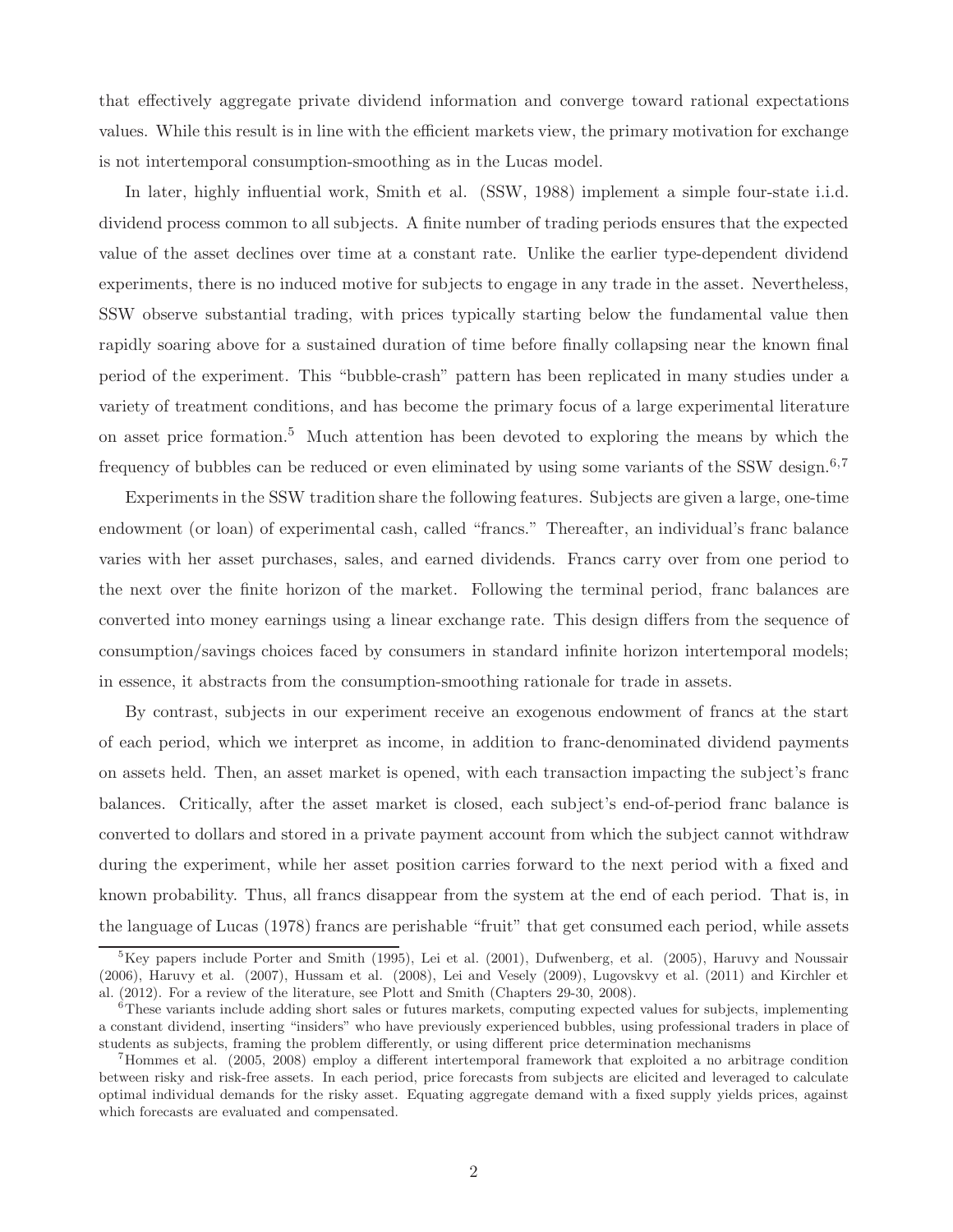that effectively aggregate private dividend information and converge toward rational expectations values. While this result is in line with the efficient markets view, the primary motivation for exchange is not intertemporal consumption-smoothing as in the Lucas model.

In later, highly influential work, Smith et al. (SSW, 1988) implement a simple four-state i.i.d. dividend process common to all subjects. A finite number of trading periods ensures that the expected value of the asset declines over time at a constant rate. Unlike the earlier type-dependent dividend experiments, there is no induced motive for subjects to engage in any trade in the asset. Nevertheless, SSW observe substantial trading, with prices typically starting below the fundamental value then rapidly soaring above for a sustained duration of time before finally collapsing near the known final period of the experiment. This "bubble-crash" pattern has been replicated in many studies under a variety of treatment conditions, and has become the primary focus of a large experimental literature on asset price formation.[5] Much attention has been devoted to exploring the means by which the frequency of bubbles can be reduced or even eliminated by using some variants of the SSW design.[6,7]

Experiments in the SSW tradition share the following features. Subjects are given a large, one-time endowment (or loan) of experimental cash, called "francs." Thereafter, an individual's franc balance varies with her asset purchases, sales, and earned dividends. Francs carry over from one period to the next over the finite horizon of the market. Following the terminal period, franc balances are converted into money earnings using a linear exchange rate. This design differs from the sequence of consumption/savings choices faced by consumers in standard infinite horizon intertemporal models; in essence, it abstracts from the consumption-smoothing rationale for trade in assets.

By contrast, subjects in our experiment receive an exogenous endowment of francs at the start of each period, which we interpret as income, in addition to franc-denominated dividend payments on assets held. Then, an asset market is opened, with each transaction impacting the subject's franc balances. Critically, after the asset market is closed, each subject's end-of-period franc balance is converted to dollars and stored in a private payment account from which the subject cannot withdraw during the experiment, while her asset position carries forward to the next period with a fixed and known probability. Thus, all francs disappear from the system at the end of each period. That is, in the language of Lucas (1978) francs are perishable "fruit" that get consumed each period, while assets

[5] Key papers include Porter and Smith (1995), Lei et al. (2001), Dufwenberg, et al. (2005), Haruvy and Noussair (2006), Haruvy et al. (2007), Hussam et al. (2008), Lei and Vesely (2009), Lugovskyy et al. (2011) and Kirchler et al. (2012). For a review of the literature, see Plott and Smith (Chapters 29-30, 2008).

[6] These variants include adding short sales or futures markets, computing expected values for subjects, implementing a constant dividend, inserting "insiders" who have previously experienced bubbles, using professional traders in place of students as subjects, framing the problem differently, or using different price determination mechanisms

[7] Hommes et al. (2005, 2008) employ a different intertemporal framework that exploited a no arbitrage condition between risky and risk-free assets. In each period, price forecasts from subjects are elicited and leveraged to calculate optimal individual demands for the risky asset. Equating aggregate demand with a fixed supply yields prices, against which forecasts are evaluated and compensated.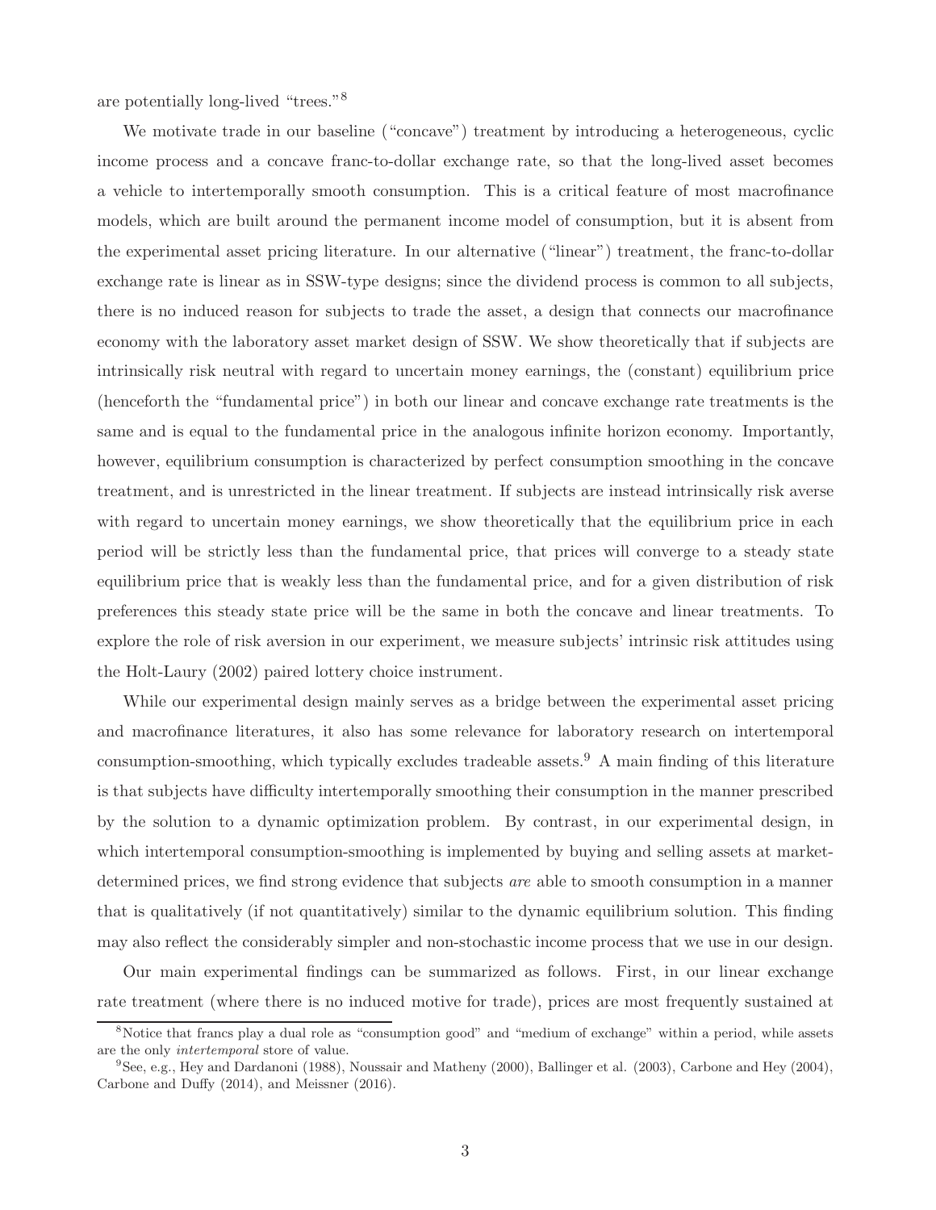are potentially long-lived "trees."[8]

We motivate trade in our baseline ("concave") treatment by introducing a heterogeneous, cyclic income process and a concave franc-to-dollar exchange rate, so that the long-lived asset becomes a vehicle to intertemporally smooth consumption. This is a critical feature of most macrofinance models, which are built around the permanent income model of consumption, but it is absent from the experimental asset pricing literature. In our alternative ("linear") treatment, the franc-to-dollar exchange rate is linear as in SSW-type designs; since the dividend process is common to all subjects, there is no induced reason for subjects to trade the asset, a design that connects our macrofinance economy with the laboratory asset market design of SSW. We show theoretically that if subjects are intrinsically risk neutral with regard to uncertain money earnings, the (constant) equilibrium price (henceforth the "fundamental price") in both our linear and concave exchange rate treatments is the same and is equal to the fundamental price in the analogous infinite horizon economy. Importantly, however, equilibrium consumption is characterized by perfect consumption smoothing in the concave treatment, and is unrestricted in the linear treatment. If subjects are instead intrinsically risk averse with regard to uncertain money earnings, we show theoretically that the equilibrium price in each period will be strictly less than the fundamental price, that prices will converge to a steady state equilibrium price that is weakly less than the fundamental price, and for a given distribution of risk preferences this steady state price will be the same in both the concave and linear treatments. To explore the role of risk aversion in our experiment, we measure subjects' intrinsic risk attitudes using the Holt-Laury (2002) paired lottery choice instrument.

While our experimental design mainly serves as a bridge between the experimental asset pricing and macrofinance literatures, it also has some relevance for laboratory research on intertemporal consumption-smoothing, which typically excludes tradeable assets.[9] A main finding of this literature is that subjects have difficulty intertemporally smoothing their consumption in the manner prescribed by the solution to a dynamic optimization problem. By contrast, in our experimental design, in which intertemporal consumption-smoothing is implemented by buying and selling assets at market-determined prices, we find strong evidence that subjects *are* able to smooth consumption in a manner that is qualitatively (if not quantitatively) similar to the dynamic equilibrium solution. This finding may also reflect the considerably simpler and non-stochastic income process that we use in our design.

Our main experimental findings can be summarized as follows. First, in our linear exchange rate treatment (where there is no induced motive for trade), prices are most frequently sustained at

[8] Notice that francs play a dual role as "consumption good" and "medium of exchange" within a period, while assets are the only *intertemporal* store of value.

[9] See, e.g., Hey and Dardanoni (1988), Noussair and Matheny (2000), Ballinger et al. (2003), Carbone and Hey (2004), Carbone and Duffy (2014), and Meissner (2016).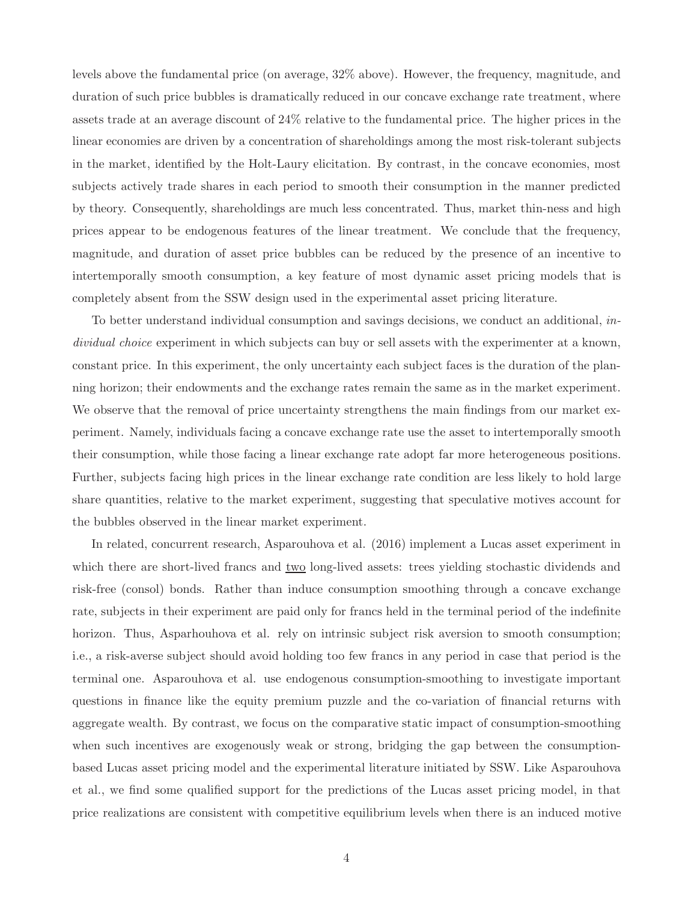levels above the fundamental price (on average, 32% above). However, the frequency, magnitude, and duration of such price bubbles is dramatically reduced in our concave exchange rate treatment, where assets trade at an average discount of 24% relative to the fundamental price. The higher prices in the linear economies are driven by a concentration of shareholdings among the most risk-tolerant subjects in the market, identified by the Holt-Laury elicitation. By contrast, in the concave economies, most subjects actively trade shares in each period to smooth their consumption in the manner predicted by theory. Consequently, shareholdings are much less concentrated. Thus, market thin-ness and high prices appear to be endogenous features of the linear treatment. We conclude that the frequency, magnitude, and duration of asset price bubbles can be reduced by the presence of an incentive to intertemporally smooth consumption, a key feature of most dynamic asset pricing models that is completely absent from the SSW design used in the experimental asset pricing literature.

To better understand individual consumption and savings decisions, we conduct an additional, *individual choice* experiment in which subjects can buy or sell assets with the experimenter at a known, constant price. In this experiment, the only uncertainty each subject faces is the duration of the planning horizon; their endowments and the exchange rates remain the same as in the market experiment. We observe that the removal of price uncertainty strengthens the main findings from our market experiment. Namely, individuals facing a concave exchange rate use the asset to intertemporally smooth their consumption, while those facing a linear exchange rate adopt far more heterogeneous positions. Further, subjects facing high prices in the linear exchange rate condition are less likely to hold large share quantities, relative to the market experiment, suggesting that speculative motives account for the bubbles observed in the linear market experiment.

In related, concurrent research, Asparouhova et al. (2016) implement a Lucas asset experiment in which there are short-lived francs and <u>two</u> long-lived assets: trees yielding stochastic dividends and risk-free (consol) bonds. Rather than induce consumption smoothing through a concave exchange rate, subjects in their experiment are paid only for francs held in the terminal period of the indefinite horizon. Thus, Asparhouhova et al. rely on intrinsic subject risk aversion to smooth consumption; i.e., a risk-averse subject should avoid holding too few francs in any period in case that period is the terminal one. Asparouhova et al. use endogenous consumption-smoothing to investigate important questions in finance like the equity premium puzzle and the co-variation of financial returns with aggregate wealth. By contrast, we focus on the comparative static impact of consumption-smoothing when such incentives are exogenously weak or strong, bridging the gap between the consumption-based Lucas asset pricing model and the experimental literature initiated by SSW. Like Asparouhova et al., we find some qualified support for the predictions of the Lucas asset pricing model, in that price realizations are consistent with competitive equilibrium levels when there is an induced motive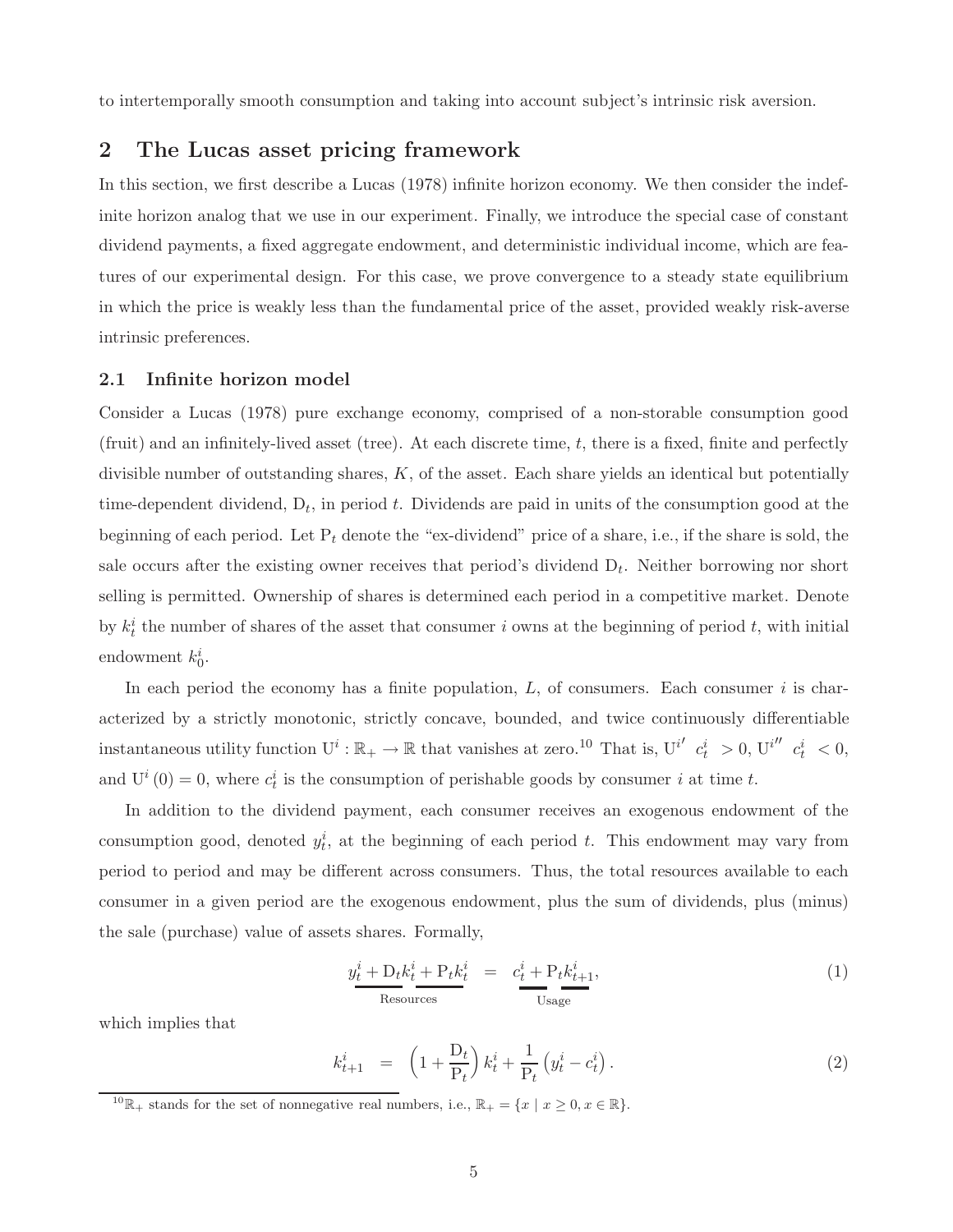to intertemporally smooth consumption and taking into account subject's intrinsic risk aversion.

## 2 The Lucas asset pricing framework

In this section, we first describe a Lucas (1978) infinite horizon economy. We then consider the indefinite horizon analog that we use in our experiment. Finally, we introduce the special case of constant dividend payments, a fixed aggregate endowment, and deterministic individual income, which are features of our experimental design. For this case, we prove convergence to a steady state equilibrium in which the price is weakly less than the fundamental price of the asset, provided weakly risk-averse intrinsic preferences.

### 2.1 Infinite horizon model

Consider a Lucas (1978) pure exchange economy, comprised of a non-storable consumption good (fruit) and an infinitely-lived asset (tree). At each discrete time, $t$, there is a fixed, finite and perfectly divisible number of outstanding shares, $K$, of the asset. Each share yields an identical but potentially time-dependent dividend, $\mathrm{D}_t$, in period $t$. Dividends are paid in units of the consumption good at the beginning of each period. Let $\mathrm{P}_t$ denote the "ex-dividend" price of a share, i.e., if the share is sold, the sale occurs after the existing owner receives that period's dividend $\mathrm{D}_t$. Neither borrowing nor short selling is permitted. Ownership of shares is determined each period in a competitive market. Denote by $k_t^i$ the number of shares of the asset that consumer $i$ owns at the beginning of period $t$, with initial endowment $k_0^i$.

In each period the economy has a finite population, $L$, of consumers. Each consumer $i$ is characterized by a strictly monotonic, strictly concave, bounded, and twice continuously differentiable instantaneous utility function $\mathrm{U}^i : \mathbb{R}_+ \to \mathbb{R}$ that vanishes at zero.[10] That is, $\mathrm{U}^{i\prime}\left(c_t^i\right) > 0$, $\mathrm{U}^{i\prime\prime}\left(c_t^i\right) < 0$, and $\mathrm{U}^i(0) = 0$, where $c_t^i$ is the consumption of perishable goods by consumer $i$ at time $t$.

In addition to the dividend payment, each consumer receives an exogenous endowment of the consumption good, denoted $y_t^i$, at the beginning of each period $t$. This endowment may vary from period to period and may be different across consumers. Thus, the total resources available to each consumer in a given period are the exogenous endowment, plus the sum of dividends, plus (minus) the sale (purchase) value of assets shares. Formally,

$$\underbrace{y_t^i + \mathrm{D}_t k_t^i + \mathrm{P}_t k_t^i}_{\text{Resources}} = \underbrace{c_t^i + \mathrm{P}_t k_{t+1}^i}_{\text{Usage}}, \tag{1}$$

which implies that

$$k_{t+1}^i = \left(1 + \frac{\mathrm{D}_t}{\mathrm{P}_t}\right) k_t^i + \frac{1}{\mathrm{P}_t}\left(y_t^i - c_t^i\right). \tag{2}$$

[10] $\mathbb{R}_+$ stands for the set of nonnegative real numbers, i.e., $\mathbb{R}_+ = \{x \mid x \geq 0, x \in \mathbb{R}\}$.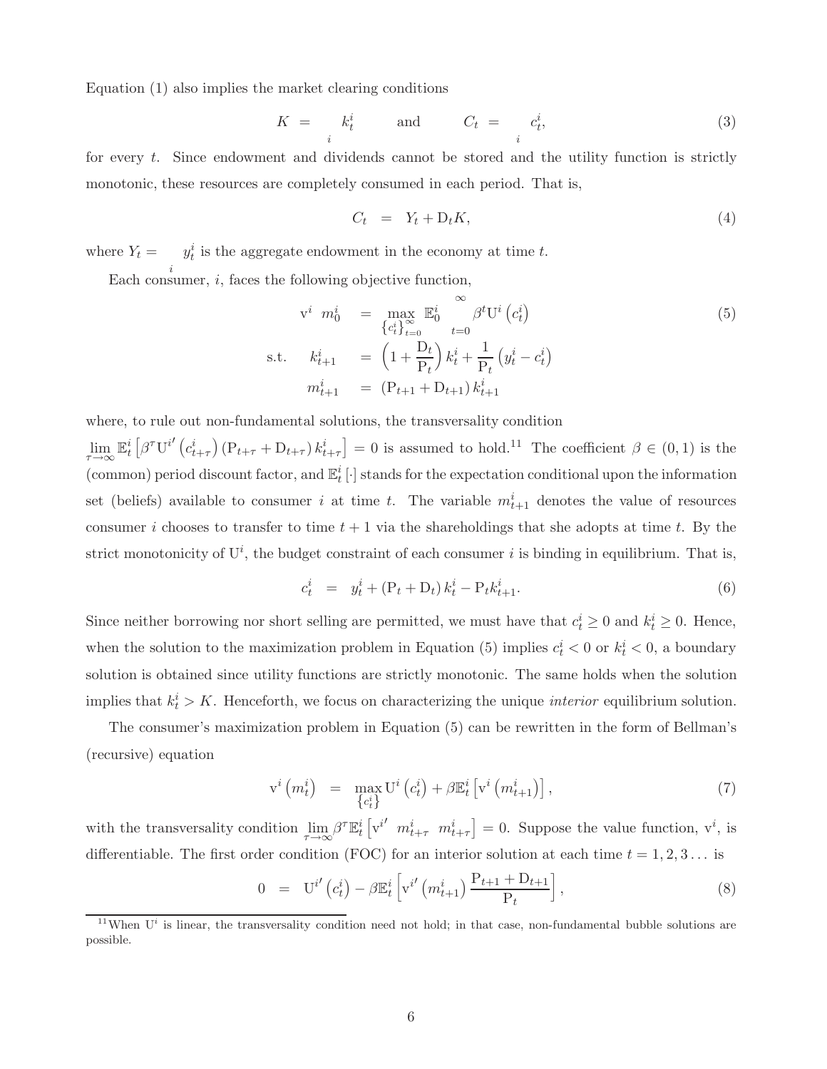Equation (1) also implies the market clearing conditions

$$K = \sum_i k_t^i \qquad \text{and} \qquad C_t = \sum_i c_t^i, \tag{3}$$

for every $t$. Since endowment and dividends cannot be stored and the utility function is strictly monotonic, these resources are completely consumed in each period. That is,

$$C_t = Y_t + \mathrm{D}_t K, \tag{4}$$

where $Y_t = \sum_i y_t^i$ is the aggregate endowment in the economy at time $t$.

Each consumer, $i$, faces the following objective function,

$$\begin{aligned} \mathrm{v}^i\left(m_0^i\right) &= \max_{\{c_t^i\}_{t=0}^{\infty}} \mathbb{E}_0^i \sum_{t=0}^{\infty} \beta^t \mathrm{U}^i\left(c_t^i\right) \\ \text{s.t.} \quad k_{t+1}^i &= \left(1 + \frac{\mathrm{D}_t}{\mathrm{P}_t}\right) k_t^i + \frac{1}{\mathrm{P}_t}\left(y_t^i - c_t^i\right) \\ m_{t+1}^i &= \left(\mathrm{P}_{t+1} + \mathrm{D}_{t+1}\right) k_{t+1}^i \end{aligned} \tag{5}$$

where, to rule out non-fundamental solutions, the transversality condition $\lim_{\tau\to\infty} \mathbb{E}_t^i \left[\beta^\tau \mathrm{U}^{i\prime}\left(c_{t+\tau}^i\right)\left(\mathrm{P}_{t+\tau} + \mathrm{D}_{t+\tau}\right) k_{t+\tau}^i\right] = 0$ is assumed to hold.[11] The coefficient $\beta \in (0,1)$ is the (common) period discount factor, and $\mathbb{E}_t^i[\cdot]$ stands for the expectation conditional upon the information set (beliefs) available to consumer $i$ at time $t$. The variable $m_{t+1}^i$ denotes the value of resources consumer $i$ chooses to transfer to time $t+1$ via the shareholdings that she adopts at time $t$. By the strict monotonicity of $\mathrm{U}^i$, the budget constraint of each consumer $i$ is binding in equilibrium. That is,

$$c_t^i = y_t^i + \left(\mathrm{P}_t + \mathrm{D}_t\right) k_t^i - \mathrm{P}_t k_{t+1}^i. \tag{6}$$

Since neither borrowing nor short selling are permitted, we must have that $c_t^i \geq 0$ and $k_t^i \geq 0$. Hence, when the solution to the maximization problem in Equation (5) implies $c_t^i < 0$ or $k_t^i < 0$, a boundary solution is obtained since utility functions are strictly monotonic. The same holds when the solution implies that $k_t^i > K$. Henceforth, we focus on characterizing the unique *interior* equilibrium solution.

The consumer's maximization problem in Equation (5) can be rewritten in the form of Bellman's (recursive) equation

$$\mathrm{v}^i\left(m_t^i\right) = \max_{\{c_t^i\}} \mathrm{U}^i\left(c_t^i\right) + \beta \mathbb{E}_t^i\left[\mathrm{v}^i\left(m_{t+1}^i\right)\right], \tag{7}$$

with the transversality condition $\lim_{\tau\to\infty} \beta^\tau \mathbb{E}_t^i\left[\mathrm{v}^{i\prime}\left(m_{t+\tau}^i\right) m_{t+\tau}^i\right] = 0$. Suppose the value function, $\mathrm{v}^i$, is differentiable. The first order condition (FOC) for an interior solution at each time $t = 1, 2, 3 \ldots$ is

$$0 = \mathrm{U}^{i\prime}\left(c_t^i\right) - \beta \mathbb{E}_t^i\left[\mathrm{v}^{i\prime}\left(m_{t+1}^i\right) \frac{\mathrm{P}_{t+1} + \mathrm{D}_{t+1}}{\mathrm{P}_t}\right], \tag{8}$$

[11] When $\mathrm{U}^i$ is linear, the transversality condition need not hold; in that case, non-fundamental bubble solutions are possible.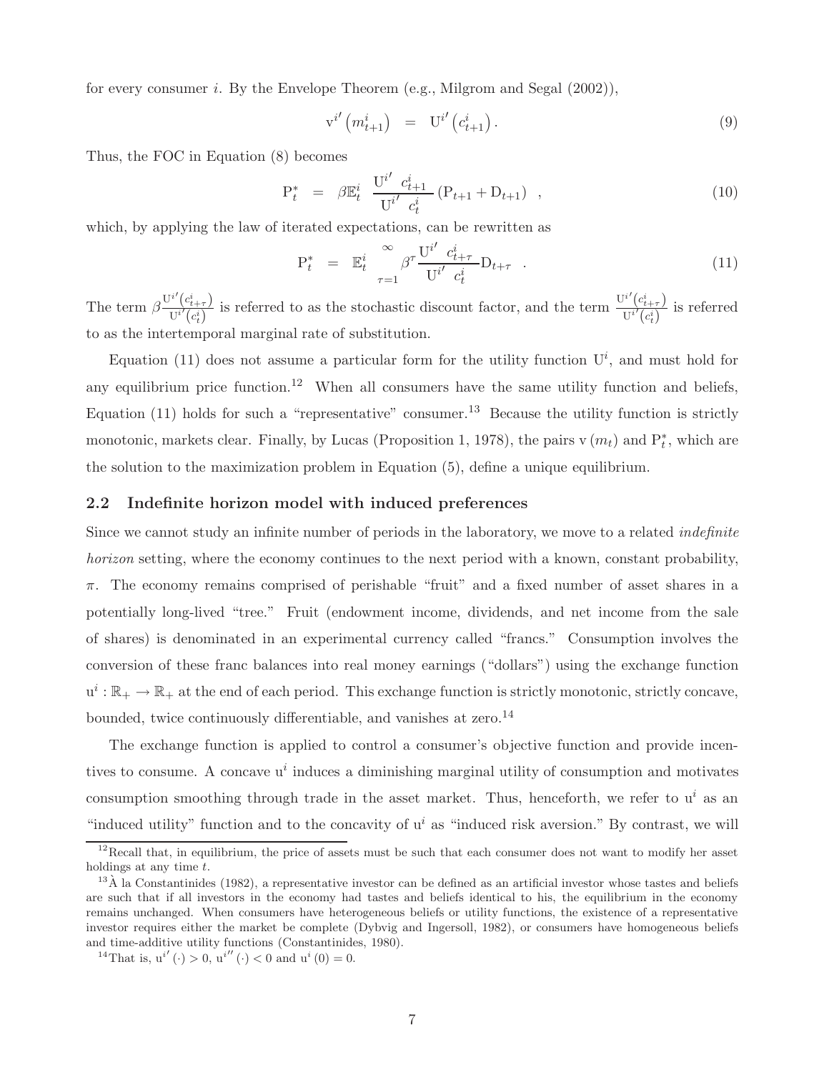for every consumer $i$. By the Envelope Theorem (e.g., Milgrom and Segal (2002)),

$$\mathrm{v}^{i\prime}\left(m_{t+1}^{i}\right) \quad = \quad \mathrm{U}^{i\prime}\left(c_{t+1}^{i}\right). \tag{9}$$

Thus, the FOC in Equation (8) becomes

$$\mathrm{P}_t^* \quad = \quad \beta \mathbb{E}_t^i \left[ \frac{\mathrm{U}^{i\prime}\left(c_{t+1}^{i}\right)}{\mathrm{U}^{i\prime}\left(c_{t}^{i}\right)} \left(\mathrm{P}_{t+1} + \mathrm{D}_{t+1}\right) \right], \tag{10}$$

which, by applying the law of iterated expectations, can be rewritten as

$$\mathrm{P}_t^* \quad = \quad \mathbb{E}_t^i \left[ \sum_{\tau=1}^{\infty} \beta^{\tau} \frac{\mathrm{U}^{i\prime}\left(c_{t+\tau}^{i}\right)}{\mathrm{U}^{i\prime}\left(c_{t}^{i}\right)} \mathrm{D}_{t+\tau} \right]. \tag{11}$$

The term $\beta \frac{\mathrm{U}^{i\prime}\left(c_{t+\tau}^{i}\right)}{\mathrm{U}^{i\prime}\left(c_{t}^{i}\right)}$ is referred to as the stochastic discount factor, and the term $\frac{\mathrm{U}^{i\prime}\left(c_{t+\tau}^{i}\right)}{\mathrm{U}^{i\prime}\left(c_{t}^{i}\right)}$ is referred to as the intertemporal marginal rate of substitution.

Equation (11) does not assume a particular form for the utility function $\mathrm{U}^i$, and must hold for any equilibrium price function.[12] When all consumers have the same utility function and beliefs, Equation (11) holds for such a "representative" consumer.[13] Because the utility function is strictly monotonic, markets clear. Finally, by Lucas (Proposition 1, 1978), the pairs $\mathrm{v}\left(m_t\right)$ and $\mathrm{P}_t^*$, which are the solution to the maximization problem in Equation (5), define a unique equilibrium.

## 2.2 Indefinite horizon model with induced preferences

Since we cannot study an infinite number of periods in the laboratory, we move to a related *indefinite horizon* setting, where the economy continues to the next period with a known, constant probability, $\pi$. The economy remains comprised of perishable "fruit" and a fixed number of asset shares in a potentially long-lived "tree." Fruit (endowment income, dividends, and net income from the sale of shares) is denominated in an experimental currency called "francs." Consumption involves the conversion of these franc balances into real money earnings ("dollars") using the exchange function $\mathrm{u}^i : \mathbb{R}_+ \rightarrow \mathbb{R}_+$ at the end of each period. This exchange function is strictly monotonic, strictly concave, bounded, twice continuously differentiable, and vanishes at zero.[14]

The exchange function is applied to control a consumer's objective function and provide incentives to consume. A concave $\mathrm{u}^i$ induces a diminishing marginal utility of consumption and motivates consumption smoothing through trade in the asset market. Thus, henceforth, we refer to $\mathrm{u}^i$ as an "induced utility" function and to the concavity of $\mathrm{u}^i$ as "induced risk aversion." By contrast, we will

[12] Recall that, in equilibrium, the price of assets must be such that each consumer does not want to modify her asset holdings at any time $t$.

[13] À la Constantinides (1982), a representative investor can be defined as an artificial investor whose tastes and beliefs are such that if all investors in the economy had tastes and beliefs identical to his, the equilibrium in the economy remains unchanged. When consumers have heterogeneous beliefs or utility functions, the existence of a representative investor requires either the market be complete (Dybvig and Ingersoll, 1982), or consumers have homogeneous beliefs and time-additive utility functions (Constantinides, 1980).

[14] That is, $\mathrm{u}^{i\prime}(\cdot) > 0$, $\mathrm{u}^{i\prime\prime}(\cdot) < 0$ and $\mathrm{u}^{i}(0) = 0$.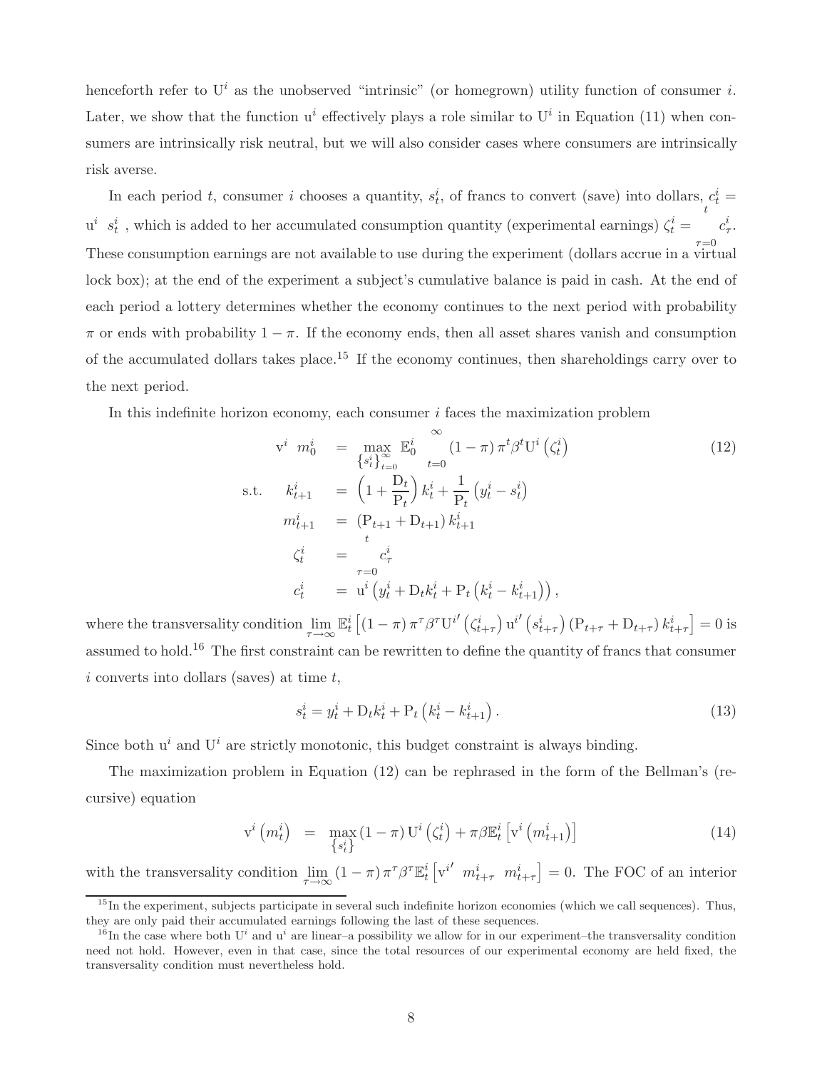henceforth refer to $\mathrm{U}^i$ as the unobserved "intrinsic" (or homegrown) utility function of consumer $i$. Later, we show that the function $\mathrm{u}^i$ effectively plays a role similar to $\mathrm{U}^i$ in Equation (11) when consumers are intrinsically risk neutral, but we will also consider cases where consumers are intrinsically risk averse.

In each period $t$, consumer $i$ chooses a quantity, $s_t^i$, of francs to convert (save) into dollars, $c_t^i = \mathrm{u}^i\left(s_t^i\right)$, which is added to her accumulated consumption quantity (experimental earnings) $\zeta_t^i = \sum_{\tau=0}^{t} c_\tau^i$. These consumption earnings are not available to use during the experiment (dollars accrue in a virtual lock box); at the end of the experiment a subject's cumulative balance is paid in cash. At the end of each period a lottery determines whether the economy continues to the next period with probability $\pi$ or ends with probability $1-\pi$. If the economy ends, then all asset shares vanish and consumption of the accumulated dollars takes place.[15] If the economy continues, then shareholdings carry over to the next period.

In this indefinite horizon economy, each consumer $i$ faces the maximization problem

$$
\begin{aligned}
\mathrm{v}^i\left(m_0^i\right) &= \max_{\left\{s_t^i\right\}_{t=0}^{\infty}} \mathbb{E}_0^i \sum_{t=0}^{\infty} (1-\pi)\,\pi^t \beta^t \mathrm{U}^i\left(\zeta_t^i\right) \qquad (12)\\
\text{s.t.} \quad k_{t+1}^i &= \left(1 + \frac{\mathrm{D}_t}{\mathrm{P}_t}\right) k_t^i + \frac{1}{\mathrm{P}_t}\left(y_t^i - s_t^i\right)\\
m_{t+1}^i &= \left(\mathrm{P}_{t+1} + \mathrm{D}_{t+1}\right) k_{t+1}^i\\
\zeta_t^i &= \sum_{\tau=0}^{t} c_\tau^i\\
c_t^i &= \mathrm{u}^i\left(y_t^i + \mathrm{D}_t k_t^i + \mathrm{P}_t\left(k_t^i - k_{t+1}^i\right)\right),
\end{aligned}
$$

where the transversality condition $\lim_{\tau\to\infty} \mathbb{E}_t^i\left[(1-\pi)\,\pi^\tau \beta^\tau \mathrm{U}^{i\prime}\left(\zeta_{t+\tau}^i\right) \mathrm{u}^{i\prime}\left(s_{t+\tau}^i\right)\left(\mathrm{P}_{t+\tau} + \mathrm{D}_{t+\tau}\right) k_{t+\tau}^i\right] = 0$ is assumed to hold.[16] The first constraint can be rewritten to define the quantity of francs that consumer $i$ converts into dollars (saves) at time $t$,

$$
s_t^i = y_t^i + \mathrm{D}_t k_t^i + \mathrm{P}_t\left(k_t^i - k_{t+1}^i\right). \qquad (13)
$$

Since both $\mathrm{u}^i$ and $\mathrm{U}^i$ are strictly monotonic, this budget constraint is always binding.

The maximization problem in Equation (12) can be rephrased in the form of the Bellman's (recursive) equation

$$
\mathrm{v}^i\left(m_t^i\right) = \max_{\left\{s_t^i\right\}} (1-\pi)\,\mathrm{U}^i\left(\zeta_t^i\right) + \pi\beta\mathbb{E}_t^i\left[\mathrm{v}^i\left(m_{t+1}^i\right)\right] \qquad (14)
$$

with the transversality condition $\lim_{\tau\to\infty} (1-\pi)\,\pi^\tau \beta^\tau \mathbb{E}_t^i\left[\mathrm{v}^{i\prime}\left(m_{t+\tau}^i\right) m_{t+\tau}^i\right] = 0$. The FOC of an interior

[15] In the experiment, subjects participate in several such indefinite horizon economies (which we call sequences). Thus, they are only paid their accumulated earnings following the last of these sequences.

[16] In the case where both $\mathrm{U}^i$ and $\mathrm{u}^i$ are linear–a possibility we allow for in our experiment–the transversality condition need not hold. However, even in that case, since the total resources of our experimental economy are held fixed, the transversality condition must nevertheless hold.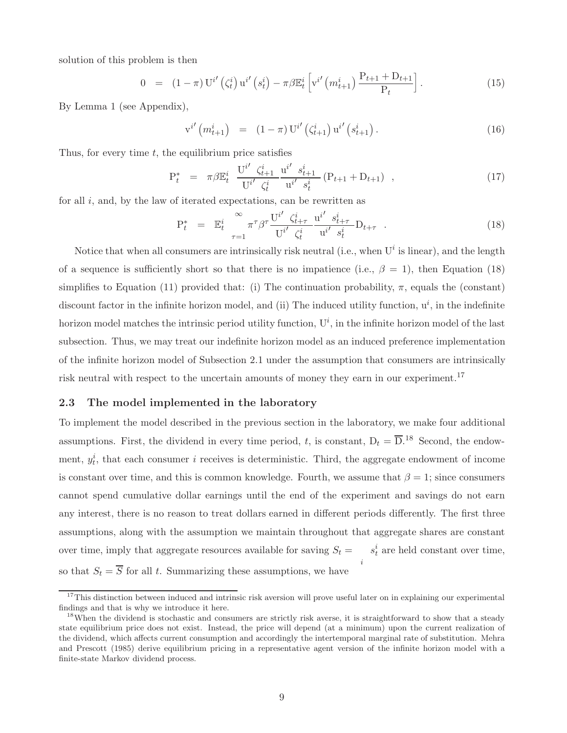solution of this problem is then

$$0 = (1-\pi) \mathrm{U}^{i\prime}\left(\zeta_t^i\right) \mathrm{u}^{i\prime}\left(s_t^i\right) - \pi\beta \mathbb{E}_t^i \left[ \mathrm{v}^{i\prime}\left(m_{t+1}^i\right) \frac{\mathrm{P}_{t+1} + \mathrm{D}_{t+1}}{\mathrm{P}_t} \right]. \tag{15}$$

By Lemma 1 (see Appendix),

$$\mathrm{v}^{i\prime}\left(m_{t+1}^i\right) = (1-\pi) \mathrm{U}^{i\prime}\left(\zeta_{t+1}^i\right) \mathrm{u}^{i\prime}\left(s_{t+1}^i\right). \tag{16}$$

Thus, for every time $t$, the equilibrium price satisfies

$$\mathrm{P}_t^* = \pi\beta \mathbb{E}_t^i \left[ \frac{\mathrm{U}^{i\prime}\left(\zeta_{t+1}^i\right)}{\mathrm{U}^{i\prime}\left(\zeta_t^i\right)} \frac{\mathrm{u}^{i\prime}\left(s_{t+1}^i\right)}{\mathrm{u}^{i\prime}\left(s_t^i\right)} \left(\mathrm{P}_{t+1} + \mathrm{D}_{t+1}\right) \right], \tag{17}$$

for all $i$, and, by the law of iterated expectations, can be rewritten as

$$\mathrm{P}_t^* = \mathbb{E}_t^i \left[ \sum_{\tau=1}^{\infty} \pi^\tau \beta^\tau \frac{\mathrm{U}^{i\prime}\left(\zeta_{t+\tau}^i\right)}{\mathrm{U}^{i\prime}\left(\zeta_t^i\right)} \frac{\mathrm{u}^{i\prime}\left(s_{t+\tau}^i\right)}{\mathrm{u}^{i\prime}\left(s_t^i\right)} \mathrm{D}_{t+\tau} \right]. \tag{18}$$

Notice that when all consumers are intrinsically risk neutral (i.e., when $\mathrm{U}^i$ is linear), and the length of a sequence is sufficiently short so that there is no impatience (i.e., $\beta = 1$), then Equation (18) simplifies to Equation (11) provided that: (i) The continuation probability, $\pi$, equals the (constant) discount factor in the infinite horizon model, and (ii) The induced utility function, $\mathrm{u}^i$, in the indefinite horizon model matches the intrinsic period utility function, $\mathrm{U}^i$, in the infinite horizon model of the last subsection. Thus, we may treat our indefinite horizon model as an induced preference implementation of the infinite horizon model of Subsection 2.1 under the assumption that consumers are intrinsically risk neutral with respect to the uncertain amounts of money they earn in our experiment.[17]

### 2.3 The model implemented in the laboratory

To implement the model described in the previous section in the laboratory, we make four additional assumptions. First, the dividend in every time period, $t$, is constant, $\mathrm{D}_t = \overline{\mathrm{D}}$.[18] Second, the endowment, $y_t^i$, that each consumer $i$ receives is deterministic. Third, the aggregate endowment of income is constant over time, and this is common knowledge. Fourth, we assume that $\beta = 1$; since consumers cannot spend cumulative dollar earnings until the end of the experiment and savings do not earn any interest, there is no reason to treat dollars earned in different periods differently. The first three assumptions, along with the assumption we maintain throughout that aggregate shares are constant over time, imply that aggregate resources available for saving $S_t = \sum_i s_t^i$ are held constant over time, so that $S_t = \overline{S}$ for all $t$. Summarizing these assumptions, we have

[17] This distinction between induced and intrinsic risk aversion will prove useful later on in explaining our experimental findings and that is why we introduce it here.

[18] When the dividend is stochastic and consumers are strictly risk averse, it is straightforward to show that a steady state equilibrium price does not exist. Instead, the price will depend (at a minimum) upon the current realization of the dividend, which affects current consumption and accordingly the intertemporal marginal rate of substitution. Mehra and Prescott (1985) derive equilibrium pricing in a representative agent version of the infinite horizon model with a finite-state Markov dividend process.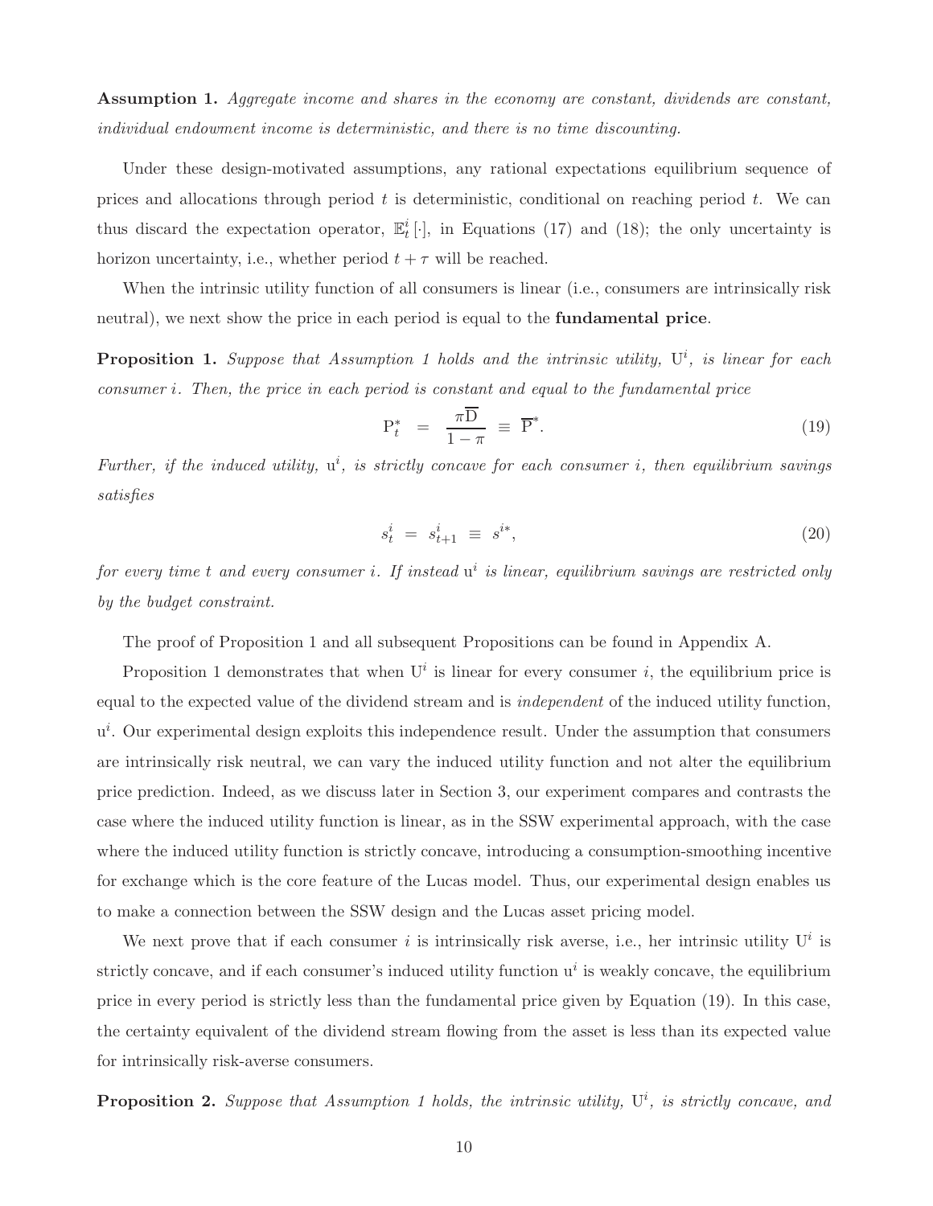**Assumption 1.** *Aggregate income and shares in the economy are constant, dividends are constant, individual endowment income is deterministic, and there is no time discounting.*

Under these design-motivated assumptions, any rational expectations equilibrium sequence of prices and allocations through period $t$ is deterministic, conditional on reaching period $t$. We can thus discard the expectation operator, $\mathbb{E}_t^i[\cdot]$, in Equations (17) and (18); the only uncertainty is horizon uncertainty, i.e., whether period $t + \tau$ will be reached.

When the intrinsic utility function of all consumers is linear (i.e., consumers are intrinsically risk neutral), we next show the price in each period is equal to the **fundamental price**.

**Proposition 1.** *Suppose that Assumption 1 holds and the intrinsic utility, $\mathrm{U}^i$, is linear for each consumer $i$. Then, the price in each period is constant and equal to the fundamental price*

$$\mathrm{P}_t^* \;=\; \frac{\pi \overline{\mathrm{D}}}{1 - \pi} \;\equiv\; \overline{\mathrm{P}}^*. \tag{19}$$

*Further, if the induced utility, $\mathrm{u}^i$, is strictly concave for each consumer $i$, then equilibrium savings satisfies*

$$s_t^i \;=\; s_{t+1}^i \;\equiv\; s^{i*}, \tag{20}$$

*for every time $t$ and every consumer $i$. If instead $\mathrm{u}^i$ is linear, equilibrium savings are restricted only by the budget constraint.*

The proof of Proposition 1 and all subsequent Propositions can be found in Appendix A.

Proposition 1 demonstrates that when $\mathrm{U}^i$ is linear for every consumer $i$, the equilibrium price is equal to the expected value of the dividend stream and is *independent* of the induced utility function, $\mathrm{u}^i$. Our experimental design exploits this independence result. Under the assumption that consumers are intrinsically risk neutral, we can vary the induced utility function and not alter the equilibrium price prediction. Indeed, as we discuss later in Section 3, our experiment compares and contrasts the case where the induced utility function is linear, as in the SSW experimental approach, with the case where the induced utility function is strictly concave, introducing a consumption-smoothing incentive for exchange which is the core feature of the Lucas model. Thus, our experimental design enables us to make a connection between the SSW design and the Lucas asset pricing model.

We next prove that if each consumer $i$ is intrinsically risk averse, i.e., her intrinsic utility $\mathrm{U}^i$ is strictly concave, and if each consumer's induced utility function $\mathrm{u}^i$ is weakly concave, the equilibrium price in every period is strictly less than the fundamental price given by Equation (19). In this case, the certainty equivalent of the dividend stream flowing from the asset is less than its expected value for intrinsically risk-averse consumers.

**Proposition 2.** *Suppose that Assumption 1 holds, the intrinsic utility, $\mathrm{U}^i$, is strictly concave, and*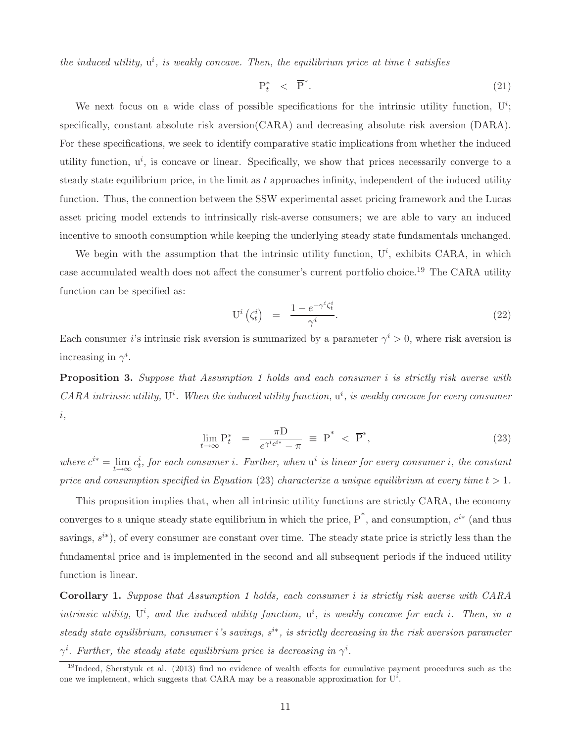*the induced utility, $\mathrm{u}^i$, is weakly concave. Then, the equilibrium price at time $t$ satisfies*

$$\mathrm{P}_t^* \quad < \quad \overline{\mathrm{P}}^*. \tag{21}$$

We next focus on a wide class of possible specifications for the intrinsic utility function, $\mathrm{U}^i$; specifically, constant absolute risk aversion(CARA) and decreasing absolute risk aversion (DARA). For these specifications, we seek to identify comparative static implications from whether the induced utility function, $\mathrm{u}^i$, is concave or linear. Specifically, we show that prices necessarily converge to a steady state equilibrium price, in the limit as $t$ approaches infinity, independent of the induced utility function. Thus, the connection between the SSW experimental asset pricing framework and the Lucas asset pricing model extends to intrinsically risk-averse consumers; we are able to vary an induced incentive to smooth consumption while keeping the underlying steady state fundamentals unchanged.

We begin with the assumption that the intrinsic utility function, $\mathrm{U}^i$, exhibits CARA, in which case accumulated wealth does not affect the consumer's current portfolio choice.[19] The CARA utility function can be specified as:

$$\mathrm{U}^i\left(\zeta_t^i\right) \quad = \quad \frac{1 - e^{-\gamma^i \zeta_t^i}}{\gamma^i}. \tag{22}$$

Each consumer $i$'s intrinsic risk aversion is summarized by a parameter $\gamma^i > 0$, where risk aversion is increasing in $\gamma^i$.

**Proposition 3.** *Suppose that Assumption 1 holds and each consumer $i$ is strictly risk averse with CARA intrinsic utility, $\mathrm{U}^i$. When the induced utility function, $\mathrm{u}^i$, is weakly concave for every consumer $i$,*

$$\lim_{t \to \infty} \mathrm{P}_t^* \quad = \quad \frac{\pi \mathrm{D}}{e^{\gamma^i c^{i*}} - \pi} \; \equiv \; \mathrm{P}^* \; < \; \overline{\mathrm{P}}^*, \tag{23}$$

*where $c^{i*} = \lim_{t \to \infty} c_t^i$, for each consumer $i$. Further, when $\mathrm{u}^i$ is linear for every consumer $i$, the constant price and consumption specified in Equation (23) characterize a unique equilibrium at every time $t > 1$.*

This proposition implies that, when all intrinsic utility functions are strictly CARA, the economy converges to a unique steady state equilibrium in which the price, $\mathrm{P}^*$, and consumption, $c^{i*}$ (and thus savings, $s^{i*}$), of every consumer are constant over time. The steady state price is strictly less than the fundamental price and is implemented in the second and all subsequent periods if the induced utility function is linear.

**Corollary 1.** *Suppose that Assumption 1 holds, each consumer $i$ is strictly risk averse with CARA intrinsic utility, $\mathrm{U}^i$, and the induced utility function, $\mathrm{u}^i$, is weakly concave for each $i$. Then, in a steady state equilibrium, consumer $i$'s savings, $s^{i*}$, is strictly decreasing in the risk aversion parameter $\gamma^i$. Further, the steady state equilibrium price is decreasing in $\gamma^i$.*

[19] Indeed, Sherstyuk et al. (2013) find no evidence of wealth effects for cumulative payment procedures such as the one we implement, which suggests that CARA may be a reasonable approximation for $\mathrm{U}^i$.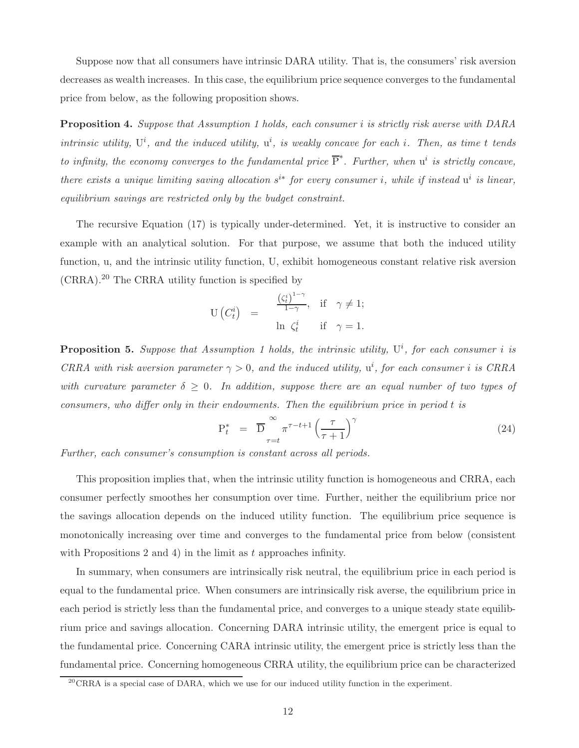Suppose now that all consumers have intrinsic DARA utility. That is, the consumers' risk aversion decreases as wealth increases. In this case, the equilibrium price sequence converges to the fundamental price from below, as the following proposition shows.

**Proposition 4.** *Suppose that Assumption 1 holds, each consumer $i$ is strictly risk averse with DARA intrinsic utility, $\mathrm{U}^i$, and the induced utility, $\mathrm{u}^i$, is weakly concave for each $i$. Then, as time $t$ tends to infinity, the economy converges to the fundamental price $\overline{\mathrm{P}}^*$. Further, when $\mathrm{u}^i$ is strictly concave, there exists a unique limiting saving allocation $s^{i*}$ for every consumer $i$, while if instead $\mathrm{u}^i$ is linear, equilibrium savings are restricted only by the budget constraint.*

The recursive Equation (17) is typically under-determined. Yet, it is instructive to consider an example with an analytical solution. For that purpose, we assume that both the induced utility function, u, and the intrinsic utility function, U, exhibit homogeneous constant relative risk aversion (CRRA).[20] The CRRA utility function is specified by

$$\mathrm{U}\left(C_t^i\right) \quad = \quad \begin{cases} \frac{\left(\zeta_t^i\right)^{1-\gamma}}{1-\gamma}, & \text{if} \quad \gamma \neq 1; \\ \ln\ \zeta_t^i & \text{if} \quad \gamma = 1. \end{cases}$$

**Proposition 5.** *Suppose that Assumption 1 holds, the intrinsic utility, $\mathrm{U}^i$, for each consumer $i$ is CRRA with risk aversion parameter $\gamma > 0$, and the induced utility, $\mathrm{u}^i$, for each consumer $i$ is CRRA with curvature parameter $\delta \geq 0$. In addition, suppose there are an equal number of two types of consumers, who differ only in their endowments. Then the equilibrium price in period $t$ is*

$$\mathrm{P}_t^* \quad = \quad \overline{\mathrm{D}} \sum_{\tau=t}^{\infty} \pi^{\tau-t+1} \left(\frac{\tau}{\tau+1}\right)^{\gamma} \tag{24}$$

*Further, each consumer's consumption is constant across all periods.*

This proposition implies that, when the intrinsic utility function is homogeneous and CRRA, each consumer perfectly smoothes her consumption over time. Further, neither the equilibrium price nor the savings allocation depends on the induced utility function. The equilibrium price sequence is monotonically increasing over time and converges to the fundamental price from below (consistent with Propositions 2 and 4) in the limit as $t$ approaches infinity.

In summary, when consumers are intrinsically risk neutral, the equilibrium price in each period is equal to the fundamental price. When consumers are intrinsically risk averse, the equilibrium price in each period is strictly less than the fundamental price, and converges to a unique steady state equilibrium price and savings allocation. Concerning DARA intrinsic utility, the emergent price is equal to the fundamental price. Concerning CARA intrinsic utility, the emergent price is strictly less than the fundamental price. Concerning homogeneous CRRA utility, the equilibrium price can be characterized

[20] CRRA is a special case of DARA, which we use for our induced utility function in the experiment.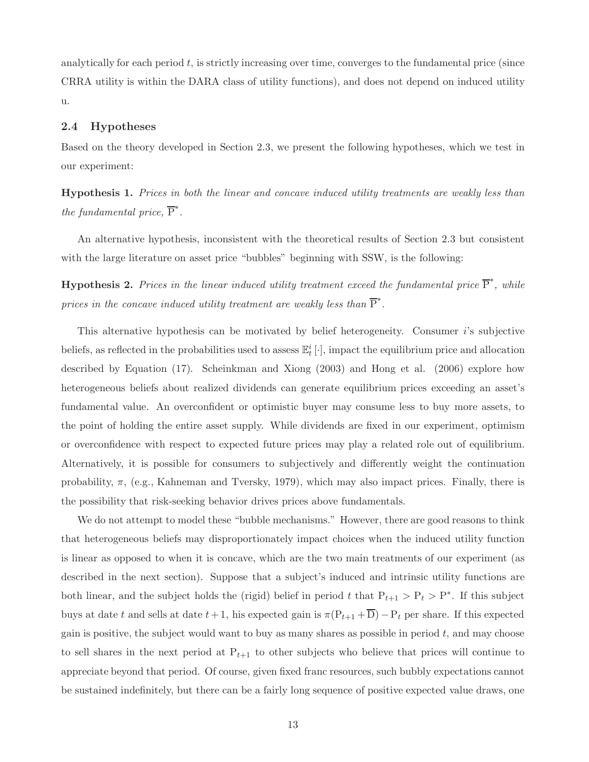analytically for each period $t$, is strictly increasing over time, converges to the fundamental price (since CRRA utility is within the DARA class of utility functions), and does not depend on induced utility u.

### 2.4 Hypotheses

Based on the theory developed in Section 2.3, we present the following hypotheses, which we test in our experiment:

**Hypothesis 1.** *Prices in both the linear and concave induced utility treatments are weakly less than the fundamental price,* $\overline{\mathrm{P}}^*$.

An alternative hypothesis, inconsistent with the theoretical results of Section 2.3 but consistent with the large literature on asset price "bubbles" beginning with SSW, is the following:

**Hypothesis 2.** *Prices in the linear induced utility treatment exceed the fundamental price* $\overline{\mathrm{P}}^*$*, while prices in the concave induced utility treatment are weakly less than* $\overline{\mathrm{P}}^*$.

This alternative hypothesis can be motivated by belief heterogeneity. Consumer $i$'s subjective beliefs, as reflected in the probabilities used to assess $\mathbb{E}_t^i[\cdot]$, impact the equilibrium price and allocation described by Equation (17). Scheinkman and Xiong (2003) and Hong et al. (2006) explore how heterogeneous beliefs about realized dividends can generate equilibrium prices exceeding an asset's fundamental value. An overconfident or optimistic buyer may consume less to buy more assets, to the point of holding the entire asset supply. While dividends are fixed in our experiment, optimism or overconfidence with respect to expected future prices may play a related role out of equilibrium. Alternatively, it is possible for consumers to subjectively and differently weight the continuation probability, $\pi$, (e.g., Kahneman and Tversky, 1979), which may also impact prices. Finally, there is the possibility that risk-seeking behavior drives prices above fundamentals.

We do not attempt to model these "bubble mechanisms." However, there are good reasons to think that heterogeneous beliefs may disproportionately impact choices when the induced utility function is linear as opposed to when it is concave, which are the two main treatments of our experiment (as described in the next section). Suppose that a subject's induced and intrinsic utility functions are both linear, and the subject holds the (rigid) belief in period $t$ that $\mathrm{P}_{t+1} > \mathrm{P}_t > \mathrm{P}^*$. If this subject buys at date $t$ and sells at date $t+1$, his expected gain is $\pi(\mathrm{P}_{t+1} + \overline{\mathrm{D}}) - \mathrm{P}_t$ per share. If this expected gain is positive, the subject would want to buy as many shares as possible in period $t$, and may choose to sell shares in the next period at $\mathrm{P}_{t+1}$ to other subjects who believe that prices will continue to appreciate beyond that period. Of course, given fixed franc resources, such bubbly expectations cannot be sustained indefinitely, but there can be a fairly long sequence of positive expected value draws, one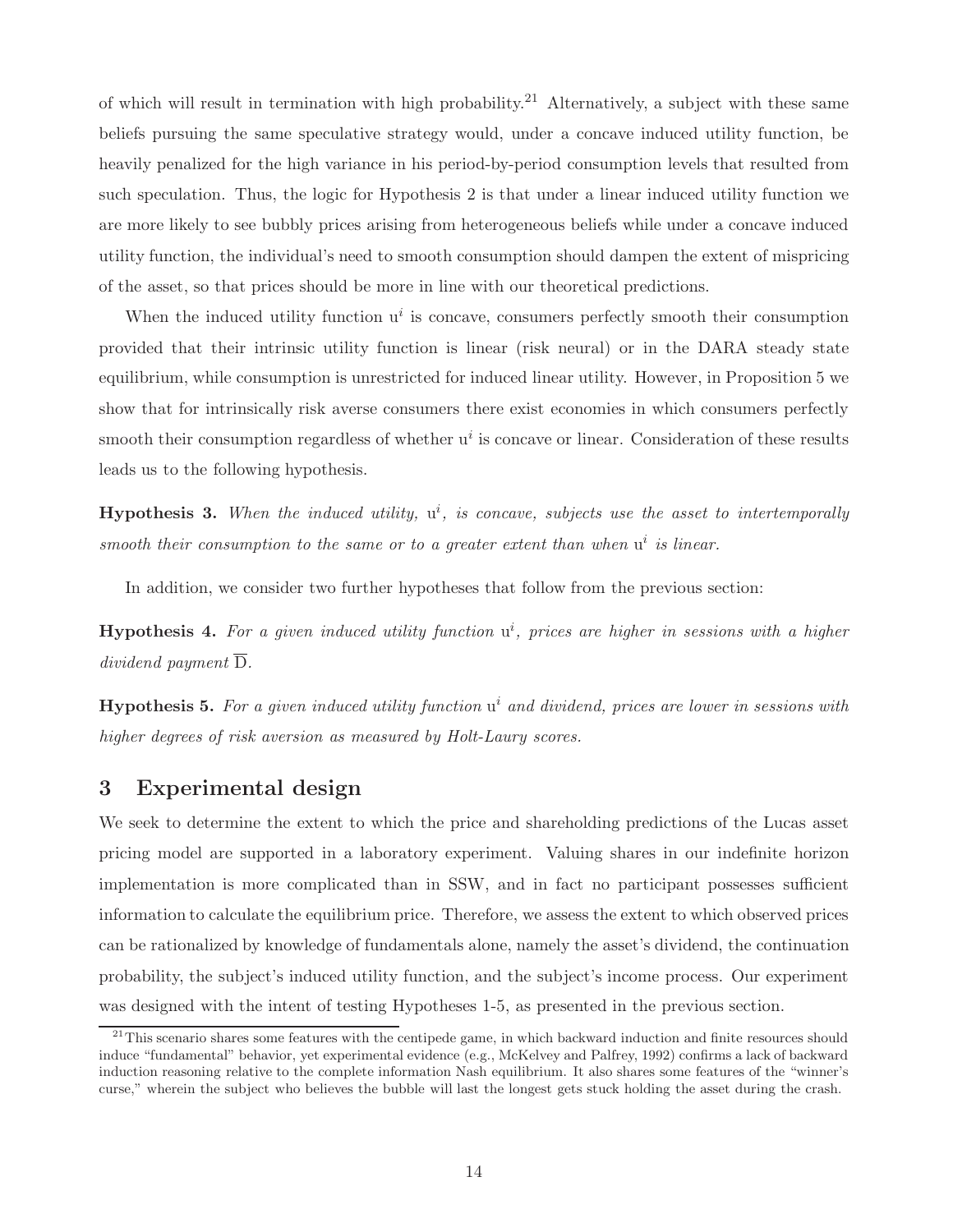of which will result in termination with high probability.[21] Alternatively, a subject with these same beliefs pursuing the same speculative strategy would, under a concave induced utility function, be heavily penalized for the high variance in his period-by-period consumption levels that resulted from such speculation. Thus, the logic for Hypothesis 2 is that under a linear induced utility function we are more likely to see bubbly prices arising from heterogeneous beliefs while under a concave induced utility function, the individual's need to smooth consumption should dampen the extent of mispricing of the asset, so that prices should be more in line with our theoretical predictions.

When the induced utility function $\mathrm{u}^i$ is concave, consumers perfectly smooth their consumption provided that their intrinsic utility function is linear (risk neural) or in the DARA steady state equilibrium, while consumption is unrestricted for induced linear utility. However, in Proposition 5 we show that for intrinsically risk averse consumers there exist economies in which consumers perfectly smooth their consumption regardless of whether $\mathrm{u}^i$ is concave or linear. Consideration of these results leads us to the following hypothesis.

**Hypothesis 3.** *When the induced utility, $\mathrm{u}^i$, is concave, subjects use the asset to intertemporally smooth their consumption to the same or to a greater extent than when $\mathrm{u}^i$ is linear.*

In addition, we consider two further hypotheses that follow from the previous section:

**Hypothesis 4.** *For a given induced utility function $\mathrm{u}^i$, prices are higher in sessions with a higher dividend payment $\overline{\mathrm{D}}$.*

**Hypothesis 5.** *For a given induced utility function $\mathrm{u}^i$ and dividend, prices are lower in sessions with higher degrees of risk aversion as measured by Holt-Laury scores.*

## 3 Experimental design

We seek to determine the extent to which the price and shareholding predictions of the Lucas asset pricing model are supported in a laboratory experiment. Valuing shares in our indefinite horizon implementation is more complicated than in SSW, and in fact no participant possesses sufficient information to calculate the equilibrium price. Therefore, we assess the extent to which observed prices can be rationalized by knowledge of fundamentals alone, namely the asset's dividend, the continuation probability, the subject's induced utility function, and the subject's income process. Our experiment was designed with the intent of testing Hypotheses 1-5, as presented in the previous section.

[21] This scenario shares some features with the centipede game, in which backward induction and finite resources should induce "fundamental" behavior, yet experimental evidence (e.g., McKelvey and Palfrey, 1992) confirms a lack of backward induction reasoning relative to the complete information Nash equilibrium. It also shares some features of the "winner's curse," wherein the subject who believes the bubble will last the longest gets stuck holding the asset during the crash.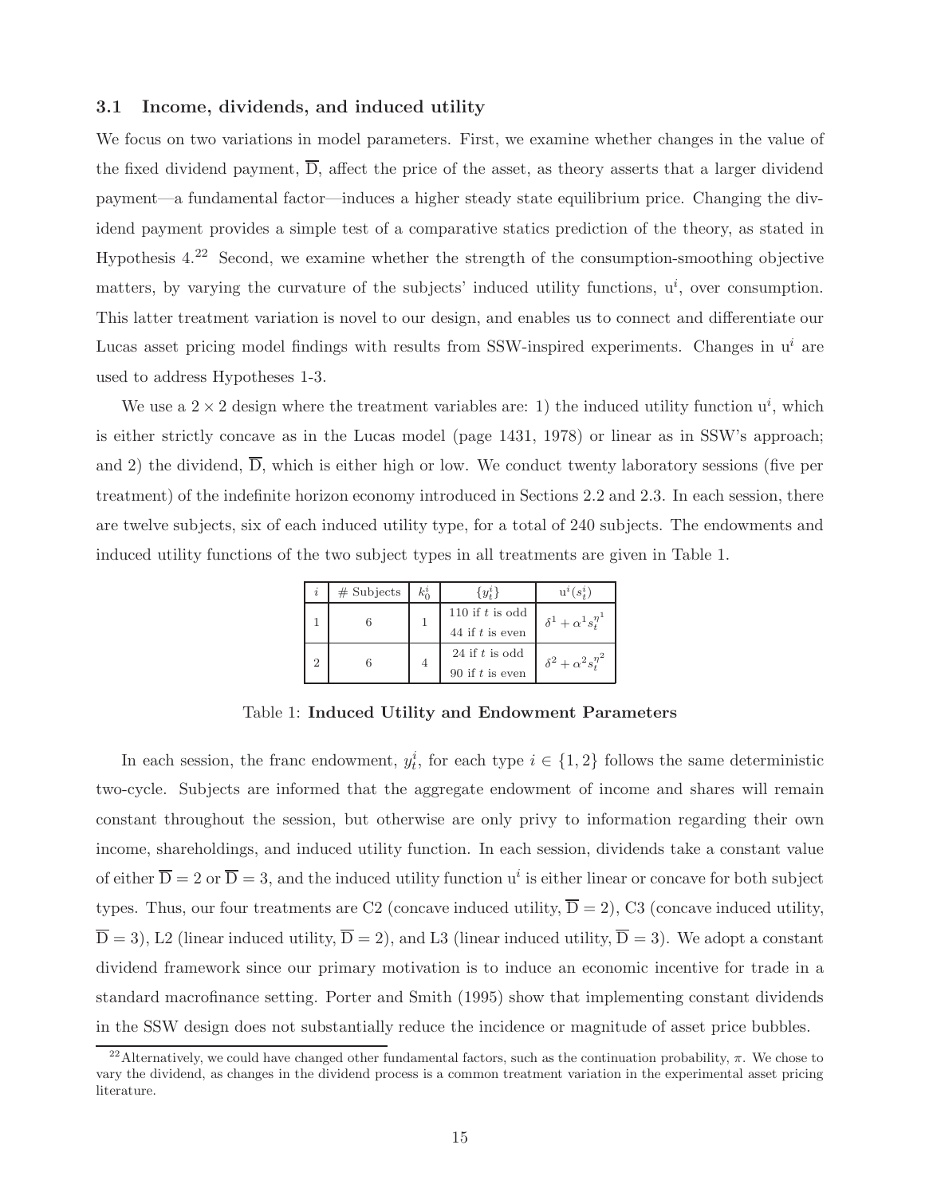### 3.1 Income, dividends, and induced utility

We focus on two variations in model parameters. First, we examine whether changes in the value of the fixed dividend payment, $\overline{D}$, affect the price of the asset, as theory asserts that a larger dividend payment—a fundamental factor—induces a higher steady state equilibrium price. Changing the dividend payment provides a simple test of a comparative statics prediction of the theory, as stated in Hypothesis 4.[22] Second, we examine whether the strength of the consumption-smoothing objective matters, by varying the curvature of the subjects' induced utility functions, $u^i$, over consumption. This latter treatment variation is novel to our design, and enables us to connect and differentiate our Lucas asset pricing model findings with results from SSW-inspired experiments. Changes in $u^i$ are used to address Hypotheses 1-3.

We use a $2 \times 2$ design where the treatment variables are: 1) the induced utility function $u^i$, which is either strictly concave as in the Lucas model (page 1431, 1978) or linear as in SSW's approach; and 2) the dividend, $\overline{D}$, which is either high or low. We conduct twenty laboratory sessions (five per treatment) of the indefinite horizon economy introduced in Sections 2.2 and 2.3. In each session, there are twelve subjects, six of each induced utility type, for a total of 240 subjects. The endowments and induced utility functions of the two subject types in all treatments are given in Table 1.

| $i$ | # Subjects | $k_0^i$ | $\{y_t^i\}$ | $u^i(s_t^i)$ |
|---|---|---|---|---|
| 1 | 6 | 1 | 110 if $t$ is odd<br>44 if $t$ is even | $\delta^1 + \alpha^1 s_t^{\eta^1}$ |
| 2 | 6 | 4 | 24 if $t$ is odd<br>90 if $t$ is even | $\delta^2 + \alpha^2 s_t^{\eta^2}$ |

Table 1: **Induced Utility and Endowment Parameters**

In each session, the franc endowment, $y_t^i$, for each type $i \in \{1, 2\}$ follows the same deterministic two-cycle. Subjects are informed that the aggregate endowment of income and shares will remain constant throughout the session, but otherwise are only privy to information regarding their own income, shareholdings, and induced utility function. In each session, dividends take a constant value of either $\overline{D} = 2$ or $\overline{D} = 3$, and the induced utility function $u^i$ is either linear or concave for both subject types. Thus, our four treatments are C2 (concave induced utility, $\overline{D} = 2$), C3 (concave induced utility, $\overline{D} = 3$), L2 (linear induced utility, $\overline{D} = 2$), and L3 (linear induced utility, $\overline{D} = 3$). We adopt a constant dividend framework since our primary motivation is to induce an economic incentive for trade in a standard macrofinance setting. Porter and Smith (1995) show that implementing constant dividends in the SSW design does not substantially reduce the incidence or magnitude of asset price bubbles.

[22] Alternatively, we could have changed other fundamental factors, such as the continuation probability, $\pi$. We chose to vary the dividend, as changes in the dividend process is a common treatment variation in the experimental asset pricing literature.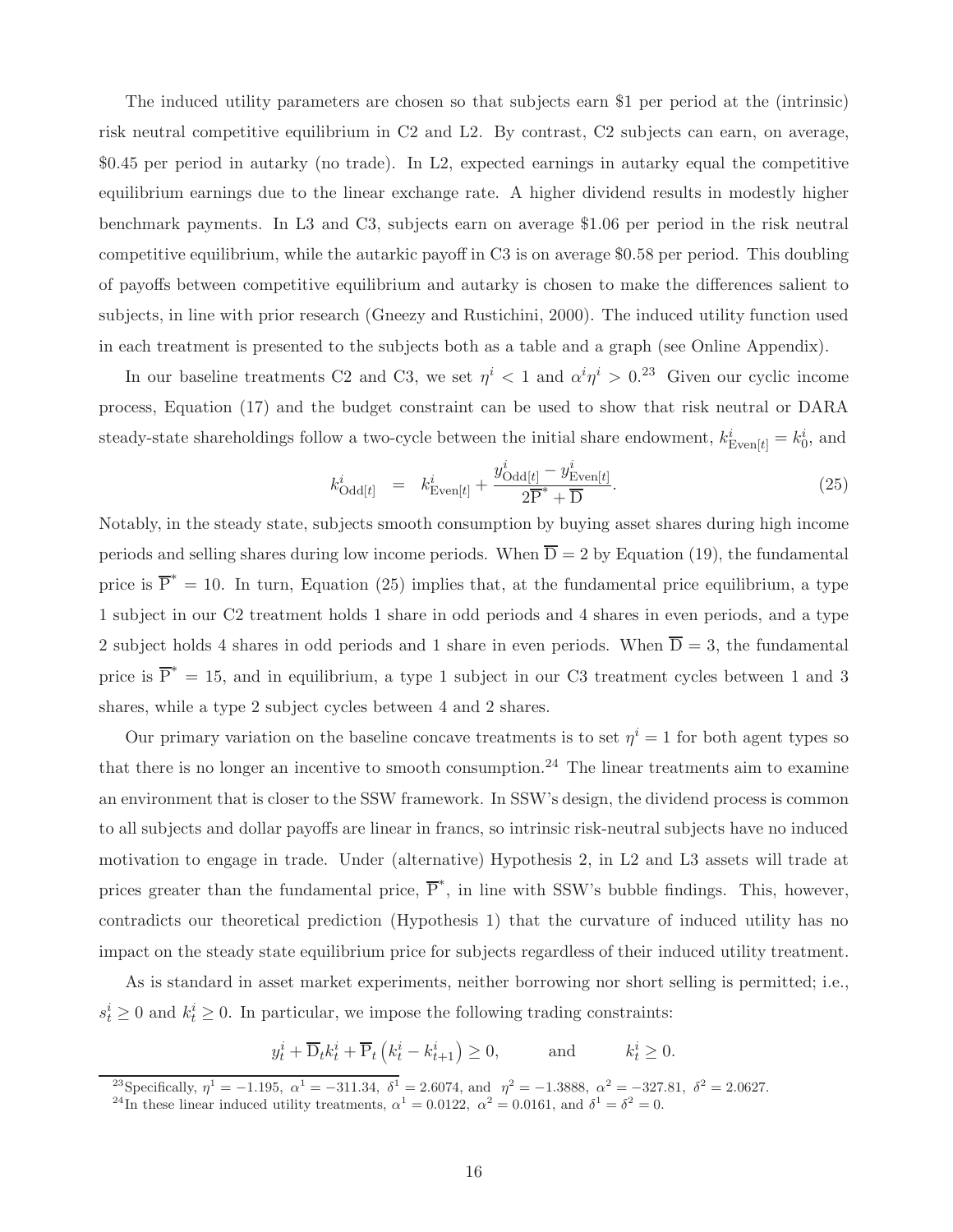The induced utility parameters are chosen so that subjects earn \$1 per period at the (intrinsic) risk neutral competitive equilibrium in C2 and L2. By contrast, C2 subjects can earn, on average, \$0.45 per period in autarky (no trade). In L2, expected earnings in autarky equal the competitive equilibrium earnings due to the linear exchange rate. A higher dividend results in modestly higher benchmark payments. In L3 and C3, subjects earn on average \$1.06 per period in the risk neutral competitive equilibrium, while the autarkic payoff in C3 is on average \$0.58 per period. This doubling of payoffs between competitive equilibrium and autarky is chosen to make the differences salient to subjects, in line with prior research (Gneezy and Rustichini, 2000). The induced utility function used in each treatment is presented to the subjects both as a table and a graph (see Online Appendix).

In our baseline treatments C2 and C3, we set $\eta^i < 1$ and $\alpha^i \eta^i > 0$.[23] Given our cyclic income process, Equation (17) and the budget constraint can be used to show that risk neutral or DARA steady-state shareholdings follow a two-cycle between the initial share endowment, $k^i_{\text{Even}[t]} = k^i_0$, and

$$k^i_{\text{Odd}[t]} = k^i_{\text{Even}[t]} + \frac{y^i_{\text{Odd}[t]} - y^i_{\text{Even}[t]}}{2\overline{\text{P}}^* + \overline{\text{D}}}. \tag{25}$$

Notably, in the steady state, subjects smooth consumption by buying asset shares during high income periods and selling shares during low income periods. When $\overline{\text{D}} = 2$ by Equation (19), the fundamental price is $\overline{\text{P}}^* = 10$. In turn, Equation (25) implies that, at the fundamental price equilibrium, a type 1 subject in our C2 treatment holds 1 share in odd periods and 4 shares in even periods, and a type 2 subject holds 4 shares in odd periods and 1 share in even periods. When $\overline{\text{D}} = 3$, the fundamental price is $\overline{\text{P}}^* = 15$, and in equilibrium, a type 1 subject in our C3 treatment cycles between 1 and 3 shares, while a type 2 subject cycles between 4 and 2 shares.

Our primary variation on the baseline concave treatments is to set $\eta^i = 1$ for both agent types so that there is no longer an incentive to smooth consumption.[24] The linear treatments aim to examine an environment that is closer to the SSW framework. In SSW's design, the dividend process is common to all subjects and dollar payoffs are linear in francs, so intrinsic risk-neutral subjects have no induced motivation to engage in trade. Under (alternative) Hypothesis 2, in L2 and L3 assets will trade at prices greater than the fundamental price, $\overline{\text{P}}^*$, in line with SSW's bubble findings. This, however, contradicts our theoretical prediction (Hypothesis 1) that the curvature of induced utility has no impact on the steady state equilibrium price for subjects regardless of their induced utility treatment.

As is standard in asset market experiments, neither borrowing nor short selling is permitted; i.e., $s^i_t \geq 0$ and $k^i_t \geq 0$. In particular, we impose the following trading constraints:

$$y^i_t + \overline{\text{D}}_t k^i_t + \overline{\text{P}}_t \left(k^i_t - k^i_{t+1}\right) \geq 0, \qquad \text{and} \qquad k^i_t \geq 0.$$

[23] Specifically, $\eta^1 = -1.195$, $\alpha^1 = -311.34$, $\delta^1 = 2.6074$, and $\eta^2 = -1.3888$, $\alpha^2 = -327.81$, $\delta^2 = 2.0627$.

[24] In these linear induced utility treatments, $\alpha^1 = 0.0122$, $\alpha^2 = 0.0161$, and $\delta^1 = \delta^2 = 0$.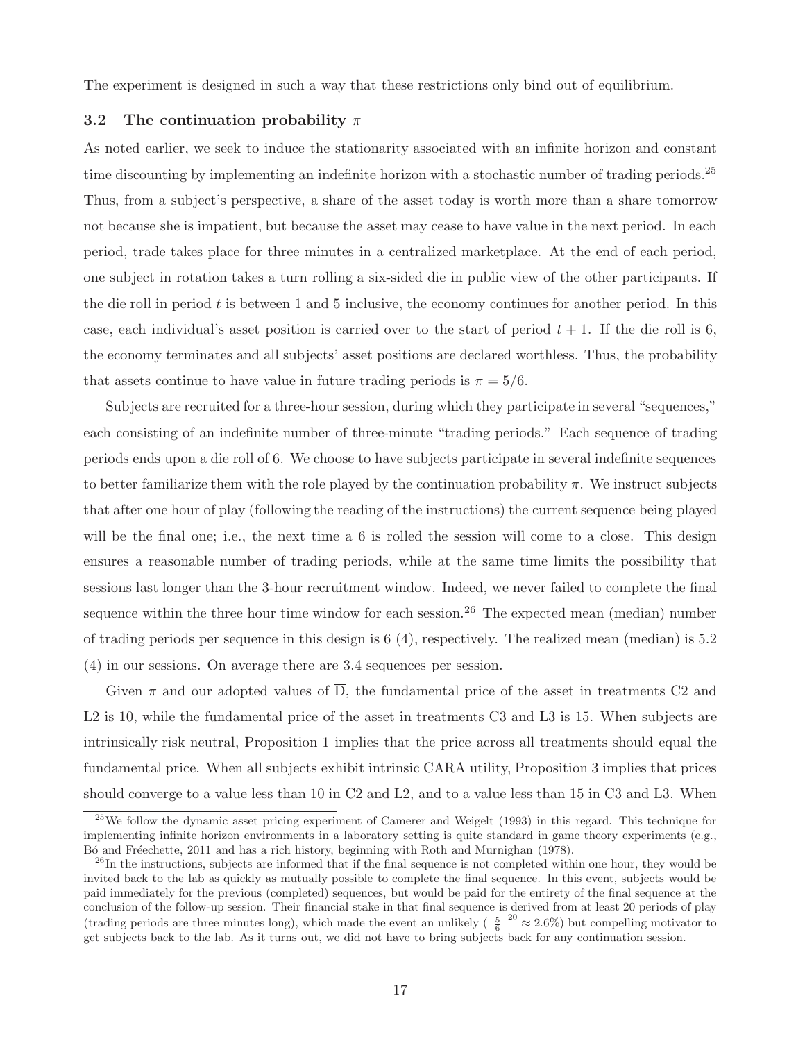The experiment is designed in such a way that these restrictions only bind out of equilibrium.

### 3.2 The continuation probability $\pi$

As noted earlier, we seek to induce the stationarity associated with an infinite horizon and constant time discounting by implementing an indefinite horizon with a stochastic number of trading periods.[25] Thus, from a subject's perspective, a share of the asset today is worth more than a share tomorrow not because she is impatient, but because the asset may cease to have value in the next period. In each period, trade takes place for three minutes in a centralized marketplace. At the end of each period, one subject in rotation takes a turn rolling a six-sided die in public view of the other participants. If the die roll in period $t$ is between 1 and 5 inclusive, the economy continues for another period. In this case, each individual's asset position is carried over to the start of period $t + 1$. If the die roll is 6, the economy terminates and all subjects' asset positions are declared worthless. Thus, the probability that assets continue to have value in future trading periods is $\pi = 5/6$.

Subjects are recruited for a three-hour session, during which they participate in several "sequences," each consisting of an indefinite number of three-minute "trading periods." Each sequence of trading periods ends upon a die roll of 6. We choose to have subjects participate in several indefinite sequences to better familiarize them with the role played by the continuation probability $\pi$. We instruct subjects that after one hour of play (following the reading of the instructions) the current sequence being played will be the final one; i.e., the next time a 6 is rolled the session will come to a close. This design ensures a reasonable number of trading periods, while at the same time limits the possibility that sessions last longer than the 3-hour recruitment window. Indeed, we never failed to complete the final sequence within the three hour time window for each session.[26] The expected mean (median) number of trading periods per sequence in this design is 6 (4), respectively. The realized mean (median) is 5.2 (4) in our sessions. On average there are 3.4 sequences per session.

Given $\pi$ and our adopted values of $\overline{\mathrm{D}}$, the fundamental price of the asset in treatments C2 and L2 is 10, while the fundamental price of the asset in treatments C3 and L3 is 15. When subjects are intrinsically risk neutral, Proposition 1 implies that the price across all treatments should equal the fundamental price. When all subjects exhibit intrinsic CARA utility, Proposition 3 implies that prices should converge to a value less than 10 in C2 and L2, and to a value less than 15 in C3 and L3. When

[25] We follow the dynamic asset pricing experiment of Camerer and Weigelt (1993) in this regard. This technique for implementing infinite horizon environments in a laboratory setting is quite standard in game theory experiments (e.g., Bó and Fréechette, 2011 and has a rich history, beginning with Roth and Murnighan (1978).

[26] In the instructions, subjects are informed that if the final sequence is not completed within one hour, they would be invited back to the lab as quickly as mutually possible to complete the final sequence. In this event, subjects would be paid immediately for the previous (completed) sequences, but would be paid for the entirety of the final sequence at the conclusion of the follow-up session. Their financial stake in that final sequence is derived from at least 20 periods of play (trading periods are three minutes long), which made the event an unlikely ( $\frac{5}{6}^{20} \approx 2.6\%$) but compelling motivator to get subjects back to the lab. As it turns out, we did not have to bring subjects back for any continuation session.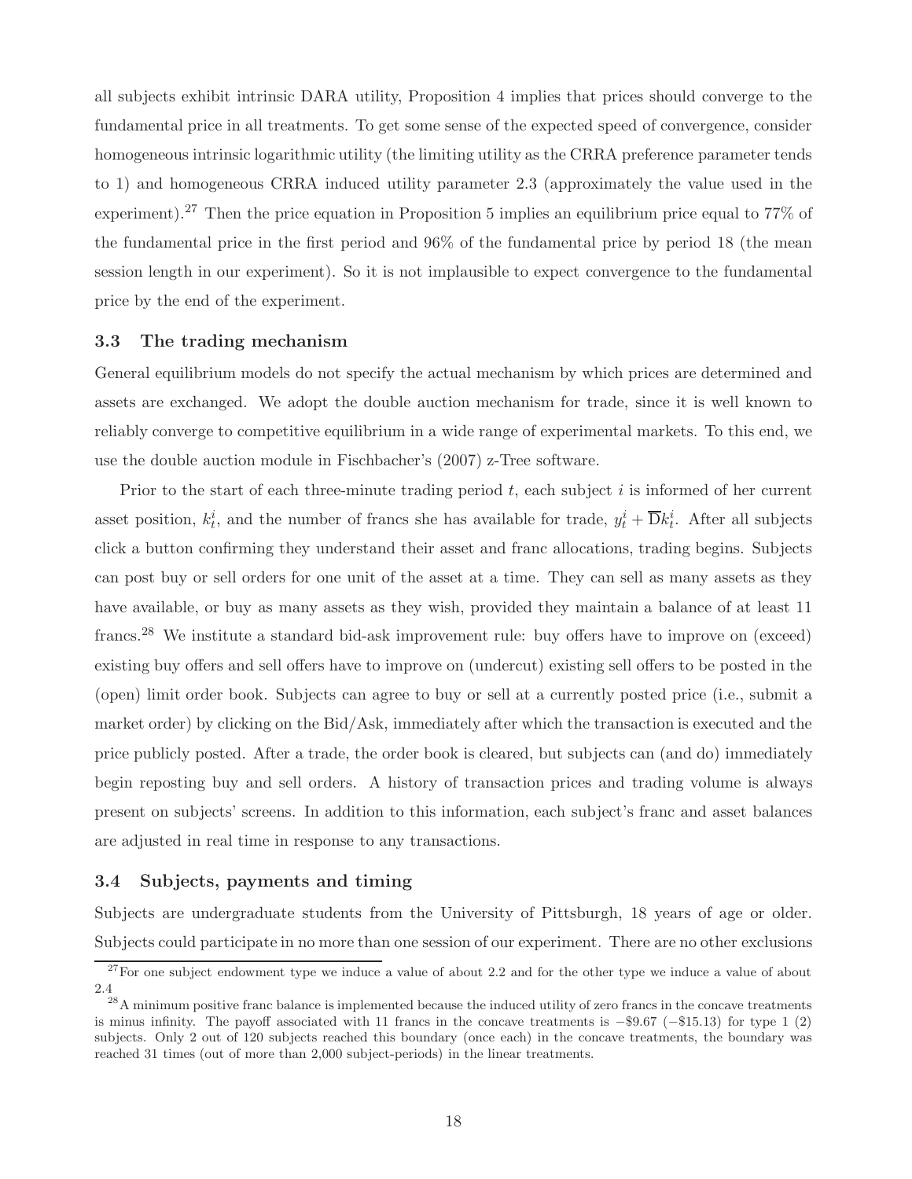all subjects exhibit intrinsic DARA utility, Proposition 4 implies that prices should converge to the fundamental price in all treatments. To get some sense of the expected speed of convergence, consider homogeneous intrinsic logarithmic utility (the limiting utility as the CRRA preference parameter tends to 1) and homogeneous CRRA induced utility parameter 2.3 (approximately the value used in the experiment).[27] Then the price equation in Proposition 5 implies an equilibrium price equal to 77% of the fundamental price in the first period and 96% of the fundamental price by period 18 (the mean session length in our experiment). So it is not implausible to expect convergence to the fundamental price by the end of the experiment.

### 3.3 The trading mechanism

General equilibrium models do not specify the actual mechanism by which prices are determined and assets are exchanged. We adopt the double auction mechanism for trade, since it is well known to reliably converge to competitive equilibrium in a wide range of experimental markets. To this end, we use the double auction module in Fischbacher's (2007) z-Tree software.

Prior to the start of each three-minute trading period $t$, each subject $i$ is informed of her current asset position, $k_t^i$, and the number of francs she has available for trade, $y_t^i + \overline{\mathrm{D}}k_t^i$. After all subjects click a button confirming they understand their asset and franc allocations, trading begins. Subjects can post buy or sell orders for one unit of the asset at a time. They can sell as many assets as they have available, or buy as many assets as they wish, provided they maintain a balance of at least 11 francs.[28] We institute a standard bid-ask improvement rule: buy offers have to improve on (exceed) existing buy offers and sell offers have to improve on (undercut) existing sell offers to be posted in the (open) limit order book. Subjects can agree to buy or sell at a currently posted price (i.e., submit a market order) by clicking on the Bid/Ask, immediately after which the transaction is executed and the price publicly posted. After a trade, the order book is cleared, but subjects can (and do) immediately begin reposting buy and sell orders. A history of transaction prices and trading volume is always present on subjects' screens. In addition to this information, each subject's franc and asset balances are adjusted in real time in response to any transactions.

### 3.4 Subjects, payments and timing

Subjects are undergraduate students from the University of Pittsburgh, 18 years of age or older. Subjects could participate in no more than one session of our experiment. There are no other exclusions

---

[27] For one subject endowment type we induce a value of about 2.2 and for the other type we induce a value of about 2.4

[28] A minimum positive franc balance is implemented because the induced utility of zero francs in the concave treatments is minus infinity. The payoff associated with 11 francs in the concave treatments is −\$9.67 (−\$15.13) for type 1 (2) subjects. Only 2 out of 120 subjects reached this boundary (once each) in the concave treatments, the boundary was reached 31 times (out of more than 2,000 subject-periods) in the linear treatments.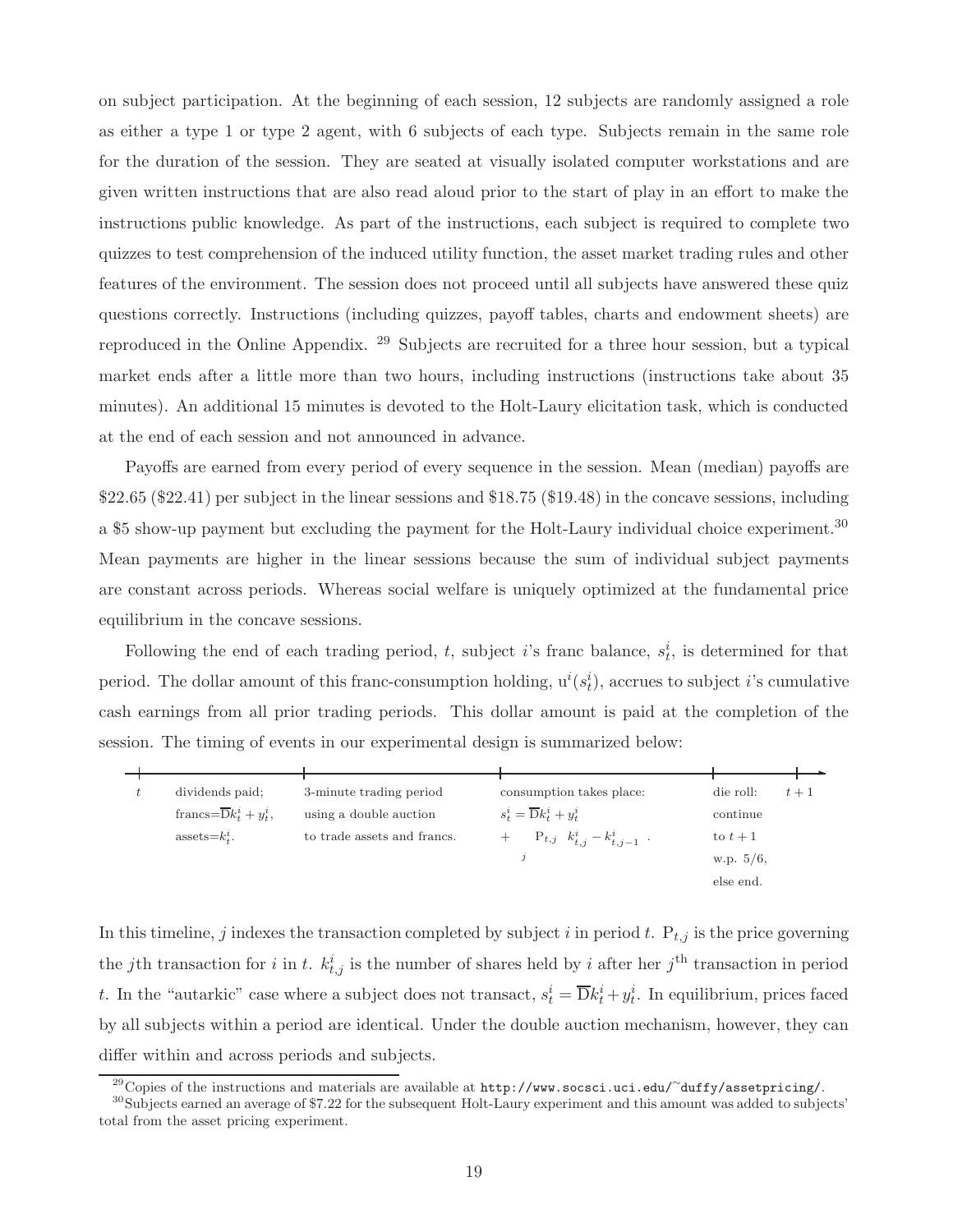on subject participation. At the beginning of each session, 12 subjects are randomly assigned a role as either a type 1 or type 2 agent, with 6 subjects of each type. Subjects remain in the same role for the duration of the session. They are seated at visually isolated computer workstations and are given written instructions that are also read aloud prior to the start of play in an effort to make the instructions public knowledge. As part of the instructions, each subject is required to complete two quizzes to test comprehension of the induced utility function, the asset market trading rules and other features of the environment. The session does not proceed until all subjects have answered these quiz questions correctly. Instructions (including quizzes, payoff tables, charts and endowment sheets) are reproduced in the Online Appendix. [29] Subjects are recruited for a three hour session, but a typical market ends after a little more than two hours, including instructions (instructions take about 35 minutes). An additional 15 minutes is devoted to the Holt-Laury elicitation task, which is conducted at the end of each session and not announced in advance.

Payoffs are earned from every period of every sequence in the session. Mean (median) payoffs are \$22.65 (\$22.41) per subject in the linear sessions and \$18.75 (\$19.48) in the concave sessions, including a \$5 show-up payment but excluding the payment for the Holt-Laury individual choice experiment.[30] Mean payments are higher in the linear sessions because the sum of individual subject payments are constant across periods. Whereas social welfare is uniquely optimized at the fundamental price equilibrium in the concave sessions.

Following the end of each trading period, $t$, subject $i$'s franc balance, $s_t^i$, is determined for that period. The dollar amount of this franc-consumption holding, $\mathrm{u}^i(s_t^i)$, accrues to subject $i$'s cumulative cash earnings from all prior trading periods. This dollar amount is paid at the completion of the session. The timing of events in our experimental design is summarized below:

| $t$ | | | | | $t+1$ |
|---|---|---|---|---|---|
| | dividends paid; francs$=\overline{\mathrm{D}}k_t^i + y_t^i$, assets$=k_t^i$. | 3-minute trading period using a double auction to trade assets and francs. | consumption takes place: $s_t^i = \overline{\mathrm{D}}k_t^i + y_t^i + \sum_j \mathrm{P}_{t,j}\left(k_{t,j}^i - k_{t,j-1}^i\right)$. | die roll: continue to $t+1$ w.p. 5/6, else end. | |

In this timeline, $j$ indexes the transaction completed by subject $i$ in period $t$. $\mathrm{P}_{t,j}$ is the price governing the $j$th transaction for $i$ in $t$. $k_{t,j}^i$ is the number of shares held by $i$ after her $j^{\text{th}}$ transaction in period $t$. In the "autarkic" case where a subject does not transact, $s_t^i = \overline{\mathrm{D}}k_t^i + y_t^i$. In equilibrium, prices faced by all subjects within a period are identical. Under the double auction mechanism, however, they can differ within and across periods and subjects.

[29] Copies of the instructions and materials are available at http://www.socsci.uci.edu/~duffy/assetpricing/.

[30] Subjects earned an average of \$7.22 for the subsequent Holt-Laury experiment and this amount was added to subjects' total from the asset pricing experiment.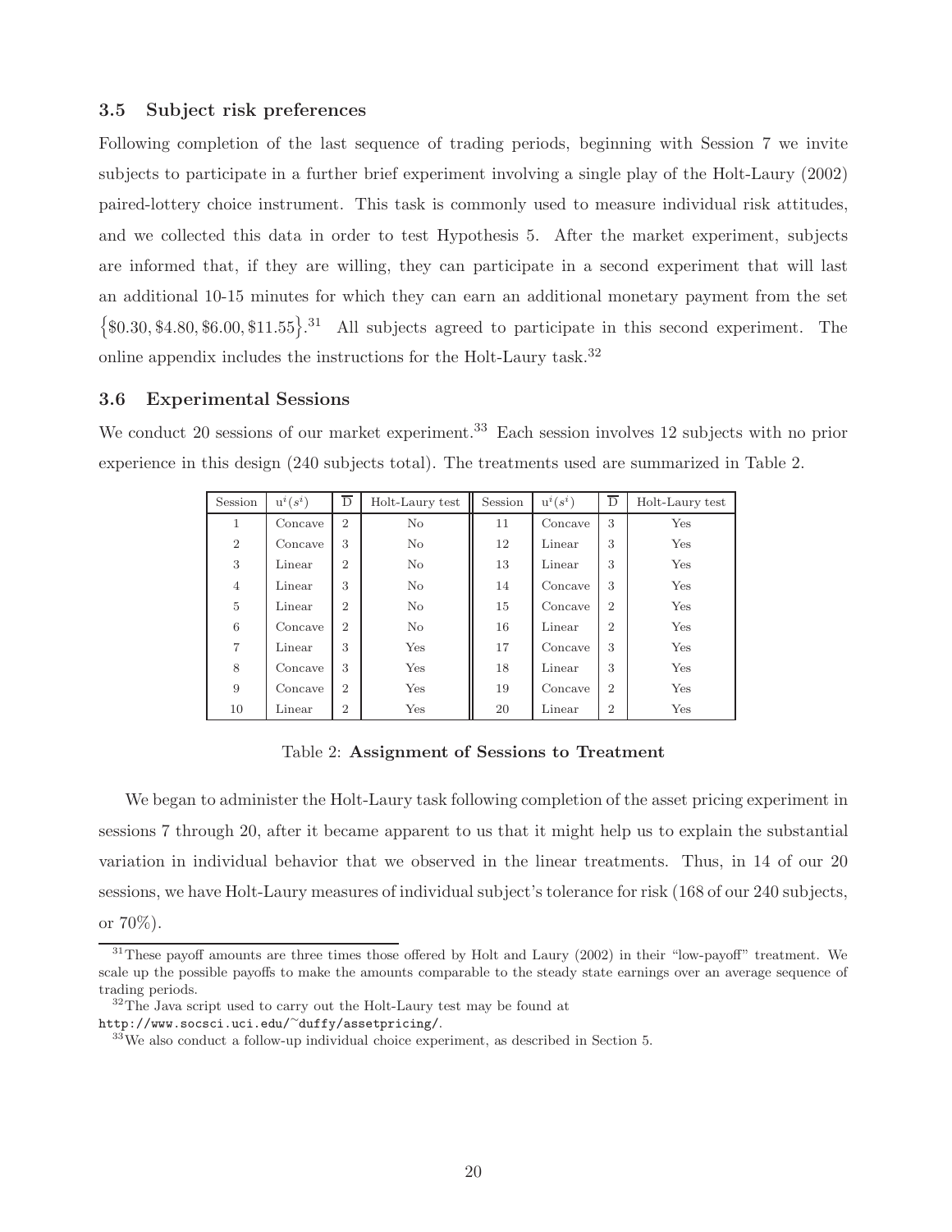### 3.5 Subject risk preferences

Following completion of the last sequence of trading periods, beginning with Session 7 we invite subjects to participate in a further brief experiment involving a single play of the Holt-Laury (2002) paired-lottery choice instrument. This task is commonly used to measure individual risk attitudes, and we collected this data in order to test Hypothesis 5. After the market experiment, subjects are informed that, if they are willing, they can participate in a second experiment that will last an additional 10-15 minutes for which they can earn an additional monetary payment from the set $\{\$0.30, \$4.80, \$6.00, \$11.55\}$.[31] All subjects agreed to participate in this second experiment. The online appendix includes the instructions for the Holt-Laury task.[32]

### 3.6 Experimental Sessions

We conduct 20 sessions of our market experiment.[33] Each session involves 12 subjects with no prior experience in this design (240 subjects total). The treatments used are summarized in Table 2.

| Session | $u^i(s^i)$ | $\overline{D}$ | Holt-Laury test | Session | $u^i(s^i)$ | $\overline{D}$ | Holt-Laury test |
|---|---|---|---|---|---|---|---|
| 1 | Concave | 2 | No | 11 | Concave | 3 | Yes |
| 2 | Concave | 3 | No | 12 | Linear | 3 | Yes |
| 3 | Linear | 2 | No | 13 | Linear | 3 | Yes |
| 4 | Linear | 3 | No | 14 | Concave | 3 | Yes |
| 5 | Linear | 2 | No | 15 | Concave | 2 | Yes |
| 6 | Concave | 2 | No | 16 | Linear | 2 | Yes |
| 7 | Linear | 3 | Yes | 17 | Concave | 3 | Yes |
| 8 | Concave | 3 | Yes | 18 | Linear | 3 | Yes |
| 9 | Concave | 2 | Yes | 19 | Concave | 2 | Yes |
| 10 | Linear | 2 | Yes | 20 | Linear | 2 | Yes |

Table 2: **Assignment of Sessions to Treatment**

We began to administer the Holt-Laury task following completion of the asset pricing experiment in sessions 7 through 20, after it became apparent to us that it might help us to explain the substantial variation in individual behavior that we observed in the linear treatments. Thus, in 14 of our 20 sessions, we have Holt-Laury measures of individual subject's tolerance for risk (168 of our 240 subjects, or 70%).

[31] These payoff amounts are three times those offered by Holt and Laury (2002) in their "low-payoff" treatment. We scale up the possible payoffs to make the amounts comparable to the steady state earnings over an average sequence of trading periods.

[32] The Java script used to carry out the Holt-Laury test may be found at http://www.socsci.uci.edu/~duffy/assetpricing/.

[33] We also conduct a follow-up individual choice experiment, as described in Section 5.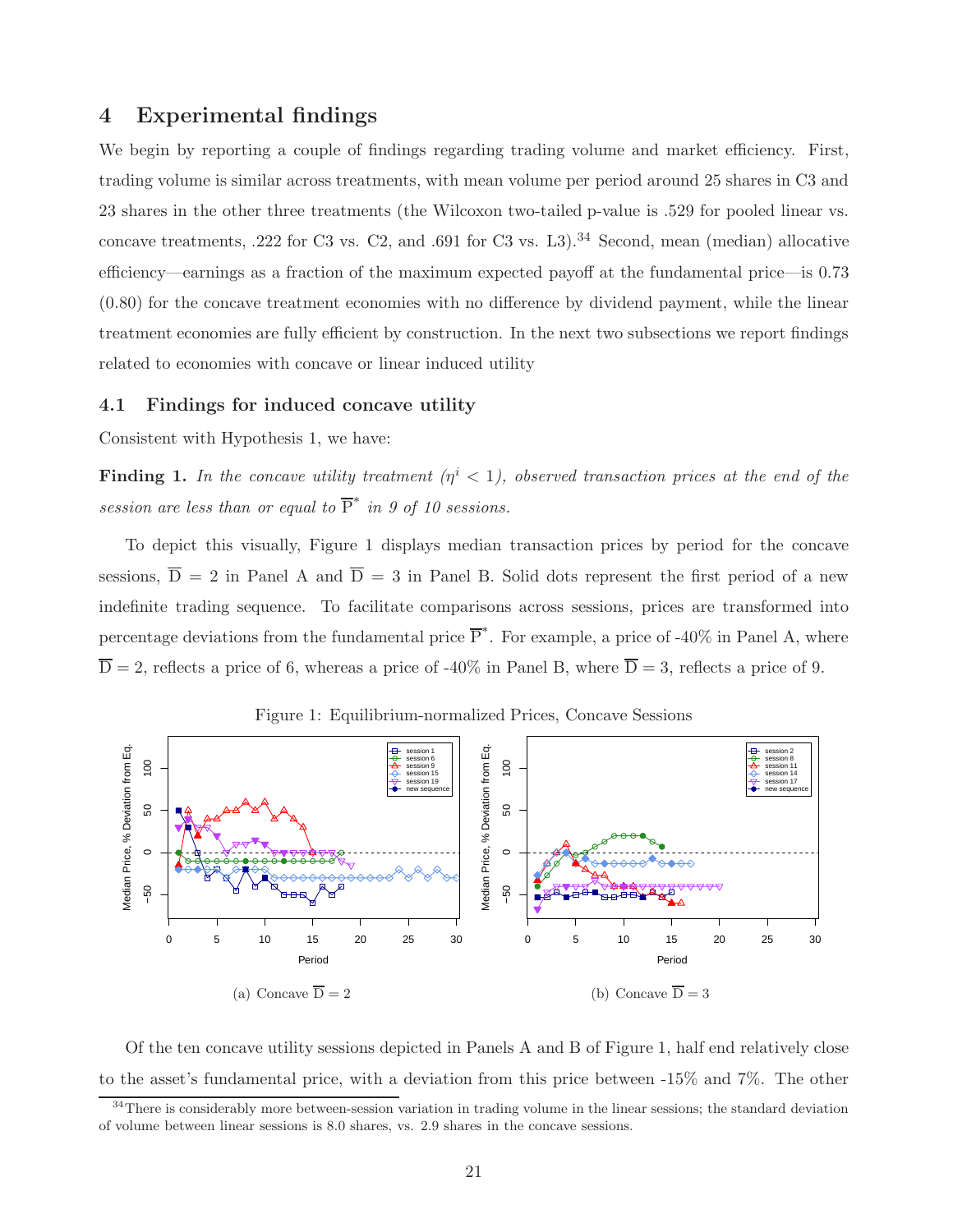# 4 Experimental findings

We begin by reporting a couple of findings regarding trading volume and market efficiency. First, trading volume is similar across treatments, with mean volume per period around 25 shares in C3 and 23 shares in the other three treatments (the Wilcoxon two-tailed p-value is .529 for pooled linear vs. concave treatments, .222 for C3 vs. C2, and .691 for C3 vs. L3).[34] Second, mean (median) allocative efficiency—earnings as a fraction of the maximum expected payoff at the fundamental price—is 0.73 (0.80) for the concave treatment economies with no difference by dividend payment, while the linear treatment economies are fully efficient by construction. In the next two subsections we report findings related to economies with concave or linear induced utility

## 4.1 Findings for induced concave utility

Consistent with Hypothesis 1, we have:

**Finding 1.** *In the concave utility treatment ($\eta^i < 1$), observed transaction prices at the end of the session are less than or equal to $\overline{\mathrm{P}}^*$ in 9 of 10 sessions.*

To depict this visually, Figure 1 displays median transaction prices by period for the concave sessions, $\overline{\mathrm{D}} = 2$ in Panel A and $\overline{\mathrm{D}} = 3$ in Panel B. Solid dots represent the first period of a new indefinite trading sequence. To facilitate comparisons across sessions, prices are transformed into percentage deviations from the fundamental price $\overline{\mathrm{P}}^*$. For example, a price of -40% in Panel A, where $\overline{\mathrm{D}} = 2$, reflects a price of 6, whereas a price of -40% in Panel B, where $\overline{\mathrm{D}} = 3$, reflects a price of 9.

Figure 1: Equilibrium-normalized Prices, Concave Sessions

(a) Concave $\overline{\mathrm{D}} = 2$

(b) Concave $\overline{\mathrm{D}} = 3$

Of the ten concave utility sessions depicted in Panels A and B of Figure 1, half end relatively close to the asset's fundamental price, with a deviation from this price between -15% and 7%. The other

[34] There is considerably more between-session variation in trading volume in the linear sessions; the standard deviation of volume between linear sessions is 8.0 shares, vs. 2.9 shares in the concave sessions.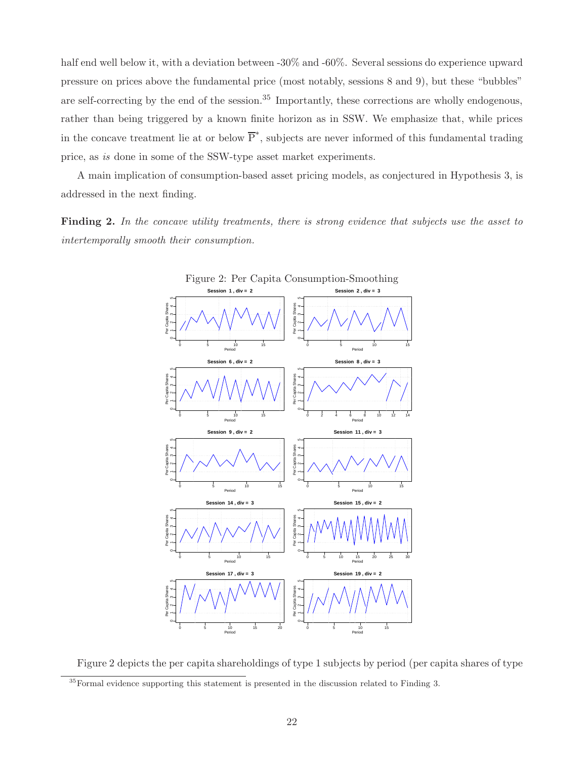half end well below it, with a deviation between -30% and -60%. Several sessions do experience upward pressure on prices above the fundamental price (most notably, sessions 8 and 9), but these "bubbles" are self-correcting by the end of the session.[35] Importantly, these corrections are wholly endogenous, rather than being triggered by a known finite horizon as in SSW. We emphasize that, while prices in the concave treatment lie at or below $\overline{\text{P}}^*$, subjects are never informed of this fundamental trading price, as *is* done in some of the SSW-type asset market experiments.

A main implication of consumption-based asset pricing models, as conjectured in Hypothesis 3, is addressed in the next finding.

**Finding 2.** *In the concave utility treatments, there is strong evidence that subjects use the asset to intertemporally smooth their consumption.*

Figure 2: Per Capita Consumption-Smoothing

Figure 2 depicts the per capita shareholdings of type 1 subjects by period (per capita shares of type

[35] Formal evidence supporting this statement is presented in the discussion related to Finding 3.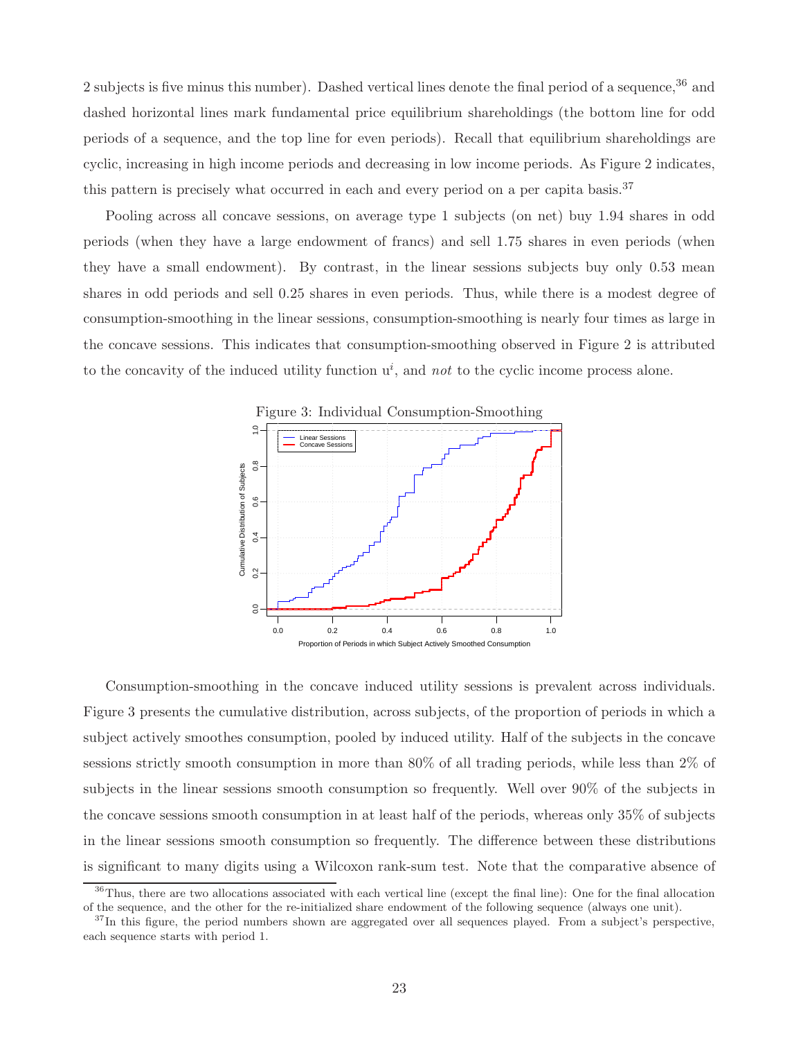2 subjects is five minus this number). Dashed vertical lines denote the final period of a sequence,[36] and dashed horizontal lines mark fundamental price equilibrium shareholdings (the bottom line for odd periods of a sequence, and the top line for even periods). Recall that equilibrium shareholdings are cyclic, increasing in high income periods and decreasing in low income periods. As Figure 2 indicates, this pattern is precisely what occurred in each and every period on a per capita basis.[37]

Pooling across all concave sessions, on average type 1 subjects (on net) buy 1.94 shares in odd periods (when they have a large endowment of francs) and sell 1.75 shares in even periods (when they have a small endowment). By contrast, in the linear sessions subjects buy only 0.53 mean shares in odd periods and sell 0.25 shares in even periods. Thus, while there is a modest degree of consumption-smoothing in the linear sessions, consumption-smoothing is nearly four times as large in the concave sessions. This indicates that consumption-smoothing observed in Figure 2 is attributed to the concavity of the induced utility function $u^i$, and *not* to the cyclic income process alone.

Figure 3: Individual Consumption-Smoothing

Consumption-smoothing in the concave induced utility sessions is prevalent across individuals. Figure 3 presents the cumulative distribution, across subjects, of the proportion of periods in which a subject actively smoothes consumption, pooled by induced utility. Half of the subjects in the concave sessions strictly smooth consumption in more than 80% of all trading periods, while less than 2% of subjects in the linear sessions smooth consumption so frequently. Well over 90% of the subjects in the concave sessions smooth consumption in at least half of the periods, whereas only 35% of subjects in the linear sessions smooth consumption so frequently. The difference between these distributions is significant to many digits using a Wilcoxon rank-sum test. Note that the comparative absence of

[36] Thus, there are two allocations associated with each vertical line (except the final line): One for the final allocation of the sequence, and the other for the re-initialized share endowment of the following sequence (always one unit).

[37] In this figure, the period numbers shown are aggregated over all sequences played. From a subject's perspective, each sequence starts with period 1.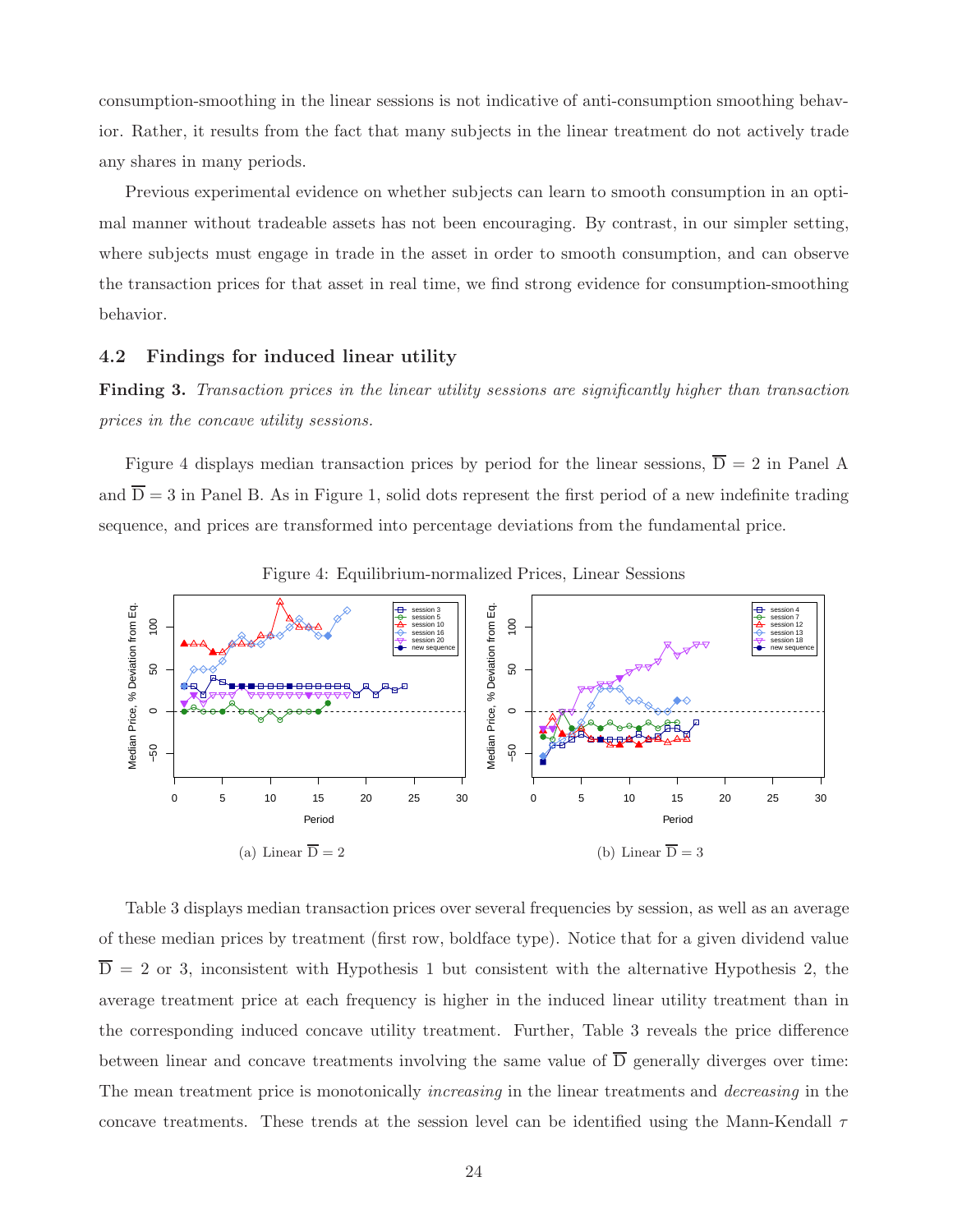consumption-smoothing in the linear sessions is not indicative of anti-consumption smoothing behavior. Rather, it results from the fact that many subjects in the linear treatment do not actively trade any shares in many periods.

Previous experimental evidence on whether subjects can learn to smooth consumption in an optimal manner without tradeable assets has not been encouraging. By contrast, in our simpler setting, where subjects must engage in trade in the asset in order to smooth consumption, and can observe the transaction prices for that asset in real time, we find strong evidence for consumption-smoothing behavior.

### 4.2 Findings for induced linear utility

**Finding 3.** *Transaction prices in the linear utility sessions are significantly higher than transaction prices in the concave utility sessions.*

Figure 4 displays median transaction prices by period for the linear sessions, $\overline{\mathrm{D}} = 2$ in Panel A and $\overline{\mathrm{D}} = 3$ in Panel B. As in Figure 1, solid dots represent the first period of a new indefinite trading sequence, and prices are transformed into percentage deviations from the fundamental price.

Figure 4: Equilibrium-normalized Prices, Linear Sessions

(a) Linear $\overline{\mathrm{D}} = 2$

(b) Linear $\overline{\mathrm{D}} = 3$

Table 3 displays median transaction prices over several frequencies by session, as well as an average of these median prices by treatment (first row, boldface type). Notice that for a given dividend value $\overline{\mathrm{D}} = 2$ or 3, inconsistent with Hypothesis 1 but consistent with the alternative Hypothesis 2, the average treatment price at each frequency is higher in the induced linear utility treatment than in the corresponding induced concave utility treatment. Further, Table 3 reveals the price difference between linear and concave treatments involving the same value of $\overline{\mathrm{D}}$ generally diverges over time: The mean treatment price is monotonically *increasing* in the linear treatments and *decreasing* in the concave treatments. These trends at the session level can be identified using the Mann-Kendall $\tau$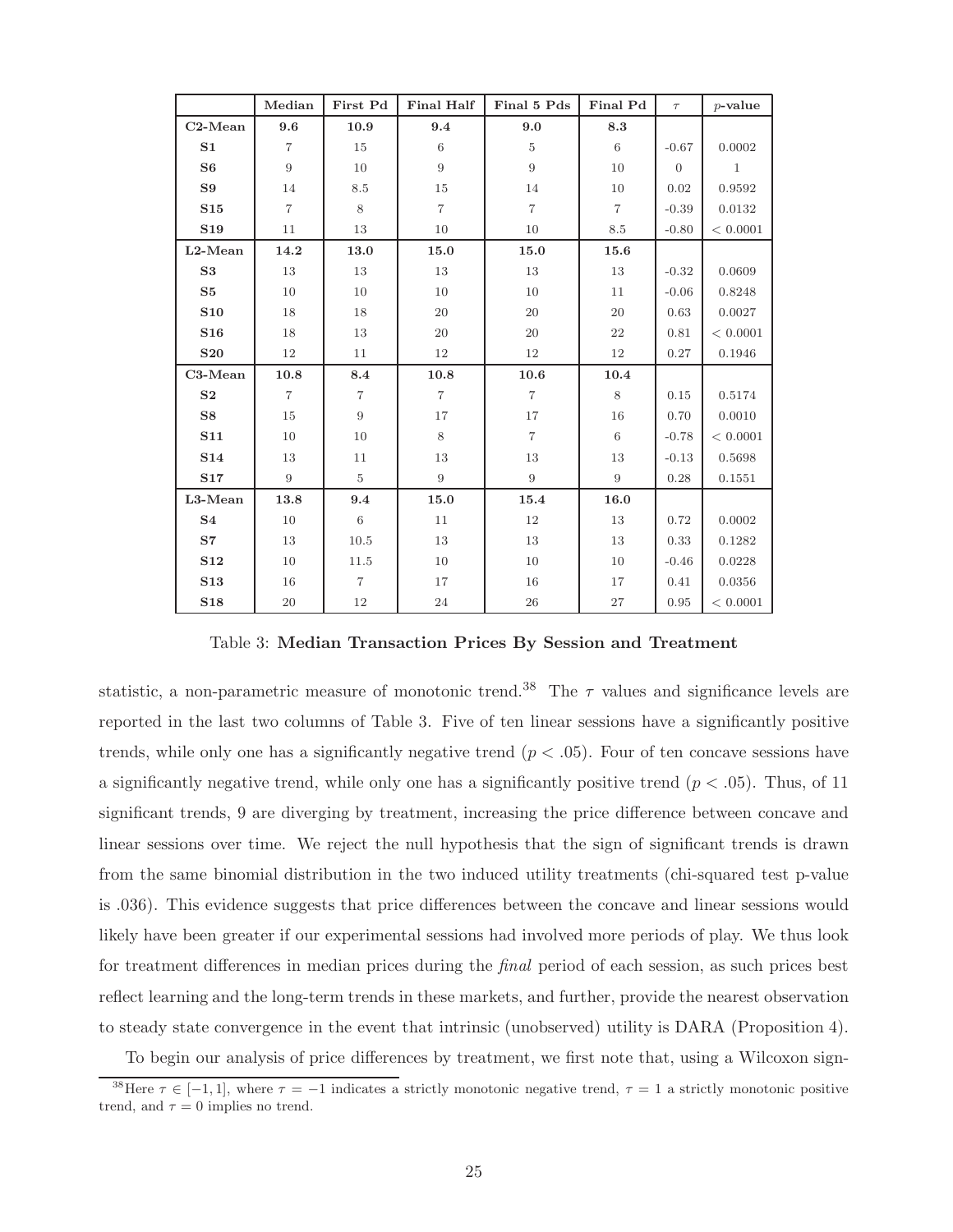| | Median | First Pd | Final Half | Final 5 Pds | Final Pd | $\tau$ | $p$-value |
|---|---|---|---|---|---|---|---|
| **C2-Mean** | **9.6** | **10.9** | **9.4** | **9.0** | **8.3** | | |
| **S1** | 7 | 15 | 6 | 5 | 6 | -0.67 | 0.0002 |
| **S6** | 9 | 10 | 9 | 9 | 10 | 0 | 1 |
| **S9** | 14 | 8.5 | 15 | 14 | 10 | 0.02 | 0.9592 |
| **S15** | 7 | 8 | 7 | 7 | 7 | -0.39 | 0.0132 |
| **S19** | 11 | 13 | 10 | 10 | 8.5 | -0.80 | $< 0.0001$ |
| **L2-Mean** | **14.2** | **13.0** | **15.0** | **15.0** | **15.6** | | |
| **S3** | 13 | 13 | 13 | 13 | 13 | -0.32 | 0.0609 |
| **S5** | 10 | 10 | 10 | 10 | 11 | -0.06 | 0.8248 |
| **S10** | 18 | 18 | 20 | 20 | 20 | 0.63 | 0.0027 |
| **S16** | 18 | 13 | 20 | 20 | 22 | 0.81 | $< 0.0001$ |
| **S20** | 12 | 11 | 12 | 12 | 12 | 0.27 | 0.1946 |
| **C3-Mean** | **10.8** | **8.4** | **10.8** | **10.6** | **10.4** | | |
| **S2** | 7 | 7 | 7 | 7 | 8 | 0.15 | 0.5174 |
| **S8** | 15 | 9 | 17 | 17 | 16 | 0.70 | 0.0010 |
| **S11** | 10 | 10 | 8 | 7 | 6 | -0.78 | $< 0.0001$ |
| **S14** | 13 | 11 | 13 | 13 | 13 | -0.13 | 0.5698 |
| **S17** | 9 | 5 | 9 | 9 | 9 | 0.28 | 0.1551 |
| **L3-Mean** | **13.8** | **9.4** | **15.0** | **15.4** | **16.0** | | |
| **S4** | 10 | 6 | 11 | 12 | 13 | 0.72 | 0.0002 |
| **S7** | 13 | 10.5 | 13 | 13 | 13 | 0.33 | 0.1282 |
| **S12** | 10 | 11.5 | 10 | 10 | 10 | -0.46 | 0.0228 |
| **S13** | 16 | 7 | 17 | 16 | 17 | 0.41 | 0.0356 |
| **S18** | 20 | 12 | 24 | 26 | 27 | 0.95 | $< 0.0001$ |

Table 3: **Median Transaction Prices By Session and Treatment**

statistic, a non-parametric measure of monotonic trend.[38] The $\tau$ values and significance levels are reported in the last two columns of Table 3. Five of ten linear sessions have a significantly positive trends, while only one has a significantly negative trend ($p < .05$). Four of ten concave sessions have a significantly negative trend, while only one has a significantly positive trend ($p < .05$). Thus, of 11 significant trends, 9 are diverging by treatment, increasing the price difference between concave and linear sessions over time. We reject the null hypothesis that the sign of significant trends is drawn from the same binomial distribution in the two induced utility treatments (chi-squared test p-value is .036). This evidence suggests that price differences between the concave and linear sessions would likely have been greater if our experimental sessions had involved more periods of play. We thus look for treatment differences in median prices during the *final* period of each session, as such prices best reflect learning and the long-term trends in these markets, and further, provide the nearest observation to steady state convergence in the event that intrinsic (unobserved) utility is DARA (Proposition 4).

To begin our analysis of price differences by treatment, we first note that, using a Wilcoxon sign-

[38]Here $\tau \in [-1, 1]$, where $\tau = -1$ indicates a strictly monotonic negative trend, $\tau = 1$ a strictly monotonic positive trend, and $\tau = 0$ implies no trend.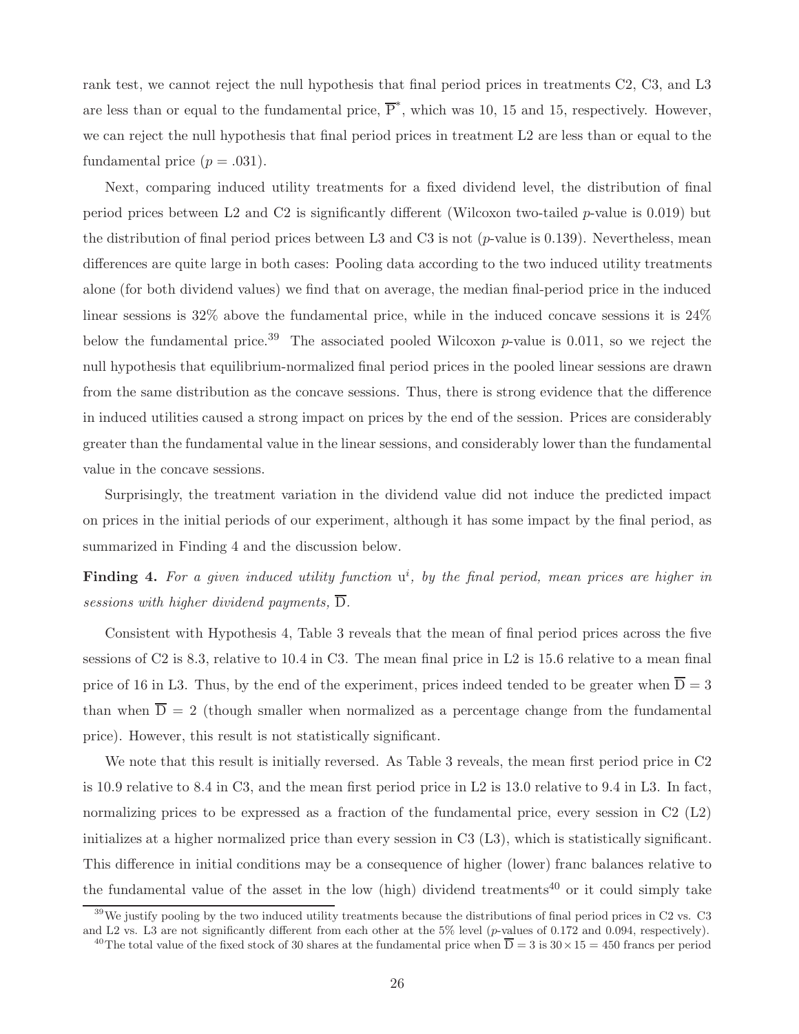rank test, we cannot reject the null hypothesis that final period prices in treatments C2, C3, and L3 are less than or equal to the fundamental price, $\overline{\mathrm{P}}^*$, which was 10, 15 and 15, respectively. However, we can reject the null hypothesis that final period prices in treatment L2 are less than or equal to the fundamental price ($p = .031$).

Next, comparing induced utility treatments for a fixed dividend level, the distribution of final period prices between L2 and C2 is significantly different (Wilcoxon two-tailed $p$-value is 0.019) but the distribution of final period prices between L3 and C3 is not ($p$-value is 0.139). Nevertheless, mean differences are quite large in both cases: Pooling data according to the two induced utility treatments alone (for both dividend values) we find that on average, the median final-period price in the induced linear sessions is 32% above the fundamental price, while in the induced concave sessions it is 24% below the fundamental price.[39] The associated pooled Wilcoxon $p$-value is 0.011, so we reject the null hypothesis that equilibrium-normalized final period prices in the pooled linear sessions are drawn from the same distribution as the concave sessions. Thus, there is strong evidence that the difference in induced utilities caused a strong impact on prices by the end of the session. Prices are considerably greater than the fundamental value in the linear sessions, and considerably lower than the fundamental value in the concave sessions.

Surprisingly, the treatment variation in the dividend value did not induce the predicted impact on prices in the initial periods of our experiment, although it has some impact by the final period, as summarized in Finding 4 and the discussion below.

**Finding 4.** *For a given induced utility function* $\mathrm{u}^i$*, by the final period, mean prices are higher in sessions with higher dividend payments,* $\overline{\mathrm{D}}$.

Consistent with Hypothesis 4, Table 3 reveals that the mean of final period prices across the five sessions of C2 is 8.3, relative to 10.4 in C3. The mean final price in L2 is 15.6 relative to a mean final price of 16 in L3. Thus, by the end of the experiment, prices indeed tended to be greater when $\overline{\mathrm{D}} = 3$ than when $\overline{\mathrm{D}} = 2$ (though smaller when normalized as a percentage change from the fundamental price). However, this result is not statistically significant.

We note that this result is initially reversed. As Table 3 reveals, the mean first period price in C2 is 10.9 relative to 8.4 in C3, and the mean first period price in L2 is 13.0 relative to 9.4 in L3. In fact, normalizing prices to be expressed as a fraction of the fundamental price, every session in C2 (L2) initializes at a higher normalized price than every session in C3 (L3), which is statistically significant. This difference in initial conditions may be a consequence of higher (lower) franc balances relative to the fundamental value of the asset in the low (high) dividend treatments[40] or it could simply take

[39] We justify pooling by the two induced utility treatments because the distributions of final period prices in C2 vs. C3 and L2 vs. L3 are not significantly different from each other at the 5% level ($p$-values of 0.172 and 0.094, respectively).

[40] The total value of the fixed stock of 30 shares at the fundamental price when $\overline{\mathrm{D}} = 3$ is $30 \times 15 = 450$ francs per period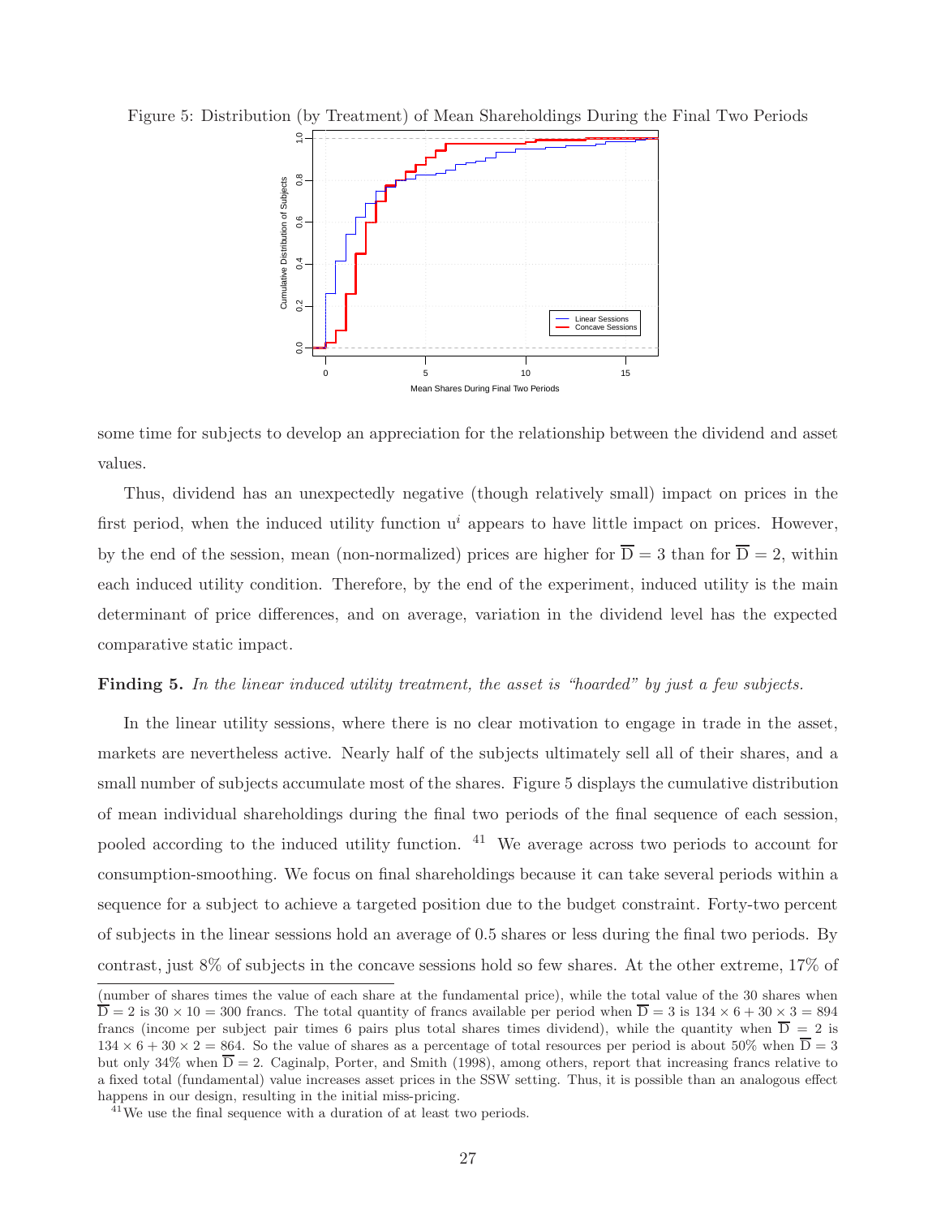Figure 5: Distribution (by Treatment) of Mean Shareholdings During the Final Two Periods

some time for subjects to develop an appreciation for the relationship between the dividend and asset values.

Thus, dividend has an unexpectedly negative (though relatively small) impact on prices in the first period, when the induced utility function $u^i$ appears to have little impact on prices. However, by the end of the session, mean (non-normalized) prices are higher for $\overline{D} = 3$ than for $\overline{D} = 2$, within each induced utility condition. Therefore, by the end of the experiment, induced utility is the main determinant of price differences, and on average, variation in the dividend level has the expected comparative static impact.

**Finding 5.** *In the linear induced utility treatment, the asset is "hoarded" by just a few subjects.*

In the linear utility sessions, where there is no clear motivation to engage in trade in the asset, markets are nevertheless active. Nearly half of the subjects ultimately sell all of their shares, and a small number of subjects accumulate most of the shares. Figure 5 displays the cumulative distribution of mean individual shareholdings during the final two periods of the final sequence of each session, pooled according to the induced utility function. [41] We average across two periods to account for consumption-smoothing. We focus on final shareholdings because it can take several periods within a sequence for a subject to achieve a targeted position due to the budget constraint. Forty-two percent of subjects in the linear sessions hold an average of 0.5 shares or less during the final two periods. By contrast, just 8% of subjects in the concave sessions hold so few shares. At the other extreme, 17% of

(number of shares times the value of each share at the fundamental price), while the total value of the 30 shares when $\overline{D} = 2$ is $30 \times 10 = 300$ francs. The total quantity of francs available per period when $\overline{D} = 3$ is $134 \times 6 + 30 \times 3 = 894$ francs (income per subject pair times 6 pairs plus total shares times dividend), while the quantity when $\overline{D} = 2$ is $134 \times 6 + 30 \times 2 = 864$. So the value of shares as a percentage of total resources per period is about 50% when $\overline{D} = 3$ but only 34% when $\overline{D} = 2$. Caginalp, Porter, and Smith (1998), among others, report that increasing francs relative to a fixed total (fundamental) value increases asset prices in the SSW setting. Thus, it is possible than an analogous effect happens in our design, resulting in the initial miss-pricing.

[41] We use the final sequence with a duration of at least two periods.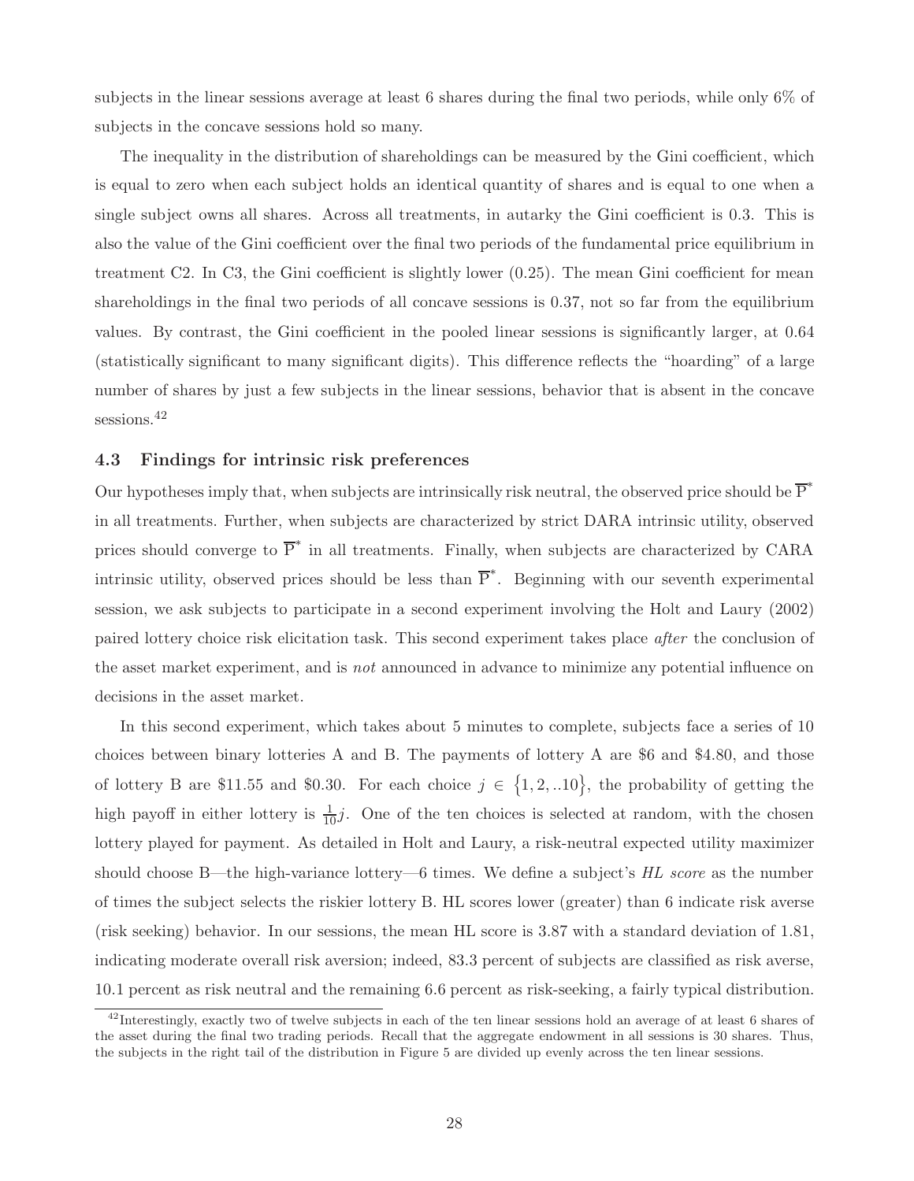subjects in the linear sessions average at least 6 shares during the final two periods, while only 6% of subjects in the concave sessions hold so many.

The inequality in the distribution of shareholdings can be measured by the Gini coefficient, which is equal to zero when each subject holds an identical quantity of shares and is equal to one when a single subject owns all shares. Across all treatments, in autarky the Gini coefficient is 0.3. This is also the value of the Gini coefficient over the final two periods of the fundamental price equilibrium in treatment C2. In C3, the Gini coefficient is slightly lower (0.25). The mean Gini coefficient for mean shareholdings in the final two periods of all concave sessions is 0.37, not so far from the equilibrium values. By contrast, the Gini coefficient in the pooled linear sessions is significantly larger, at 0.64 (statistically significant to many significant digits). This difference reflects the "hoarding" of a large number of shares by just a few subjects in the linear sessions, behavior that is absent in the concave sessions.[42]

### 4.3 Findings for intrinsic risk preferences

Our hypotheses imply that, when subjects are intrinsically risk neutral, the observed price should be $\overline{\mathrm{P}}^{*}$ in all treatments. Further, when subjects are characterized by strict DARA intrinsic utility, observed prices should converge to $\overline{\mathrm{P}}^{*}$ in all treatments. Finally, when subjects are characterized by CARA intrinsic utility, observed prices should be less than $\overline{\mathrm{P}}^{*}$. Beginning with our seventh experimental session, we ask subjects to participate in a second experiment involving the Holt and Laury (2002) paired lottery choice risk elicitation task. This second experiment takes place *after* the conclusion of the asset market experiment, and is *not* announced in advance to minimize any potential influence on decisions in the asset market.

In this second experiment, which takes about 5 minutes to complete, subjects face a series of 10 choices between binary lotteries A and B. The payments of lottery A are \$6 and \$4.80, and those of lottery B are \$11.55 and \$0.30. For each choice $j \in \{1, 2, ..10\}$, the probability of getting the high payoff in either lottery is $\frac{1}{10}j$. One of the ten choices is selected at random, with the chosen lottery played for payment. As detailed in Holt and Laury, a risk-neutral expected utility maximizer should choose B—the high-variance lottery—6 times. We define a subject's *HL score* as the number of times the subject selects the riskier lottery B. HL scores lower (greater) than 6 indicate risk averse (risk seeking) behavior. In our sessions, the mean HL score is 3.87 with a standard deviation of 1.81, indicating moderate overall risk aversion; indeed, 83.3 percent of subjects are classified as risk averse, 10.1 percent as risk neutral and the remaining 6.6 percent as risk-seeking, a fairly typical distribution.

[42]Interestingly, exactly two of twelve subjects in each of the ten linear sessions hold an average of at least 6 shares of the asset during the final two trading periods. Recall that the aggregate endowment in all sessions is 30 shares. Thus, the subjects in the right tail of the distribution in Figure 5 are divided up evenly across the ten linear sessions.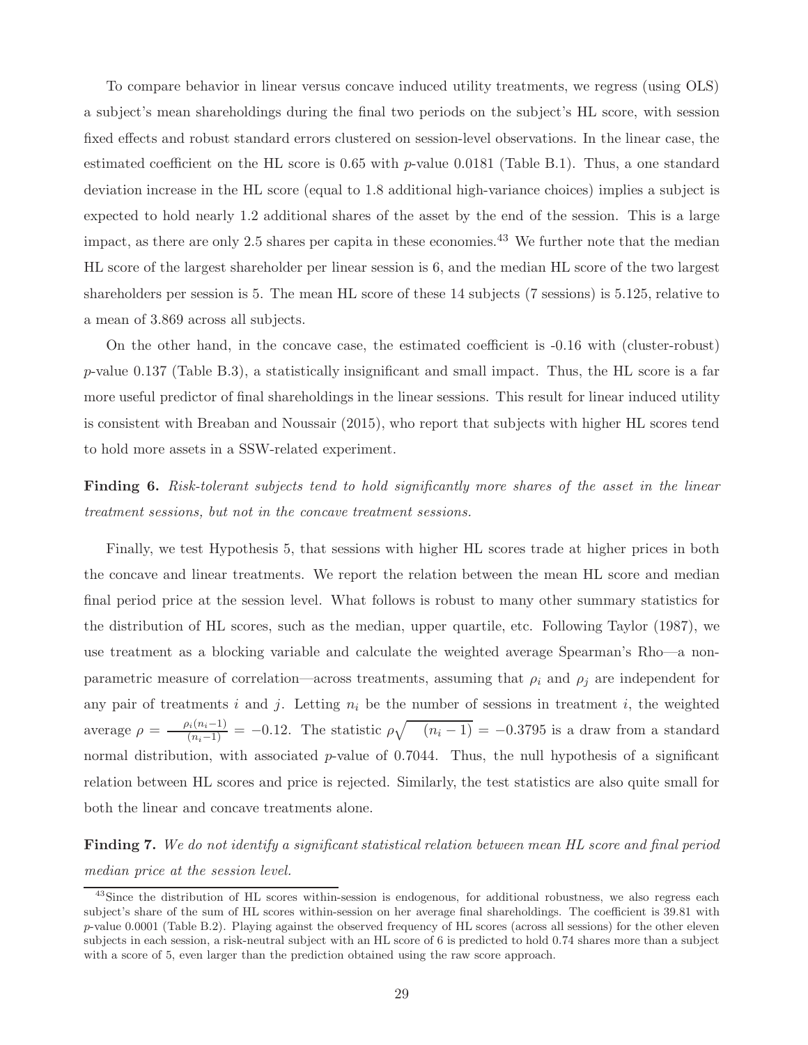To compare behavior in linear versus concave induced utility treatments, we regress (using OLS) a subject's mean shareholdings during the final two periods on the subject's HL score, with session fixed effects and robust standard errors clustered on session-level observations. In the linear case, the estimated coefficient on the HL score is 0.65 with $p$-value 0.0181 (Table B.1). Thus, a one standard deviation increase in the HL score (equal to 1.8 additional high-variance choices) implies a subject is expected to hold nearly 1.2 additional shares of the asset by the end of the session. This is a large impact, as there are only 2.5 shares per capita in these economies.[43] We further note that the median HL score of the largest shareholder per linear session is 6, and the median HL score of the two largest shareholders per session is 5. The mean HL score of these 14 subjects (7 sessions) is 5.125, relative to a mean of 3.869 across all subjects.

On the other hand, in the concave case, the estimated coefficient is -0.16 with (cluster-robust) $p$-value 0.137 (Table B.3), a statistically insignificant and small impact. Thus, the HL score is a far more useful predictor of final shareholdings in the linear sessions. This result for linear induced utility is consistent with Breaban and Noussair (2015), who report that subjects with higher HL scores tend to hold more assets in a SSW-related experiment.

**Finding 6.** *Risk-tolerant subjects tend to hold significantly more shares of the asset in the linear treatment sessions, but not in the concave treatment sessions.*

Finally, we test Hypothesis 5, that sessions with higher HL scores trade at higher prices in both the concave and linear treatments. We report the relation between the mean HL score and median final period price at the session level. What follows is robust to many other summary statistics for the distribution of HL scores, such as the median, upper quartile, etc. Following Taylor (1987), we use treatment as a blocking variable and calculate the weighted average Spearman's Rho—a non-parametric measure of correlation—across treatments, assuming that $\rho_i$ and $\rho_j$ are independent for any pair of treatments $i$ and $j$. Letting $n_i$ be the number of sessions in treatment $i$, the weighted average $\rho = \frac{\rho_i(n_i-1)}{(n_i-1)} = -0.12$. The statistic $\rho\sqrt{\quad (n_i - 1)} = -0.3795$ is a draw from a standard normal distribution, with associated $p$-value of 0.7044. Thus, the null hypothesis of a significant relation between HL scores and price is rejected. Similarly, the test statistics are also quite small for both the linear and concave treatments alone.

**Finding 7.** *We do not identify a significant statistical relation between mean HL score and final period median price at the session level.*

[43] Since the distribution of HL scores within-session is endogenous, for additional robustness, we also regress each subject's share of the sum of HL scores within-session on her average final shareholdings. The coefficient is 39.81 with $p$-value 0.0001 (Table B.2). Playing against the observed frequency of HL scores (across all sessions) for the other eleven subjects in each session, a risk-neutral subject with an HL score of 6 is predicted to hold 0.74 shares more than a subject with a score of 5, even larger than the prediction obtained using the raw score approach.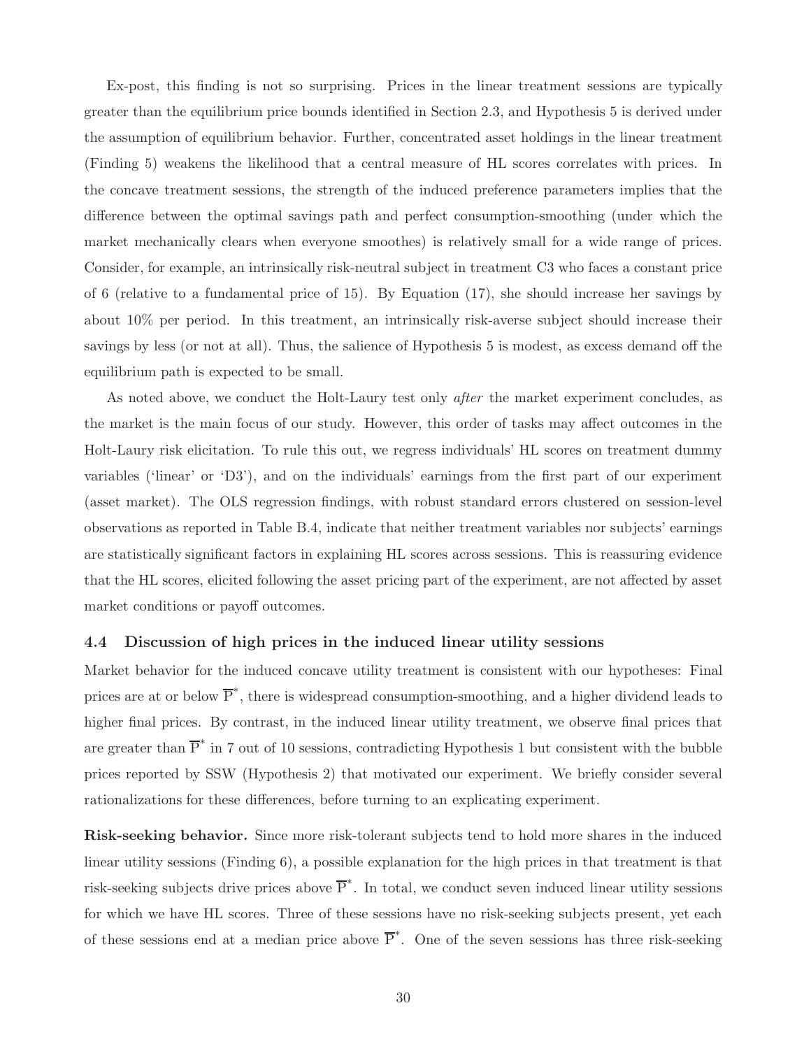Ex-post, this finding is not so surprising. Prices in the linear treatment sessions are typically greater than the equilibrium price bounds identified in Section 2.3, and Hypothesis 5 is derived under the assumption of equilibrium behavior. Further, concentrated asset holdings in the linear treatment (Finding 5) weakens the likelihood that a central measure of HL scores correlates with prices. In the concave treatment sessions, the strength of the induced preference parameters implies that the difference between the optimal savings path and perfect consumption-smoothing (under which the market mechanically clears when everyone smoothes) is relatively small for a wide range of prices. Consider, for example, an intrinsically risk-neutral subject in treatment C3 who faces a constant price of 6 (relative to a fundamental price of 15). By Equation (17), she should increase her savings by about 10% per period. In this treatment, an intrinsically risk-averse subject should increase their savings by less (or not at all). Thus, the salience of Hypothesis 5 is modest, as excess demand off the equilibrium path is expected to be small.

As noted above, we conduct the Holt-Laury test only *after* the market experiment concludes, as the market is the main focus of our study. However, this order of tasks may affect outcomes in the Holt-Laury risk elicitation. To rule this out, we regress individuals' HL scores on treatment dummy variables ('linear' or 'D3'), and on the individuals' earnings from the first part of our experiment (asset market). The OLS regression findings, with robust standard errors clustered on session-level observations as reported in Table B.4, indicate that neither treatment variables nor subjects' earnings are statistically significant factors in explaining HL scores across sessions. This is reassuring evidence that the HL scores, elicited following the asset pricing part of the experiment, are not affected by asset market conditions or payoff outcomes.

### 4.4 Discussion of high prices in the induced linear utility sessions

Market behavior for the induced concave utility treatment is consistent with our hypotheses: Final prices are at or below $\overline{\text{P}}^*$, there is widespread consumption-smoothing, and a higher dividend leads to higher final prices. By contrast, in the induced linear utility treatment, we observe final prices that are greater than $\overline{\text{P}}^*$ in 7 out of 10 sessions, contradicting Hypothesis 1 but consistent with the bubble prices reported by SSW (Hypothesis 2) that motivated our experiment. We briefly consider several rationalizations for these differences, before turning to an explicating experiment.

**Risk-seeking behavior.** Since more risk-tolerant subjects tend to hold more shares in the induced linear utility sessions (Finding 6), a possible explanation for the high prices in that treatment is that risk-seeking subjects drive prices above $\overline{\text{P}}^*$. In total, we conduct seven induced linear utility sessions for which we have HL scores. Three of these sessions have no risk-seeking subjects present, yet each of these sessions end at a median price above $\overline{\text{P}}^*$. One of the seven sessions has three risk-seeking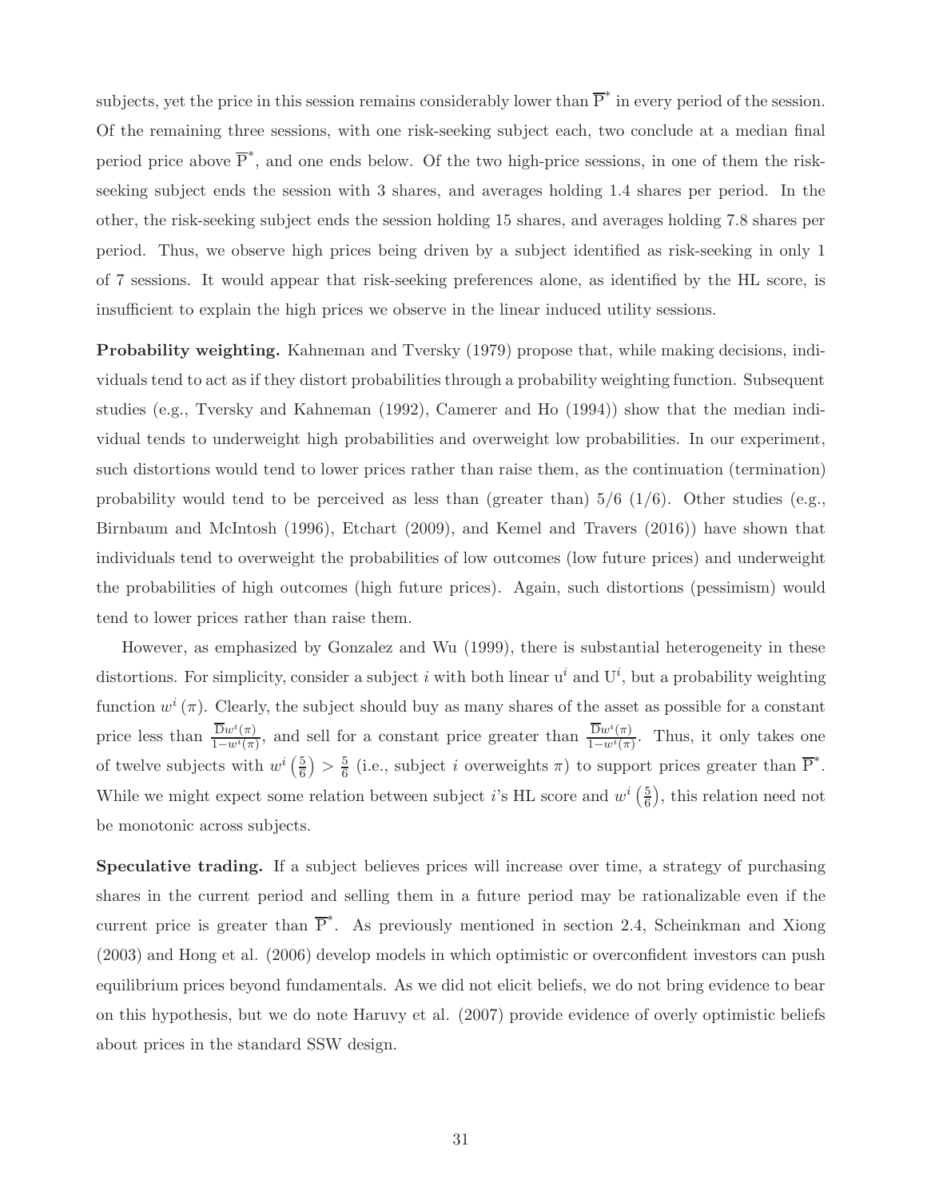subjects, yet the price in this session remains considerably lower than $\overline{\mathrm{P}}^*$ in every period of the session. Of the remaining three sessions, with one risk-seeking subject each, two conclude at a median final period price above $\overline{\mathrm{P}}^*$, and one ends below. Of the two high-price sessions, in one of them the risk-seeking subject ends the session with 3 shares, and averages holding 1.4 shares per period. In the other, the risk-seeking subject ends the session holding 15 shares, and averages holding 7.8 shares per period. Thus, we observe high prices being driven by a subject identified as risk-seeking in only 1 of 7 sessions. It would appear that risk-seeking preferences alone, as identified by the HL score, is insufficient to explain the high prices we observe in the linear induced utility sessions.

**Probability weighting.** Kahneman and Tversky (1979) propose that, while making decisions, individuals tend to act as if they distort probabilities through a probability weighting function. Subsequent studies (e.g., Tversky and Kahneman (1992), Camerer and Ho (1994)) show that the median individual tends to underweight high probabilities and overweight low probabilities. In our experiment, such distortions would tend to lower prices rather than raise them, as the continuation (termination) probability would tend to be perceived as less than (greater than) 5/6 (1/6). Other studies (e.g., Birnbaum and McIntosh (1996), Etchart (2009), and Kemel and Travers (2016)) have shown that individuals tend to overweight the probabilities of low outcomes (low future prices) and underweight the probabilities of high outcomes (high future prices). Again, such distortions (pessimism) would tend to lower prices rather than raise them.

However, as emphasized by Gonzalez and Wu (1999), there is substantial heterogeneity in these distortions. For simplicity, consider a subject $i$ with both linear $\mathrm{u}^i$ and $\mathrm{U}^i$, but a probability weighting function $w^i(\pi)$. Clearly, the subject should buy as many shares of the asset as possible for a constant price less than $\frac{\overline{\mathrm{D}}w^i(\pi)}{1-w^i(\pi)}$, and sell for a constant price greater than $\frac{\overline{\mathrm{D}}w^i(\pi)}{1-w^i(\pi)}$. Thus, it only takes one of twelve subjects with $w^i\left(\frac{5}{6}\right) > \frac{5}{6}$ (i.e., subject $i$ overweights $\pi$) to support prices greater than $\overline{\mathrm{P}}^*$. While we might expect some relation between subject $i$'s HL score and $w^i\left(\frac{5}{6}\right)$, this relation need not be monotonic across subjects.

**Speculative trading.** If a subject believes prices will increase over time, a strategy of purchasing shares in the current period and selling them in a future period may be rationalizable even if the current price is greater than $\overline{\mathrm{P}}^*$. As previously mentioned in section 2.4, Scheinkman and Xiong (2003) and Hong et al. (2006) develop models in which optimistic or overconfident investors can push equilibrium prices beyond fundamentals. As we did not elicit beliefs, we do not bring evidence to bear on this hypothesis, but we do note Haruvy et al. (2007) provide evidence of overly optimistic beliefs about prices in the standard SSW design.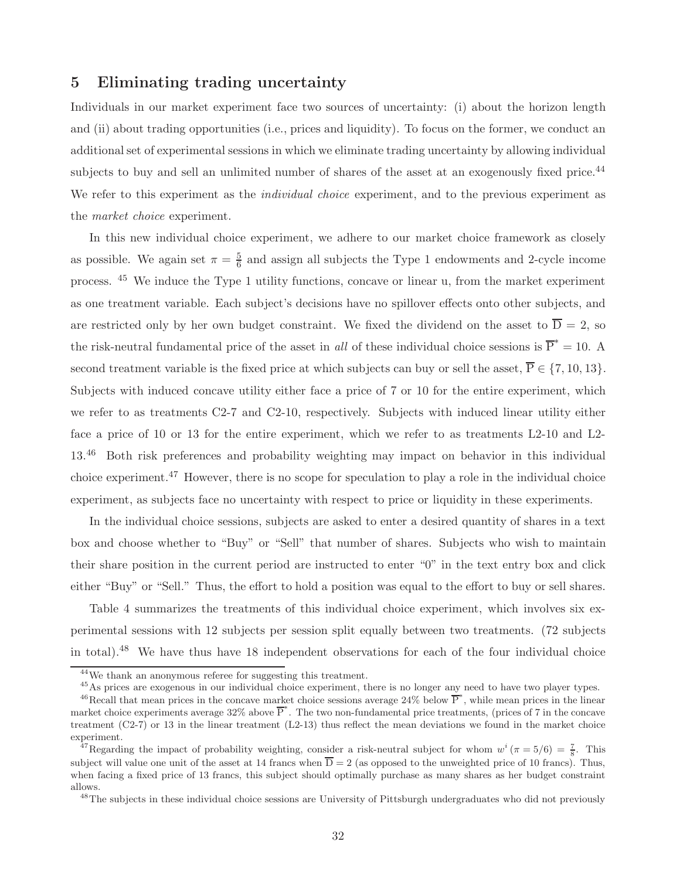## 5 Eliminating trading uncertainty

Individuals in our market experiment face two sources of uncertainty: (i) about the horizon length and (ii) about trading opportunities (i.e., prices and liquidity). To focus on the former, we conduct an additional set of experimental sessions in which we eliminate trading uncertainty by allowing individual subjects to buy and sell an unlimited number of shares of the asset at an exogenously fixed price.[44] We refer to this experiment as the *individual choice* experiment, and to the previous experiment as the *market choice* experiment.

In this new individual choice experiment, we adhere to our market choice framework as closely as possible. We again set $\pi = \frac{5}{6}$ and assign all subjects the Type 1 endowments and 2-cycle income process. [45] We induce the Type 1 utility functions, concave or linear u, from the market experiment as one treatment variable. Each subject's decisions have no spillover effects onto other subjects, and are restricted only by her own budget constraint. We fixed the dividend on the asset to $\overline{\mathrm{D}} = 2$, so the risk-neutral fundamental price of the asset in *all* of these individual choice sessions is $\overline{\mathrm{P}}^* = 10$. A second treatment variable is the fixed price at which subjects can buy or sell the asset, $\overline{\mathrm{P}} \in \{7, 10, 13\}$. Subjects with induced concave utility either face a price of 7 or 10 for the entire experiment, which we refer to as treatments C2-7 and C2-10, respectively. Subjects with induced linear utility either face a price of 10 or 13 for the entire experiment, which we refer to as treatments L2-10 and L2-13.[46] Both risk preferences and probability weighting may impact on behavior in this individual choice experiment.[47] However, there is no scope for speculation to play a role in the individual choice experiment, as subjects face no uncertainty with respect to price or liquidity in these experiments.

In the individual choice sessions, subjects are asked to enter a desired quantity of shares in a text box and choose whether to "Buy" or "Sell" that number of shares. Subjects who wish to maintain their share position in the current period are instructed to enter "0" in the text entry box and click either "Buy" or "Sell." Thus, the effort to hold a position was equal to the effort to buy or sell shares.

Table 4 summarizes the treatments of this individual choice experiment, which involves six experimental sessions with 12 subjects per session split equally between two treatments. (72 subjects in total).[48] We have thus have 18 independent observations for each of the four individual choice

---

[44] We thank an anonymous referee for suggesting this treatment.

[45] As prices are exogenous in our individual choice experiment, there is no longer any need to have two player types.

[46] Recall that mean prices in the concave market choice sessions average 24% below $\overline{\mathrm{P}}^*$, while mean prices in the linear market choice experiments average 32% above $\overline{\mathrm{P}}^*$. The two non-fundamental price treatments, (prices of 7 in the concave treatment (C2-7) or 13 in the linear treatment (L2-13) thus reflect the mean deviations we found in the market choice experiment.

[47] Regarding the impact of probability weighting, consider a risk-neutral subject for whom $w^i(\pi = 5/6) = \frac{7}{8}$. This subject will value one unit of the asset at 14 francs when $\overline{\mathrm{D}} = 2$ (as opposed to the unweighted price of 10 francs). Thus, when facing a fixed price of 13 francs, this subject should optimally purchase as many shares as her budget constraint allows.

[48] The subjects in these individual choice sessions are University of Pittsburgh undergraduates who did not previously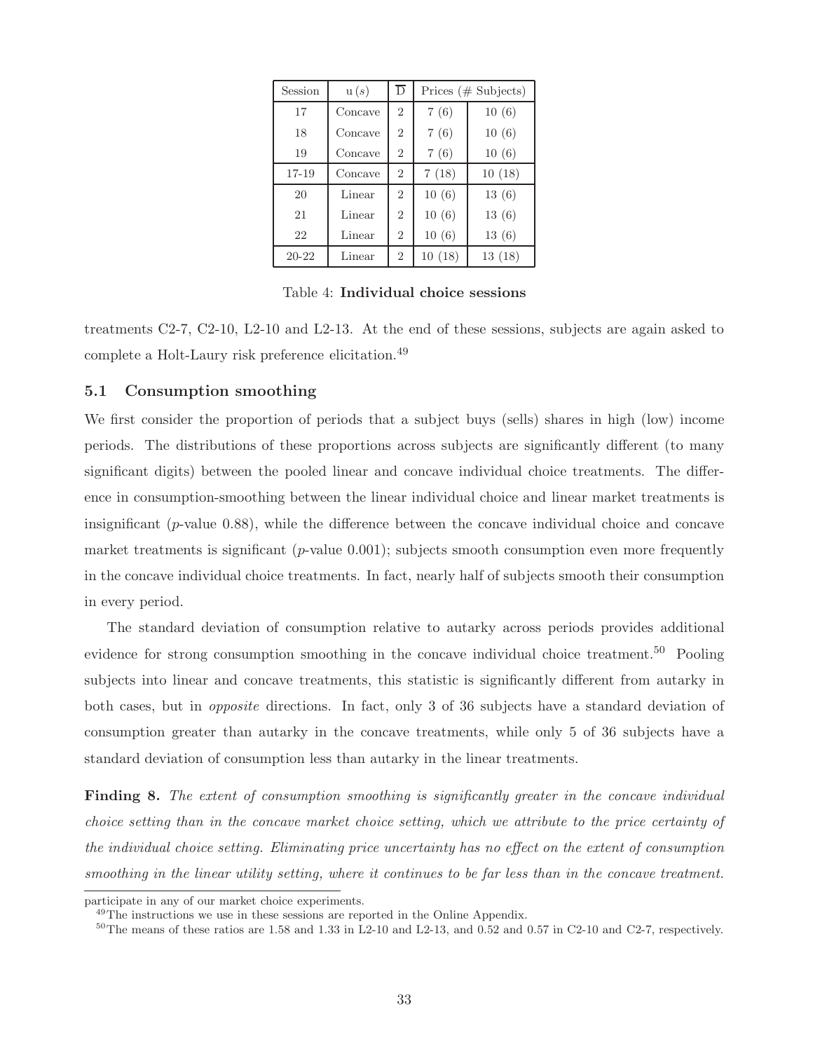| Session | u $(s)$ | $\overline{D}$ | Prices (# Subjects) | |
|---|---|---|---|---|
| 17 | Concave | 2 | 7 (6) | 10 (6) |
| 18 | Concave | 2 | 7 (6) | 10 (6) |
| 19 | Concave | 2 | 7 (6) | 10 (6) |
| 17-19 | Concave | 2 | 7 (18) | 10 (18) |
| 20 | Linear | 2 | 10 (6) | 13 (6) |
| 21 | Linear | 2 | 10 (6) | 13 (6) |
| 22 | Linear | 2 | 10 (6) | 13 (6) |
| 20-22 | Linear | 2 | 10 (18) | 13 (18) |

Table 4: **Individual choice sessions**

treatments C2-7, C2-10, L2-10 and L2-13. At the end of these sessions, subjects are again asked to complete a Holt-Laury risk preference elicitation.[49]

### 5.1 Consumption smoothing

We first consider the proportion of periods that a subject buys (sells) shares in high (low) income periods. The distributions of these proportions across subjects are significantly different (to many significant digits) between the pooled linear and concave individual choice treatments. The difference in consumption-smoothing between the linear individual choice and linear market treatments is insignificant ($p$-value 0.88), while the difference between the concave individual choice and concave market treatments is significant ($p$-value 0.001); subjects smooth consumption even more frequently in the concave individual choice treatments. In fact, nearly half of subjects smooth their consumption in every period.

The standard deviation of consumption relative to autarky across periods provides additional evidence for strong consumption smoothing in the concave individual choice treatment.[50] Pooling subjects into linear and concave treatments, this statistic is significantly different from autarky in both cases, but in *opposite* directions. In fact, only 3 of 36 subjects have a standard deviation of consumption greater than autarky in the concave treatments, while only 5 of 36 subjects have a standard deviation of consumption less than autarky in the linear treatments.

**Finding 8.** *The extent of consumption smoothing is significantly greater in the concave individual choice setting than in the concave market choice setting, which we attribute to the price certainty of the individual choice setting. Eliminating price uncertainty has no effect on the extent of consumption smoothing in the linear utility setting, where it continues to be far less than in the concave treatment.*

---

participate in any of our market choice experiments.

[49] The instructions we use in these sessions are reported in the Online Appendix.

[50] The means of these ratios are 1.58 and 1.33 in L2-10 and L2-13, and 0.52 and 0.57 in C2-10 and C2-7, respectively.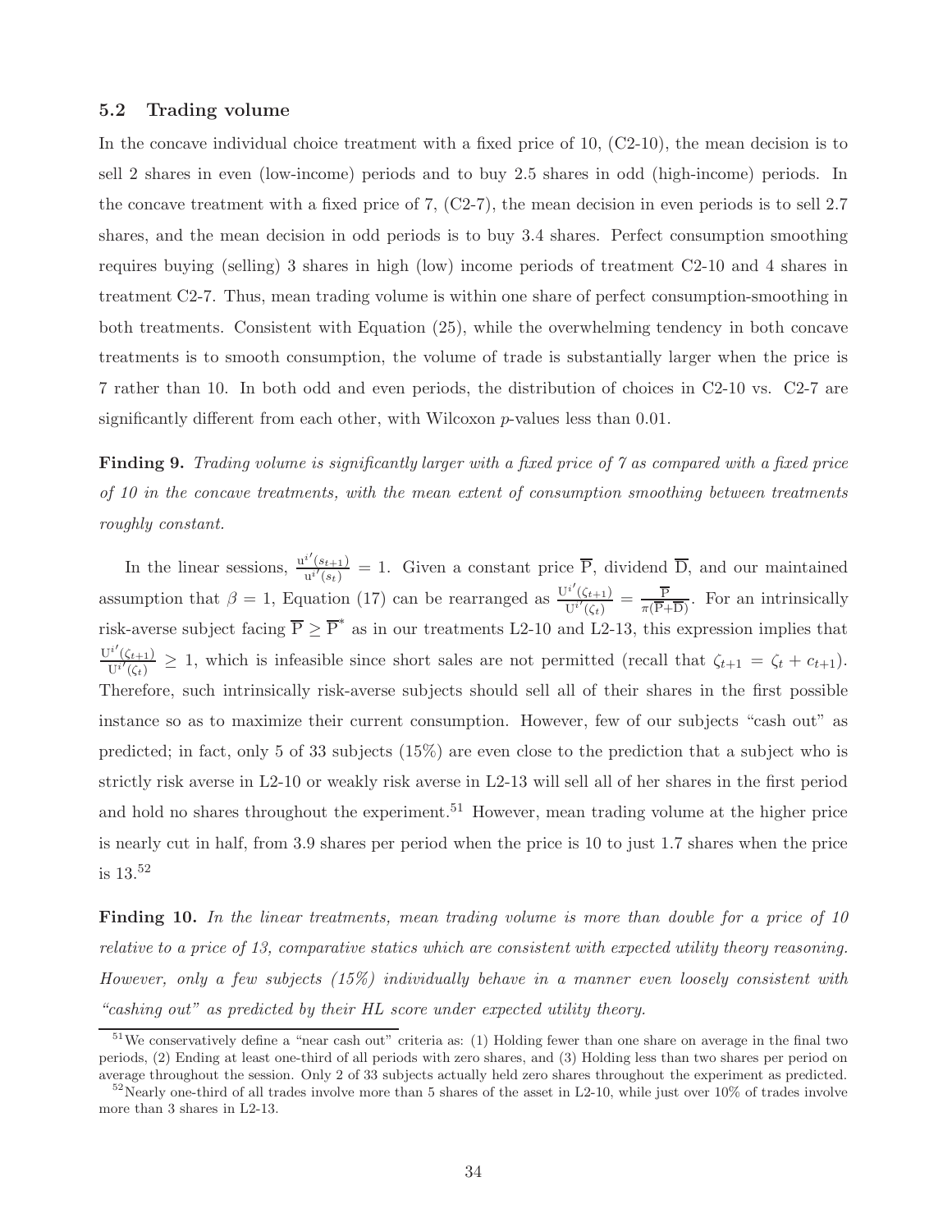### 5.2 Trading volume

In the concave individual choice treatment with a fixed price of 10, (C2-10), the mean decision is to sell 2 shares in even (low-income) periods and to buy 2.5 shares in odd (high-income) periods. In the concave treatment with a fixed price of 7, (C2-7), the mean decision in even periods is to sell 2.7 shares, and the mean decision in odd periods is to buy 3.4 shares. Perfect consumption smoothing requires buying (selling) 3 shares in high (low) income periods of treatment C2-10 and 4 shares in treatment C2-7. Thus, mean trading volume is within one share of perfect consumption-smoothing in both treatments. Consistent with Equation (25), while the overwhelming tendency in both concave treatments is to smooth consumption, the volume of trade is substantially larger when the price is 7 rather than 10. In both odd and even periods, the distribution of choices in C2-10 vs. C2-7 are significantly different from each other, with Wilcoxon $p$-values less than 0.01.

**Finding 9.** *Trading volume is significantly larger with a fixed price of 7 as compared with a fixed price of 10 in the concave treatments, with the mean extent of consumption smoothing between treatments roughly constant.*

In the linear sessions, $\frac{u^{i'}(s_{t+1})}{u^{i'}(s_t)} = 1$. Given a constant price $\overline{P}$, dividend $\overline{D}$, and our maintained assumption that $\beta = 1$, Equation (17) can be rearranged as $\frac{U^{i'}(\zeta_{t+1})}{U^{i'}(\zeta_t)} = \frac{\overline{P}}{\pi(\overline{P}+\overline{D})}$. For an intrinsically risk-averse subject facing $\overline{P} \geq \overline{P}^*$ as in our treatments L2-10 and L2-13, this expression implies that $\frac{U^{i'}(\zeta_{t+1})}{U^{i'}(\zeta_t)} \geq 1$, which is infeasible since short sales are not permitted (recall that $\zeta_{t+1} = \zeta_t + c_{t+1}$). Therefore, such intrinsically risk-averse subjects should sell all of their shares in the first possible instance so as to maximize their current consumption. However, few of our subjects "cash out" as predicted; in fact, only 5 of 33 subjects (15%) are even close to the prediction that a subject who is strictly risk averse in L2-10 or weakly risk averse in L2-13 will sell all of her shares in the first period and hold no shares throughout the experiment.[51] However, mean trading volume at the higher price is nearly cut in half, from 3.9 shares per period when the price is 10 to just 1.7 shares when the price is 13.[52]

**Finding 10.** *In the linear treatments, mean trading volume is more than double for a price of 10 relative to a price of 13, comparative statics which are consistent with expected utility theory reasoning. However, only a few subjects (15%) individually behave in a manner even loosely consistent with "cashing out" as predicted by their HL score under expected utility theory.*

[51] We conservatively define a "near cash out" criteria as: (1) Holding fewer than one share on average in the final two periods, (2) Ending at least one-third of all periods with zero shares, and (3) Holding less than two shares per period on average throughout the session. Only 2 of 33 subjects actually held zero shares throughout the experiment as predicted.

[52] Nearly one-third of all trades involve more than 5 shares of the asset in L2-10, while just over 10% of trades involve more than 3 shares in L2-13.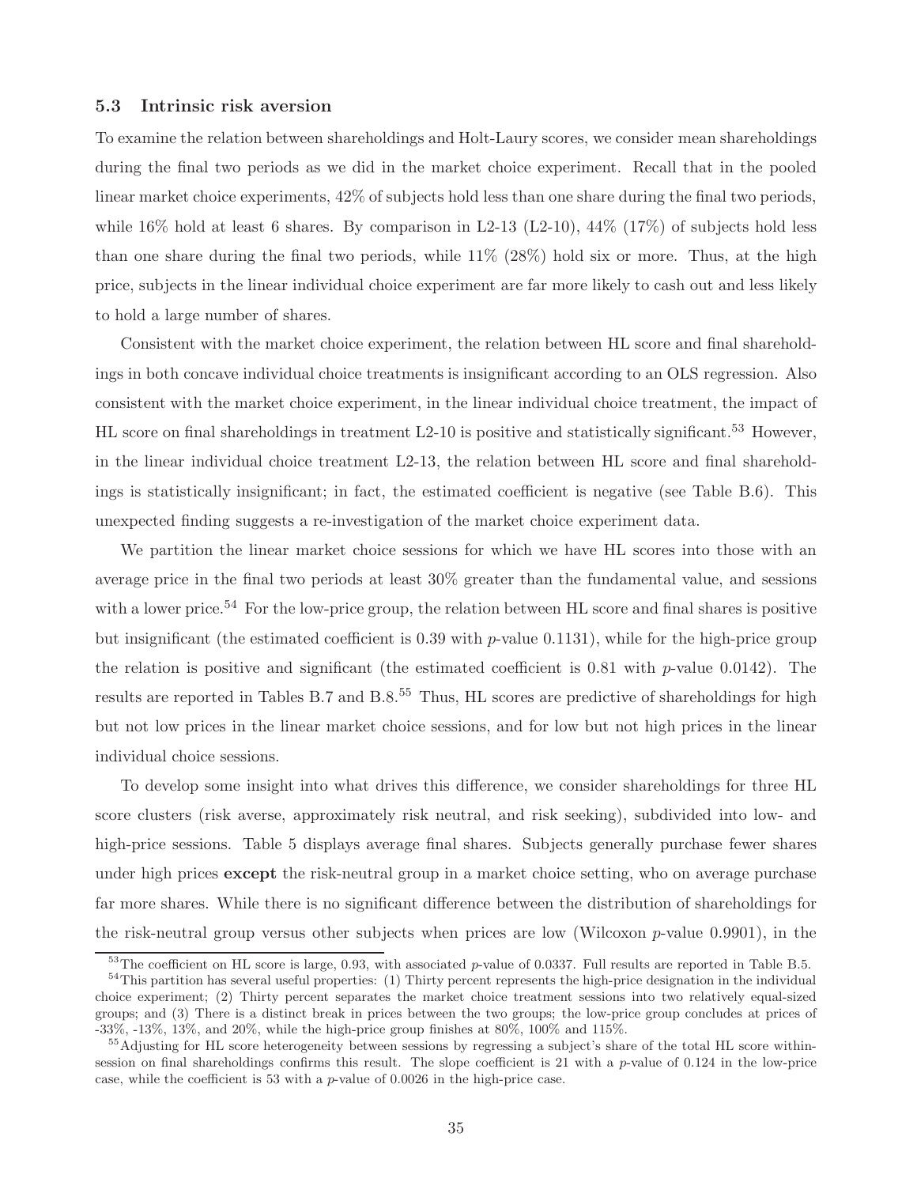### 5.3 Intrinsic risk aversion

To examine the relation between shareholdings and Holt-Laury scores, we consider mean shareholdings during the final two periods as we did in the market choice experiment. Recall that in the pooled linear market choice experiments, 42% of subjects hold less than one share during the final two periods, while 16% hold at least 6 shares. By comparison in L2-13 (L2-10), 44% (17%) of subjects hold less than one share during the final two periods, while 11% (28%) hold six or more. Thus, at the high price, subjects in the linear individual choice experiment are far more likely to cash out and less likely to hold a large number of shares.

Consistent with the market choice experiment, the relation between HL score and final shareholdings in both concave individual choice treatments is insignificant according to an OLS regression. Also consistent with the market choice experiment, in the linear individual choice treatment, the impact of HL score on final shareholdings in treatment L2-10 is positive and statistically significant.[53] However, in the linear individual choice treatment L2-13, the relation between HL score and final shareholdings is statistically insignificant; in fact, the estimated coefficient is negative (see Table B.6). This unexpected finding suggests a re-investigation of the market choice experiment data.

We partition the linear market choice sessions for which we have HL scores into those with an average price in the final two periods at least 30% greater than the fundamental value, and sessions with a lower price.[54] For the low-price group, the relation between HL score and final shares is positive but insignificant (the estimated coefficient is 0.39 with $p$-value 0.1131), while for the high-price group the relation is positive and significant (the estimated coefficient is 0.81 with $p$-value 0.0142). The results are reported in Tables B.7 and B.8.[55] Thus, HL scores are predictive of shareholdings for high but not low prices in the linear market choice sessions, and for low but not high prices in the linear individual choice sessions.

To develop some insight into what drives this difference, we consider shareholdings for three HL score clusters (risk averse, approximately risk neutral, and risk seeking), subdivided into low- and high-price sessions. Table 5 displays average final shares. Subjects generally purchase fewer shares under high prices **except** the risk-neutral group in a market choice setting, who on average purchase far more shares. While there is no significant difference between the distribution of shareholdings for the risk-neutral group versus other subjects when prices are low (Wilcoxon $p$-value 0.9901), in the

[53] The coefficient on HL score is large, 0.93, with associated $p$-value of 0.0337. Full results are reported in Table B.5.

[54] This partition has several useful properties: (1) Thirty percent represents the high-price designation in the individual choice experiment; (2) Thirty percent separates the market choice treatment sessions into two relatively equal-sized groups; and (3) There is a distinct break in prices between the two groups; the low-price group concludes at prices of -33%, -13%, 13%, and 20%, while the high-price group finishes at 80%, 100% and 115%.

[55] Adjusting for HL score heterogeneity between sessions by regressing a subject's share of the total HL score within-session on final shareholdings confirms this result. The slope coefficient is 21 with a $p$-value of 0.124 in the low-price case, while the coefficient is 53 with a $p$-value of 0.0026 in the high-price case.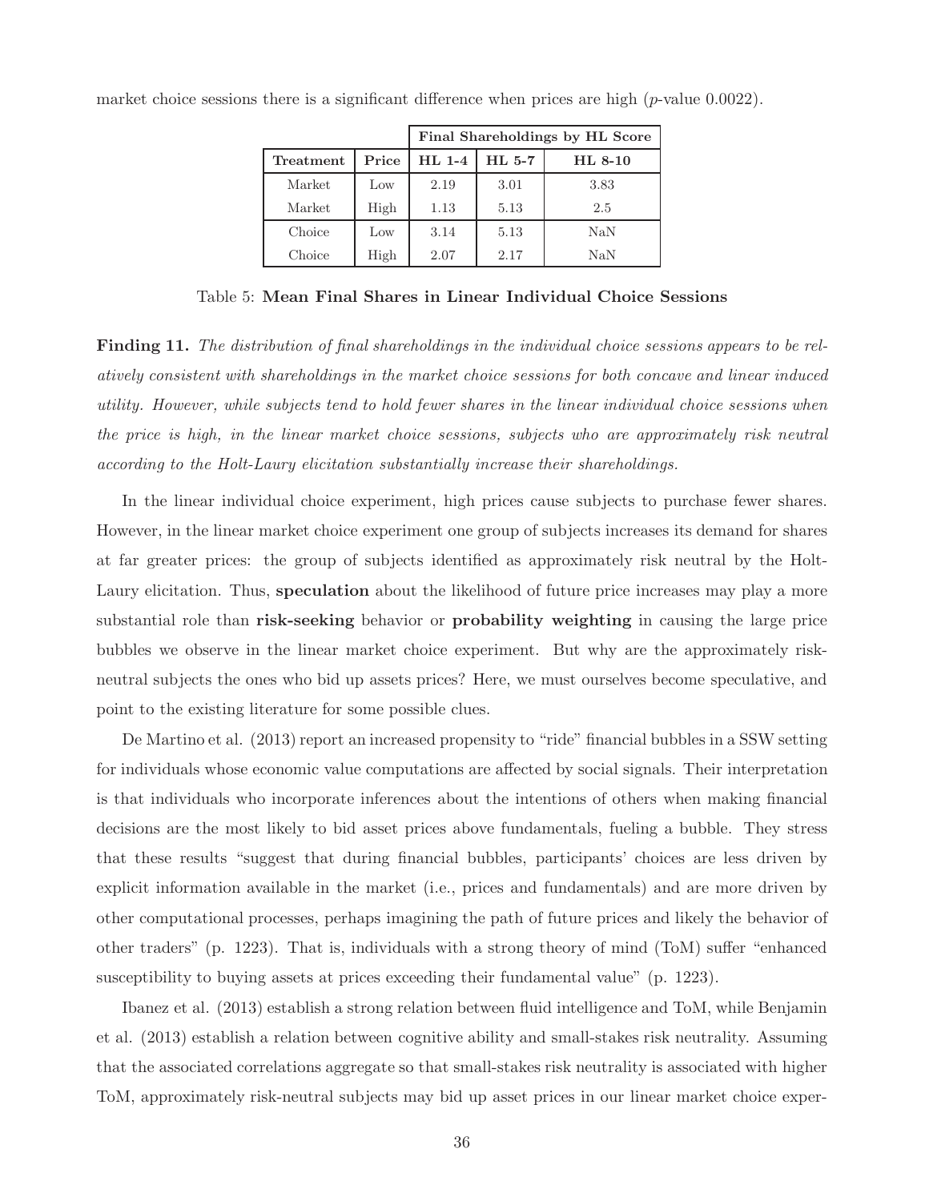market choice sessions there is a significant difference when prices are high ($p$-value 0.0022).

| | | Final Shareholdings by HL Score | | |
|---|---|---|---|---|
| **Treatment** | **Price** | **HL 1-4** | **HL 5-7** | **HL 8-10** |
| Market | Low | 2.19 | 3.01 | 3.83 |
| Market | High | 1.13 | 5.13 | 2.5 |
| Choice | Low | 3.14 | 5.13 | NaN |
| Choice | High | 2.07 | 2.17 | NaN |

Table 5: **Mean Final Shares in Linear Individual Choice Sessions**

**Finding 11.** *The distribution of final shareholdings in the individual choice sessions appears to be relatively consistent with shareholdings in the market choice sessions for both concave and linear induced utility. However, while subjects tend to hold fewer shares in the linear individual choice sessions when the price is high, in the linear market choice sessions, subjects who are approximately risk neutral according to the Holt-Laury elicitation substantially increase their shareholdings.*

In the linear individual choice experiment, high prices cause subjects to purchase fewer shares. However, in the linear market choice experiment one group of subjects increases its demand for shares at far greater prices: the group of subjects identified as approximately risk neutral by the Holt-Laury elicitation. Thus, **speculation** about the likelihood of future price increases may play a more substantial role than **risk-seeking** behavior or **probability weighting** in causing the large price bubbles we observe in the linear market choice experiment. But why are the approximately risk-neutral subjects the ones who bid up assets prices? Here, we must ourselves become speculative, and point to the existing literature for some possible clues.

De Martino et al. (2013) report an increased propensity to "ride" financial bubbles in a SSW setting for individuals whose economic value computations are affected by social signals. Their interpretation is that individuals who incorporate inferences about the intentions of others when making financial decisions are the most likely to bid asset prices above fundamentals, fueling a bubble. They stress that these results "suggest that during financial bubbles, participants' choices are less driven by explicit information available in the market (i.e., prices and fundamentals) and are more driven by other computational processes, perhaps imagining the path of future prices and likely the behavior of other traders" (p. 1223). That is, individuals with a strong theory of mind (ToM) suffer "enhanced susceptibility to buying assets at prices exceeding their fundamental value" (p. 1223).

Ibanez et al. (2013) establish a strong relation between fluid intelligence and ToM, while Benjamin et al. (2013) establish a relation between cognitive ability and small-stakes risk neutrality. Assuming that the associated correlations aggregate so that small-stakes risk neutrality is associated with higher ToM, approximately risk-neutral subjects may bid up asset prices in our linear market choice exper-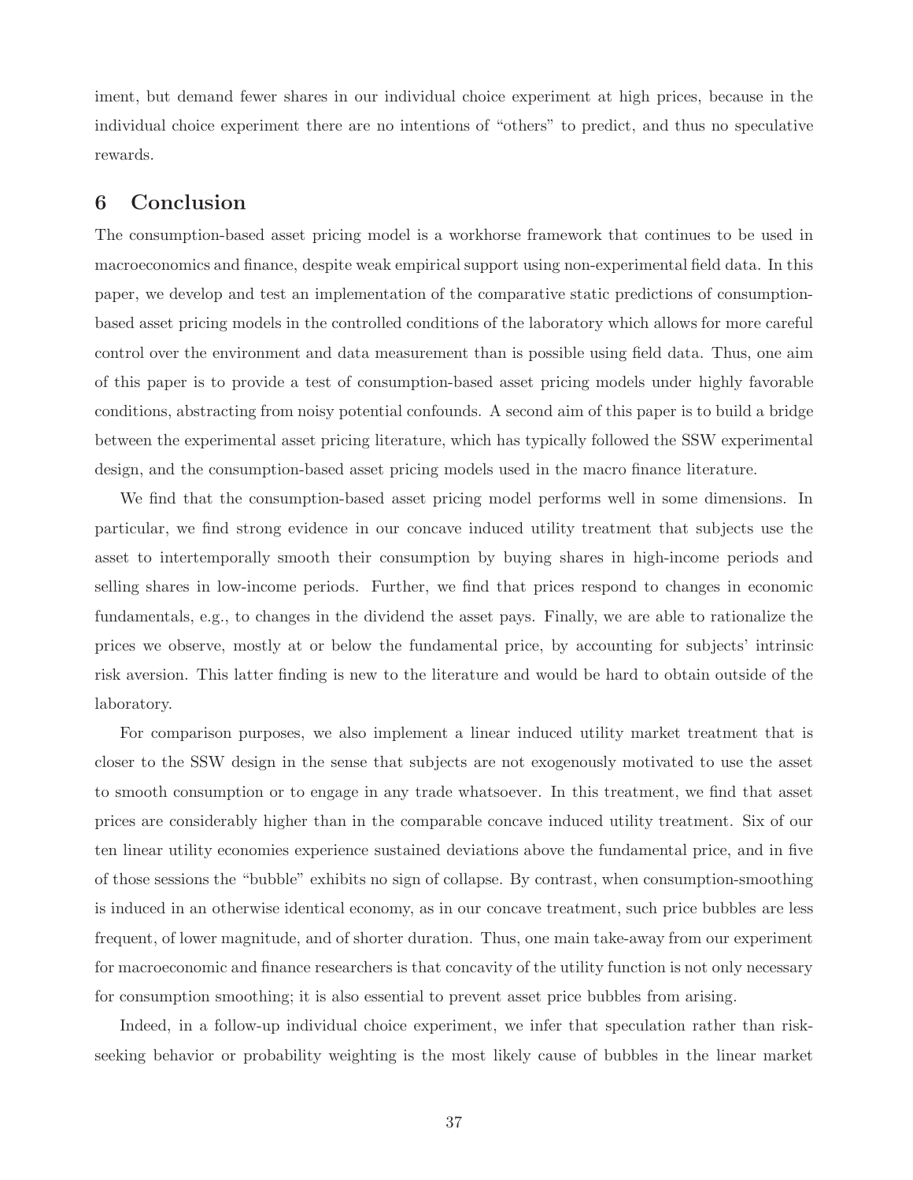iment, but demand fewer shares in our individual choice experiment at high prices, because in the individual choice experiment there are no intentions of "others" to predict, and thus no speculative rewards.

## 6 Conclusion

The consumption-based asset pricing model is a workhorse framework that continues to be used in macroeconomics and finance, despite weak empirical support using non-experimental field data. In this paper, we develop and test an implementation of the comparative static predictions of consumption-based asset pricing models in the controlled conditions of the laboratory which allows for more careful control over the environment and data measurement than is possible using field data. Thus, one aim of this paper is to provide a test of consumption-based asset pricing models under highly favorable conditions, abstracting from noisy potential confounds. A second aim of this paper is to build a bridge between the experimental asset pricing literature, which has typically followed the SSW experimental design, and the consumption-based asset pricing models used in the macro finance literature.

We find that the consumption-based asset pricing model performs well in some dimensions. In particular, we find strong evidence in our concave induced utility treatment that subjects use the asset to intertemporally smooth their consumption by buying shares in high-income periods and selling shares in low-income periods. Further, we find that prices respond to changes in economic fundamentals, e.g., to changes in the dividend the asset pays. Finally, we are able to rationalize the prices we observe, mostly at or below the fundamental price, by accounting for subjects' intrinsic risk aversion. This latter finding is new to the literature and would be hard to obtain outside of the laboratory.

For comparison purposes, we also implement a linear induced utility market treatment that is closer to the SSW design in the sense that subjects are not exogenously motivated to use the asset to smooth consumption or to engage in any trade whatsoever. In this treatment, we find that asset prices are considerably higher than in the comparable concave induced utility treatment. Six of our ten linear utility economies experience sustained deviations above the fundamental price, and in five of those sessions the "bubble" exhibits no sign of collapse. By contrast, when consumption-smoothing is induced in an otherwise identical economy, as in our concave treatment, such price bubbles are less frequent, of lower magnitude, and of shorter duration. Thus, one main take-away from our experiment for macroeconomic and finance researchers is that concavity of the utility function is not only necessary for consumption smoothing; it is also essential to prevent asset price bubbles from arising.

Indeed, in a follow-up individual choice experiment, we infer that speculation rather than risk-seeking behavior or probability weighting is the most likely cause of bubbles in the linear market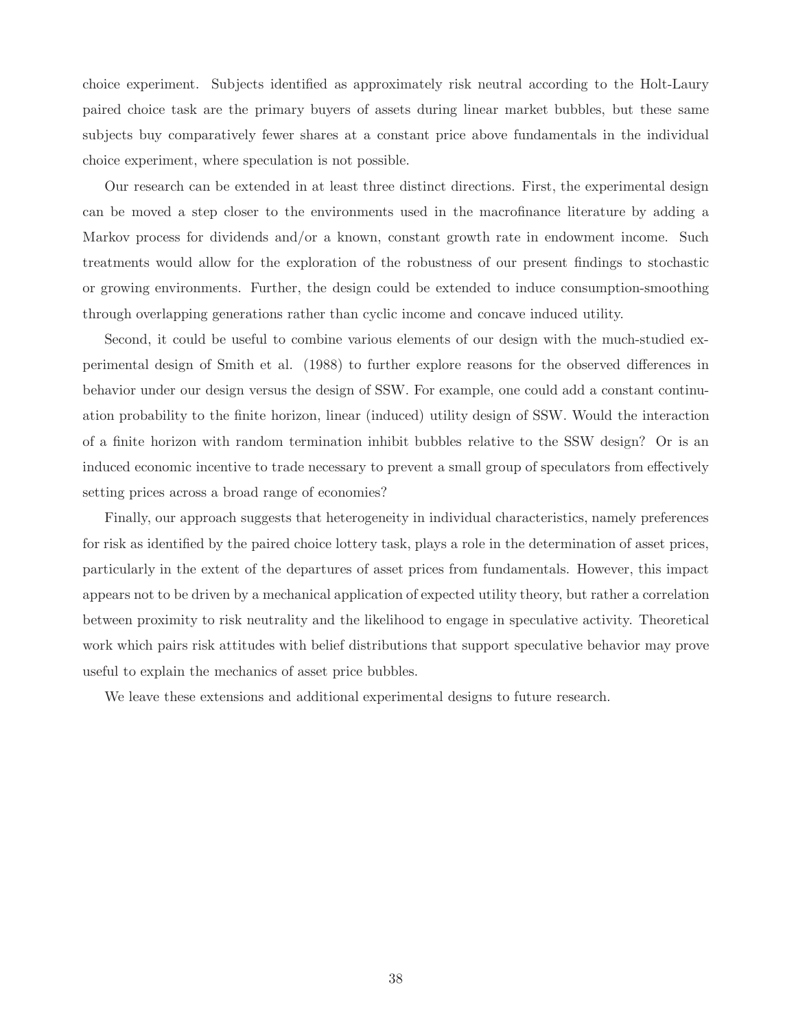choice experiment. Subjects identified as approximately risk neutral according to the Holt-Laury paired choice task are the primary buyers of assets during linear market bubbles, but these same subjects buy comparatively fewer shares at a constant price above fundamentals in the individual choice experiment, where speculation is not possible.

Our research can be extended in at least three distinct directions. First, the experimental design can be moved a step closer to the environments used in the macrofinance literature by adding a Markov process for dividends and/or a known, constant growth rate in endowment income. Such treatments would allow for the exploration of the robustness of our present findings to stochastic or growing environments. Further, the design could be extended to induce consumption-smoothing through overlapping generations rather than cyclic income and concave induced utility.

Second, it could be useful to combine various elements of our design with the much-studied experimental design of Smith et al. (1988) to further explore reasons for the observed differences in behavior under our design versus the design of SSW. For example, one could add a constant continuation probability to the finite horizon, linear (induced) utility design of SSW. Would the interaction of a finite horizon with random termination inhibit bubbles relative to the SSW design? Or is an induced economic incentive to trade necessary to prevent a small group of speculators from effectively setting prices across a broad range of economies?

Finally, our approach suggests that heterogeneity in individual characteristics, namely preferences for risk as identified by the paired choice lottery task, plays a role in the determination of asset prices, particularly in the extent of the departures of asset prices from fundamentals. However, this impact appears not to be driven by a mechanical application of expected utility theory, but rather a correlation between proximity to risk neutrality and the likelihood to engage in speculative activity. Theoretical work which pairs risk attitudes with belief distributions that support speculative behavior may prove useful to explain the mechanics of asset price bubbles.

We leave these extensions and additional experimental designs to future research.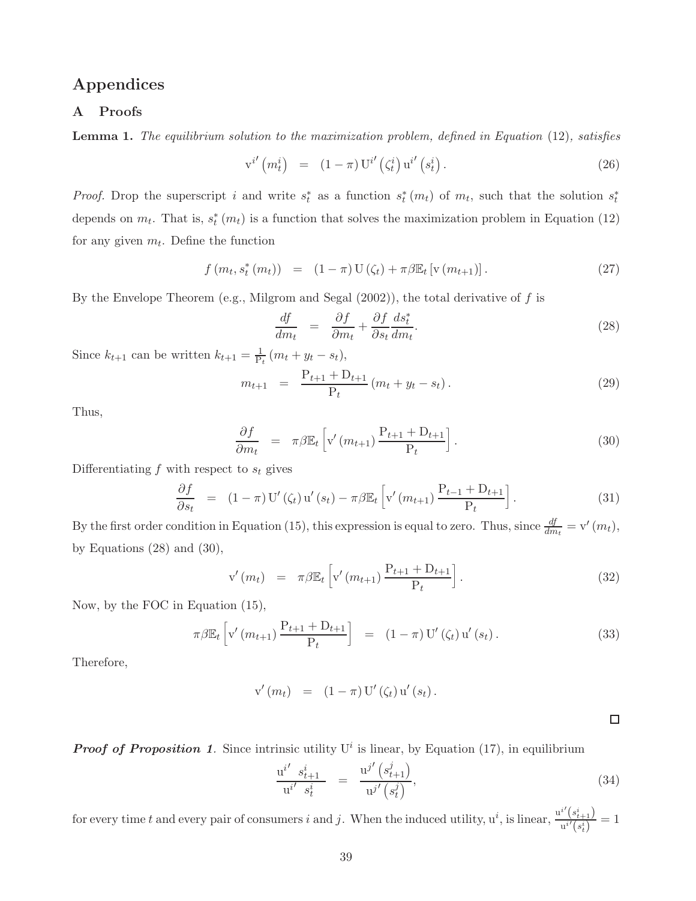# Appendices

## A Proofs

**Lemma 1.** *The equilibrium solution to the maximization problem, defined in Equation (12), satisfies*

$$\mathrm{v}^{i\prime}\left(m_t^i\right) \quad = \quad (1-\pi)\,\mathrm{U}^{i\prime}\left(\zeta_t^i\right)\mathrm{u}^{i\prime}\left(s_t^i\right). \tag{26}$$

*Proof.* Drop the superscript $i$ and write $s_t^*$ as a function $s_t^*(m_t)$ of $m_t$, such that the solution $s_t^*$ depends on $m_t$. That is, $s_t^*(m_t)$ is a function that solves the maximization problem in Equation (12) for any given $m_t$. Define the function

$$f\left(m_t, s_t^*(m_t)\right) \quad = \quad (1-\pi)\,\mathrm{U}(\zeta_t) + \pi\beta\mathbb{E}_t\left[\mathrm{v}(m_{t+1})\right]. \tag{27}$$

By the Envelope Theorem (e.g., Milgrom and Segal (2002)), the total derivative of $f$ is

$$\frac{df}{dm_t} \quad = \quad \frac{\partial f}{\partial m_t} + \frac{\partial f}{\partial s_t}\frac{ds_t^*}{dm_t}. \tag{28}$$

Since $k_{t+1}$ can be written $k_{t+1} = \frac{1}{\mathrm{P}_t}\left(m_t + y_t - s_t\right)$,

$$m_{t+1} \quad = \quad \frac{\mathrm{P}_{t+1}+\mathrm{D}_{t+1}}{\mathrm{P}_t}\left(m_t + y_t - s_t\right). \tag{29}$$

Thus,

$$\frac{\partial f}{\partial m_t} \quad = \quad \pi\beta\mathbb{E}_t\left[\mathrm{v}'(m_{t+1})\frac{\mathrm{P}_{t+1}+\mathrm{D}_{t+1}}{\mathrm{P}_t}\right]. \tag{30}$$

Differentiating $f$ with respect to $s_t$ gives

$$\frac{\partial f}{\partial s_t} \quad = \quad (1-\pi)\,\mathrm{U}'(\zeta_t)\,\mathrm{u}'(s_t) - \pi\beta\mathbb{E}_t\left[\mathrm{v}'(m_{t+1})\frac{\mathrm{P}_{t-1}+\mathrm{D}_{t+1}}{\mathrm{P}_t}\right]. \tag{31}$$

By the first order condition in Equation (15), this expression is equal to zero. Thus, since $\frac{df}{dm_t} = \mathrm{v}'(m_t)$, by Equations (28) and (30),

$$\mathrm{v}'(m_t) \quad = \quad \pi\beta\mathbb{E}_t\left[\mathrm{v}'(m_{t+1})\frac{\mathrm{P}_{t+1}+\mathrm{D}_{t+1}}{\mathrm{P}_t}\right]. \tag{32}$$

Now, by the FOC in Equation (15),

$$\pi\beta\mathbb{E}_t\left[\mathrm{v}'(m_{t+1})\frac{\mathrm{P}_{t+1}+\mathrm{D}_{t+1}}{\mathrm{P}_t}\right] \quad = \quad (1-\pi)\,\mathrm{U}'(\zeta_t)\,\mathrm{u}'(s_t). \tag{33}$$

Therefore,

$$\mathrm{v}'(m_t) \quad = \quad (1-\pi)\,\mathrm{U}'(\zeta_t)\,\mathrm{u}'(s_t).$$

$\square$

***Proof of Proposition 1***. Since intrinsic utility $\mathrm{U}^i$ is linear, by Equation (17), in equilibrium

$$\frac{\mathrm{u}^{i\prime}\ s_{t+1}^i}{\mathrm{u}^{i\prime}\ s_t^i} \quad = \quad \frac{\mathrm{u}^{j\prime}\left(s_{t+1}^j\right)}{\mathrm{u}^{j\prime}\left(s_t^j\right)}, \tag{34}$$

for every time $t$ and every pair of consumers $i$ and $j$. When the induced utility, $\mathrm{u}^i$, is linear, $\frac{\mathrm{u}^{i\prime}\left(s_{t+1}^i\right)}{\mathrm{u}^{i\prime}\left(s_t^i\right)} = 1$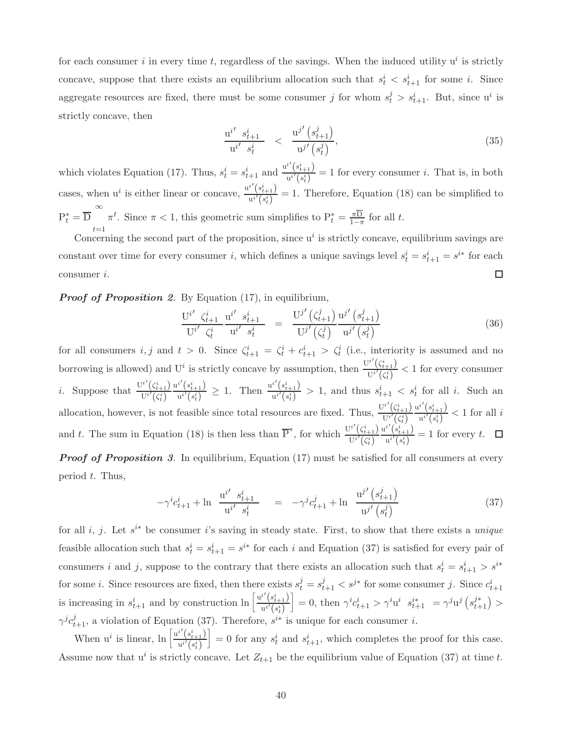for each consumer $i$ in every time $t$, regardless of the savings. When the induced utility $\mathrm{u}^i$ is strictly concave, suppose that there exists an equilibrium allocation such that $s_t^i < s_{t+1}^i$ for some $i$. Since aggregate resources are fixed, there must be some consumer $j$ for whom $s_t^j > s_{t+1}^i$. But, since $\mathrm{u}^i$ is strictly concave, then

$$\frac{\mathrm{u}^{i'}\left(s_{t+1}^i\right)}{\mathrm{u}^{i'}\left(s_t^i\right)} < \frac{\mathrm{u}^{j'}\left(s_{t+1}^j\right)}{\mathrm{u}^{j'}\left(s_t^j\right)}, \tag{35}$$

which violates Equation (17). Thus, $s_t^i = s_{t+1}^i$ and $\frac{\mathrm{u}^{i'}\left(s_{t+1}^i\right)}{\mathrm{u}^{i'}\left(s_t^i\right)} = 1$ for every consumer $i$. That is, in both cases, when $\mathrm{u}^i$ is either linear or concave, $\frac{\mathrm{u}^{i'}\left(s_{t+1}^i\right)}{\mathrm{u}^{i'}\left(s_t^i\right)} = 1$. Therefore, Equation (18) can be simplified to $\mathrm{P}_t^* = \overline{\mathrm{D}} \sum_{t=1}^{\infty} \pi^t$. Since $\pi < 1$, this geometric sum simplifies to $\mathrm{P}_t^* = \frac{\pi \overline{\mathrm{D}}}{1-\pi}$ for all $t$.

Concerning the second part of the proposition, since $\mathrm{u}^i$ is strictly concave, equilibrium savings are constant over time for every consumer $i$, which defines a unique savings level $s_t^i = s_{t+1}^i = s^{i*}$ for each consumer $i$. □

***Proof of Proposition 2***. By Equation (17), in equilibrium,

$$\frac{\mathrm{U}^{i'}\left(\zeta_{t+1}^i\right)}{\mathrm{U}^{i'}\left(\zeta_t^i\right)} \frac{\mathrm{u}^{i'}\left(s_{t+1}^i\right)}{\mathrm{u}^{i'}\left(s_t^i\right)} = \frac{\mathrm{U}^{j'}\left(\zeta_{t+1}^j\right)}{\mathrm{U}^{j'}\left(\zeta_t^j\right)} \frac{\mathrm{u}^{j'}\left(s_{t+1}^j\right)}{\mathrm{u}^{j'}\left(s_t^j\right)} \tag{36}$$

for all consumers $i, j$ and $t > 0$. Since $\zeta_{t+1}^i = \zeta_t^i + c_{t+1}^i > \zeta_t^i$ (i.e., interiority is assumed and no borrowing is allowed) and $\mathrm{U}^i$ is strictly concave by assumption, then $\frac{\mathrm{U}^{i'}\left(\zeta_{t+1}^i\right)}{\mathrm{U}^{i'}\left(\zeta_t^i\right)} < 1$ for every consumer $i$. Suppose that $\frac{\mathrm{U}^{i'}\left(\zeta_{t+1}^i\right)}{\mathrm{U}^{i'}\left(\zeta_t^i\right)} \frac{\mathrm{u}^{i'}\left(s_{t+1}^i\right)}{\mathrm{u}^{i'}\left(s_t^i\right)} \geq 1$. Then $\frac{\mathrm{u}^{i'}\left(s_{t+1}^i\right)}{\mathrm{u}^{i'}\left(s_t^i\right)} > 1$, and thus $s_{t+1}^i < s_t^i$ for all $i$. Such an allocation, however, is not feasible since total resources are fixed. Thus, $\frac{\mathrm{U}^{i'}\left(\zeta_{t+1}^i\right)}{\mathrm{U}^{i'}\left(\zeta_t^i\right)} \frac{\mathrm{u}^{i'}\left(s_{t+1}^i\right)}{\mathrm{u}^{i'}\left(s_t^i\right)} < 1$ for all $i$ and $t$. The sum in Equation (18) is then less than $\overline{\mathrm{P}}^*$, for which $\frac{\mathrm{U}^{i'}\left(\zeta_{t+1}^i\right)}{\mathrm{U}^{i'}\left(\zeta_t^i\right)} \frac{\mathrm{u}^{i'}\left(s_{t+1}^i\right)}{\mathrm{u}^{i'}\left(s_t^i\right)} = 1$ for every $t$. □

***Proof of Proposition 3***. In equilibrium, Equation (17) must be satisfied for all consumers at every period $t$. Thus,

$$-\gamma^i c_{t+1}^i + \ln\left[\frac{\mathrm{u}^{i'}\left(s_{t+1}^i\right)}{\mathrm{u}^{i'}\left(s_t^i\right)}\right] = -\gamma^j c_{t+1}^j + \ln\left[\frac{\mathrm{u}^{j'}\left(s_{t+1}^j\right)}{\mathrm{u}^{j'}\left(s_t^j\right)}\right] \tag{37}$$

for all $i$, $j$. Let $s^{i*}$ be consumer $i$'s saving in steady state. First, to show that there exists a *unique* feasible allocation such that $s_t^i = s_{t+1}^i = s^{i*}$ for each $i$ and Equation (37) is satisfied for every pair of consumers $i$ and $j$, suppose to the contrary that there exists an allocation such that $s_t^i = s_{t+1}^i > s^{i*}$ for some $i$. Since resources are fixed, then there exists $s_t^j = s_{t+1}^j < s^{j*}$ for some consumer $j$. Since $c_{t+1}^i$ is increasing in $s_{t+1}^i$ and by construction $\ln\left[\frac{\mathrm{u}^{i'}\left(s_{t+1}^i\right)}{\mathrm{u}^{i'}\left(s_t^i\right)}\right] = 0$, then $\gamma^i c_{t+1}^i > \gamma^i \mathrm{u}^i\left(s_{t+1}^{i*}\right) = \gamma^j \mathrm{u}^j\left(s_{t+1}^{j*}\right) > \gamma^j c_{t+1}^j$, a violation of Equation (37). Therefore, $s^{i*}$ is unique for each consumer $i$.

When $\mathrm{u}^i$ is linear, $\ln\left[\frac{\mathrm{u}^{i'}\left(s_{t+1}^i\right)}{\mathrm{u}^{i'}\left(s_t^i\right)}\right] = 0$ for any $s_t^i$ and $s_{t+1}^i$, which completes the proof for this case. Assume now that $\mathrm{u}^i$ is strictly concave. Let $Z_{t+1}$ be the equilibrium value of Equation (37) at time $t$.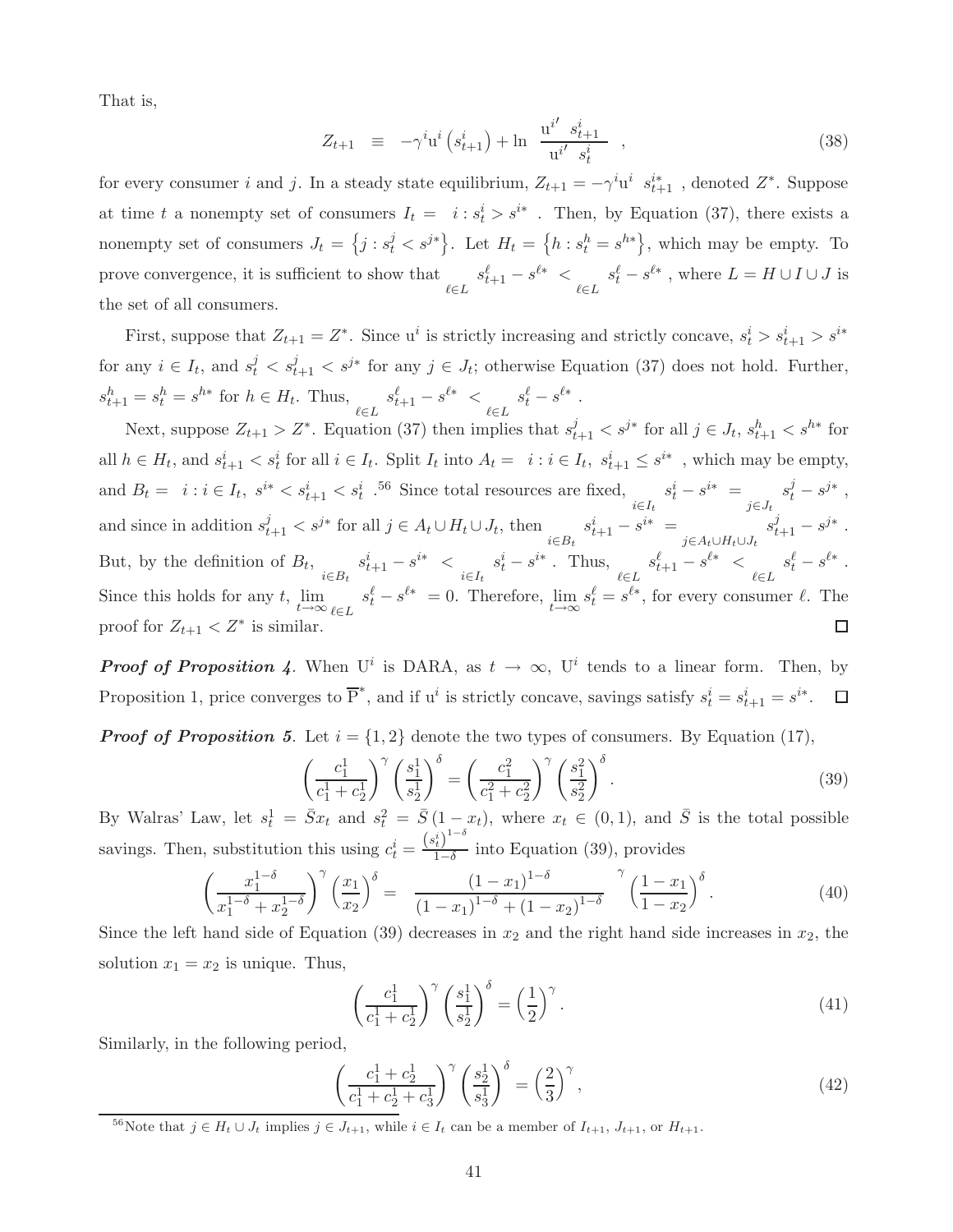That is,

$$Z_{t+1} \equiv -\gamma^i \mathrm{u}^i\left(s^i_{t+1}\right) + \ln\left(\frac{\mathrm{u}^{i'}\left(s^i_{t+1}\right)}{\mathrm{u}^{i'}\left(s^i_t\right)}\right), \tag{38}$$

for every consumer $i$ and $j$. In a steady state equilibrium, $Z_{t+1} = -\gamma^i \mathrm{u}^i\left(s^{i*}_{t+1}\right)$, denoted $Z^*$. Suppose at time $t$ a nonempty set of consumers $I_t = \left\{i : s^i_t > s^{i*}\right\}$. Then, by Equation (37), there exists a nonempty set of consumers $J_t = \left\{j : s^j_t < s^{j*}\right\}$. Let $H_t = \left\{h : s^h_t = s^{h*}\right\}$, which may be empty. To prove convergence, it is sufficient to show that $\sum_{\ell \in L}\left|s^\ell_{t+1} - s^{\ell*}\right| < \sum_{\ell \in L}\left|s^\ell_t - s^{\ell*}\right|$, where $L = H \cup I \cup J$ is the set of all consumers.

First, suppose that $Z_{t+1} = Z^*$. Since $\mathrm{u}^i$ is strictly increasing and strictly concave, $s^i_t > s^i_{t+1} > s^{i*}$ for any $i \in I_t$, and $s^j_t < s^j_{t+1} < s^{j*}$ for any $j \in J_t$; otherwise Equation (37) does not hold. Further, $s^h_{t+1} = s^h_t = s^{h*}$ for $h \in H_t$. Thus, $\sum_{\ell \in L}\left|s^\ell_{t+1} - s^{\ell*}\right| < \sum_{\ell \in L}\left|s^\ell_t - s^{\ell*}\right|$.

Next, suppose $Z_{t+1} > Z^*$. Equation (37) then implies that $s^j_{t+1} < s^{j*}$ for all $j \in J_t$, $s^h_{t+1} < s^{h*}$ for all $h \in H_t$, and $s^i_{t+1} < s^i_t$ for all $i \in I_t$. Split $I_t$ into $A_t = \left\{i : i \in I_t,\ s^i_{t+1} \leq s^{i*}\right\}$, which may be empty, and $B_t = \left\{i : i \in I_t,\ s^{i*} < s^i_{t+1} < s^i_t\right\}$.[56] Since total resources are fixed, $\sum_{i \in I_t}\left(s^i_t - s^{i*}\right) = \sum_{j \in J_t}\left|s^j_t - s^{j*}\right|$, and since in addition $s^j_{t+1} < s^{j*}$ for all $j \in A_t \cup H_t \cup J_t$, then $\sum_{i \in B_t}\left(s^i_{t+1} - s^{i*}\right) = \sum_{j \in A_t \cup H_t \cup J_t}\left|s^j_{t+1} - s^{j*}\right|$. But, by the definition of $B_t$, $\sum_{i \in B_t}\left(s^i_{t+1} - s^{i*}\right) < \sum_{i \in I_t}\left(s^i_t - s^{i*}\right)$. Thus, $\sum_{\ell \in L}\left|s^\ell_{t+1} - s^{\ell*}\right| < \sum_{\ell \in L}\left|s^\ell_t - s^{\ell*}\right|$. Since this holds for any $t$, $\lim_{t\to\infty}\sum_{\ell \in L}\left|s^\ell_t - s^{\ell*}\right| = 0$. Therefore, $\lim_{t\to\infty} s^\ell_t = s^{\ell*}$, for every consumer $\ell$. The proof for $Z_{t+1} < Z^*$ is similar. □

***Proof of Proposition 4***. When $\mathrm{U}^i$ is DARA, as $t \to \infty$, $\mathrm{U}^i$ tends to a linear form. Then, by Proposition 1, price converges to $\overline{\mathrm{P}}^*$, and if $\mathrm{u}^i$ is strictly concave, savings satisfy $s^i_t = s^i_{t+1} = s^{i*}$. □

***Proof of Proposition 5***. Let $i = \{1, 2\}$ denote the two types of consumers. By Equation (17),

$$\left(\frac{c^1_1}{c^1_1 + c^1_2}\right)^\gamma \left(\frac{s^1_1}{s^1_2}\right)^\delta = \left(\frac{c^2_1}{c^2_1 + c^2_2}\right)^\gamma \left(\frac{s^2_1}{s^2_2}\right)^\delta. \tag{39}$$

By Walras' Law, let $s^1_t = \bar{S}x_t$ and $s^2_t = \bar{S}\left(1 - x_t\right)$, where $x_t \in (0, 1)$, and $\bar{S}$ is the total possible savings. Then, substitution this using $c^i_t = \frac{\left(s^i_t\right)^{1-\delta}}{1-\delta}$ into Equation (39), provides

$$\left(\frac{x_1^{1-\delta}}{x_1^{1-\delta} + x_2^{1-\delta}}\right)^\gamma \left(\frac{x_1}{x_2}\right)^\delta = \left(\frac{\left(1 - x_1\right)^{1-\delta}}{\left(1 - x_1\right)^{1-\delta} + \left(1 - x_2\right)^{1-\delta}}\right)^\gamma \left(\frac{1 - x_1}{1 - x_2}\right)^\delta. \tag{40}$$

Since the left hand side of Equation (39) decreases in $x_2$ and the right hand side increases in $x_2$, the solution $x_1 = x_2$ is unique. Thus,

$$\left(\frac{c^1_1}{c^1_1 + c^1_2}\right)^\gamma \left(\frac{s^1_1}{s^1_2}\right)^\delta = \left(\frac{1}{2}\right)^\gamma. \tag{41}$$

Similarly, in the following period,

$$\left(\frac{c^1_1 + c^1_2}{c^1_1 + c^1_2 + c^1_3}\right)^\gamma \left(\frac{s^1_2}{s^1_3}\right)^\delta = \left(\frac{2}{3}\right)^\gamma, \tag{42}$$

[56] Note that $j \in H_t \cup J_t$ implies $j \in J_{t+1}$, while $i \in I_t$ can be a member of $I_{t+1}$, $J_{t+1}$, or $H_{t+1}$.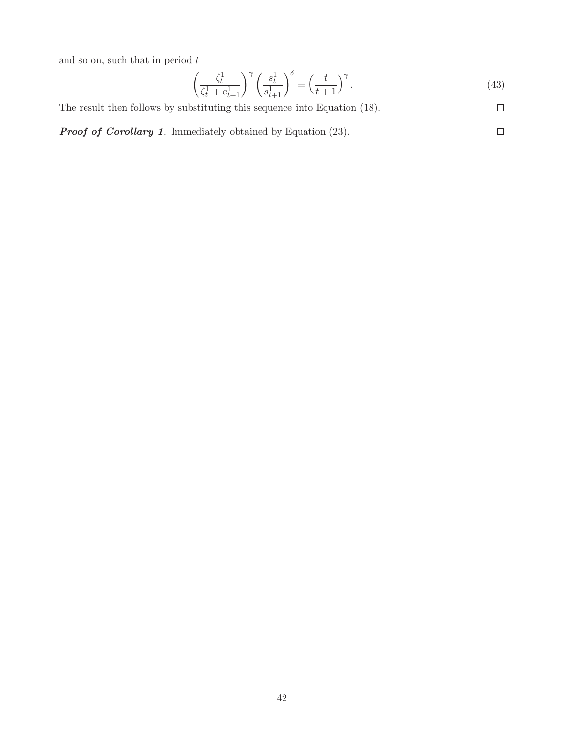and so on, such that in period $t$

$$\left(\frac{\zeta_t^1}{\zeta_t^1 + c_{t+1}^1}\right)^\gamma \left(\frac{s_t^1}{s_{t+1}^1}\right)^\delta = \left(\frac{t}{t+1}\right)^\gamma. \tag{43}$$

The result then follows by substituting this sequence into Equation (18). □

***Proof of Corollary 1***. Immediately obtained by Equation (23). □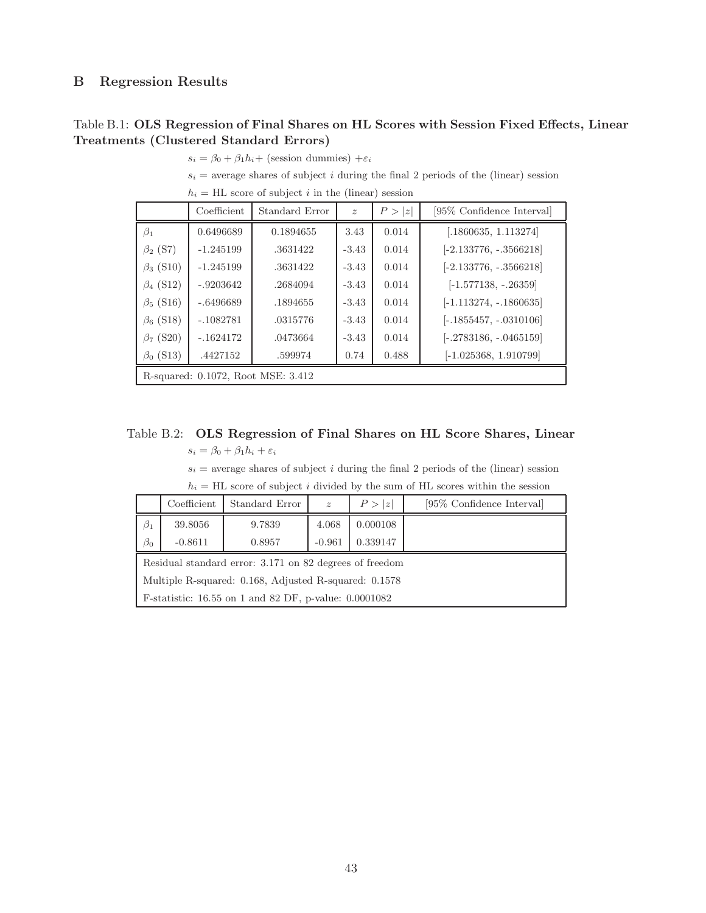## B Regression Results

Table B.1: **OLS Regression of Final Shares on HL Scores with Session Fixed Effects, Linear Treatments (Clustered Standard Errors)**

$s_i = \beta_0 + \beta_1 h_i +$ (session dummies) $+\varepsilon_i$

$s_i$ = average shares of subject $i$ during the final 2 periods of the (linear) session

$h_i$ = HL score of subject $i$ in the (linear) session

| | Coefficient | Standard Error | $z$ | $P > \|z\|$ | [95% Confidence Interval] |
|---|---|---|---|---|---|
| $\beta_1$ | 0.6496689 | 0.1894655 | 3.43 | 0.014 | [.1860635, 1.113274] |
| $\beta_2$ (S7) | -1.245199 | .3631422 | -3.43 | 0.014 | [-2.133776, -.3566218] |
| $\beta_3$ (S10) | -1.245199 | .3631422 | -3.43 | 0.014 | [-2.133776, -.3566218] |
| $\beta_4$ (S12) | -.9203642 | .2684094 | -3.43 | 0.014 | [-1.577138, -.26359] |
| $\beta_5$ (S16) | -.6496689 | .1894655 | -3.43 | 0.014 | [-1.113274, -.1860635] |
| $\beta_6$ (S18) | -.1082781 | .0315776 | -3.43 | 0.014 | [-.1855457, -.0310106] |
| $\beta_7$ (S20) | -.1624172 | .0473664 | -3.43 | 0.014 | [-.2783186, -.0465159] |
| $\beta_0$ (S13) | .4427152 | .599974 | 0.74 | 0.488 | [-1.025368, 1.910799] |
| R-squared: 0.1072, Root MSE: 3.412 | | | | | |

Table B.2: **OLS Regression of Final Shares on HL Score Shares, Linear**

$s_i = \beta_0 + \beta_1 h_i + \varepsilon_i$

$s_i$ = average shares of subject $i$ during the final 2 periods of the (linear) session

$h_i$ = HL score of subject $i$ divided by the sum of HL scores within the session

| | Coefficient | Standard Error | $z$ | $P > \|z\|$ | [95% Confidence Interval] |
|---|---|---|---|---|---|
| $\beta_1$ | 39.8056 | 9.7839 | 4.068 | 0.000108 | |
| $\beta_0$ | -0.8611 | 0.8957 | -0.961 | 0.339147 | |
| Residual standard error: 3.171 on 82 degrees of freedom | | | | | |
| Multiple R-squared: 0.168, Adjusted R-squared: 0.1578 | | | | | |
| F-statistic: 16.55 on 1 and 82 DF, p-value: 0.0001082 | | | | | |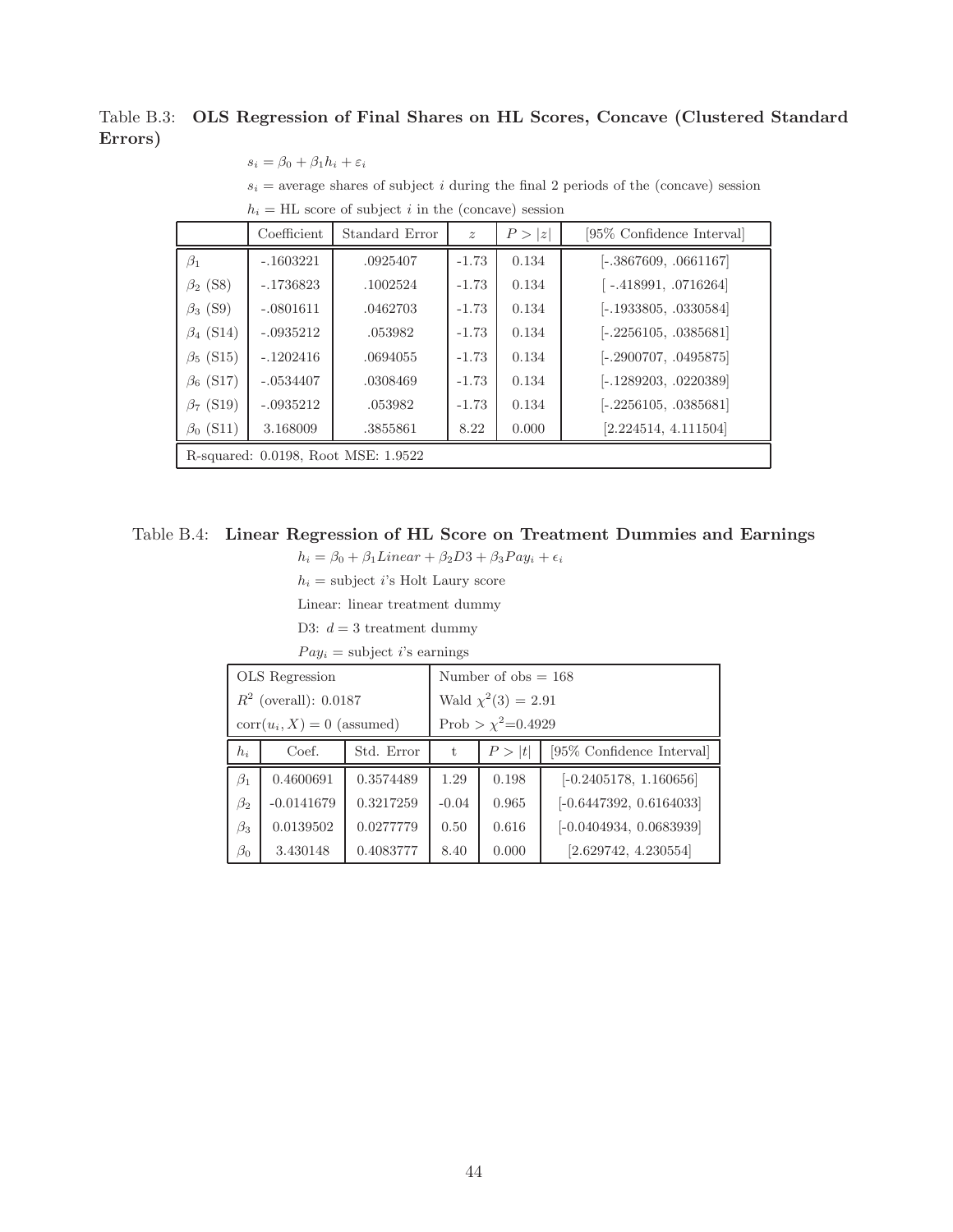Table B.3: **OLS Regression of Final Shares on HL Scores, Concave (Clustered Standard Errors)**

$s_i = \beta_0 + \beta_1 h_i + \varepsilon_i$

$s_i$ = average shares of subject $i$ during the final 2 periods of the (concave) session

$h_i$ = HL score of subject $i$ in the (concave) session

| | Coefficient | Standard Error | $z$ | $P > \|z\|$ | [95% Confidence Interval] |
|---|---|---|---|---|---|
| $\beta_1$ | -.1603221 | .0925407 | -1.73 | 0.134 | [-.3867609, .0661167] |
| $\beta_2$ (S8) | -.1736823 | .1002524 | -1.73 | 0.134 | [ -.418991, .0716264] |
| $\beta_3$ (S9) | -.0801611 | .0462703 | -1.73 | 0.134 | [-.1933805, .0330584] |
| $\beta_4$ (S14) | -.0935212 | .053982 | -1.73 | 0.134 | [-.2256105, .0385681] |
| $\beta_5$ (S15) | -.1202416 | .0694055 | -1.73 | 0.134 | [-.2900707, .0495875] |
| $\beta_6$ (S17) | -.0534407 | .0308469 | -1.73 | 0.134 | [-.1289203, .0220389] |
| $\beta_7$ (S19) | -.0935212 | .053982 | -1.73 | 0.134 | [-.2256105, .0385681] |
| $\beta_0$ (S11) | 3.168009 | .3855861 | 8.22 | 0.000 | [2.224514, 4.111504] |
| R-squared: 0.0198, Root MSE: 1.9522 | | | | | |

Table B.4: **Linear Regression of HL Score on Treatment Dummies and Earnings**

$h_i = \beta_0 + \beta_1 Linear + \beta_2 D3 + \beta_3 Pay_i + \epsilon_i$

$h_i$ = subject $i$'s Holt Laury score

Linear: linear treatment dummy

D3: $d = 3$ treatment dummy

$Pay_i$ = subject $i$'s earnings

| OLS Regression | | | Number of obs = 168 | | |
|---|---|---|---|---|---|
| $R^2$ (overall): 0.0187 | | | Wald $\chi^2(3)$ = 2.91 | | |
| $\text{corr}(u_i, X) = 0$ (assumed) | | | Prob > $\chi^2$=0.4929 | | |
| $h_i$ | Coef. | Std. Error | t | $P > \|t\|$ | [95% Confidence Interval] |
| $\beta_1$ | 0.4600691 | 0.3574489 | 1.29 | 0.198 | [-0.2405178, 1.160656] |
| $\beta_2$ | -0.0141679 | 0.3217259 | -0.04 | 0.965 | [-0.6447392, 0.6164033] |
| $\beta_3$ | 0.0139502 | 0.0277779 | 0.50 | 0.616 | [-0.0404934, 0.0683939] |
| $\beta_0$ | 3.430148 | 0.4083777 | 8.40 | 0.000 | [2.629742, 4.230554] |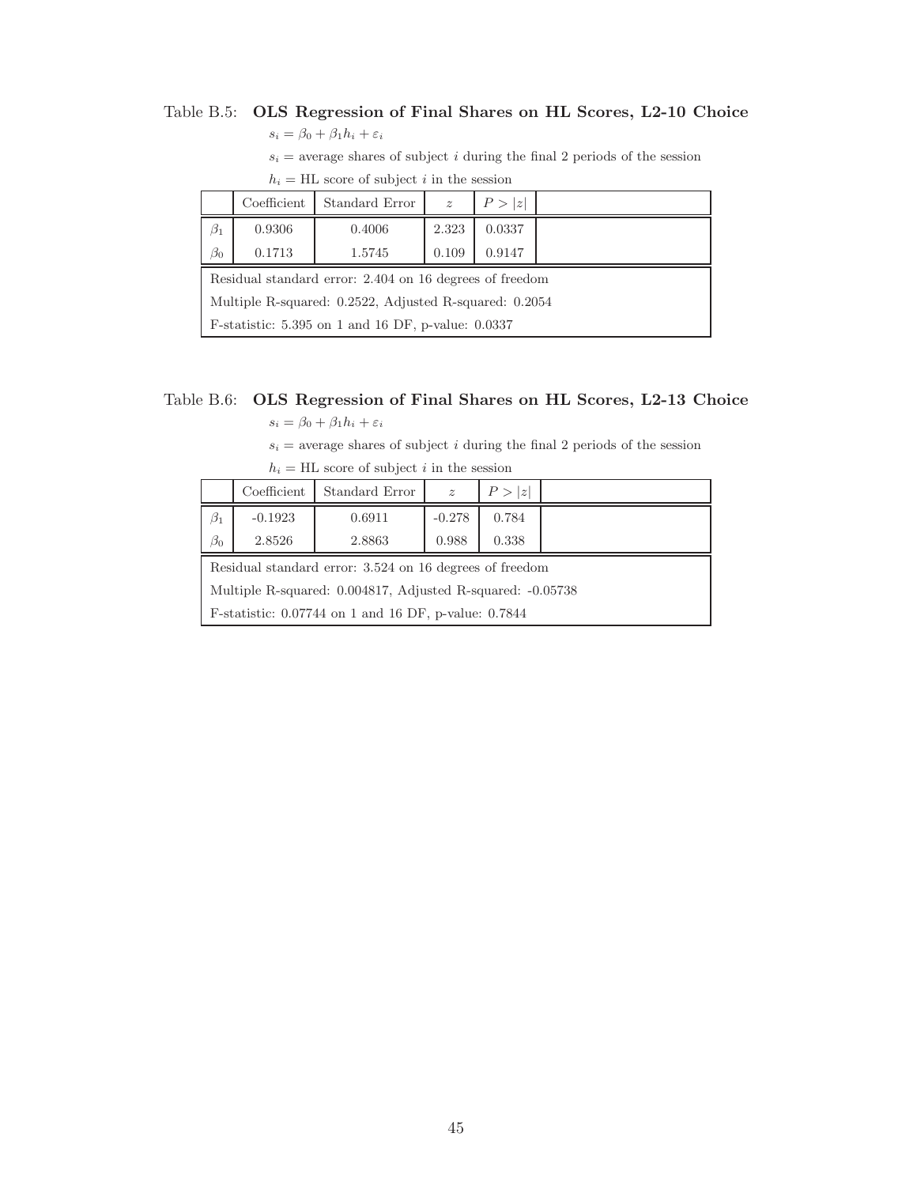Table B.5: **OLS Regression of Final Shares on HL Scores, L2-10 Choice**

$s_i = \beta_0 + \beta_1 h_i + \varepsilon_i$

$s_i$ = average shares of subject $i$ during the final 2 periods of the session

$h_i$ = HL score of subject $i$ in the session

| | Coefficient | Standard Error | $z$ | $P > \|z\|$ |
|---|---|---|---|---|
| $\beta_1$ | 0.9306 | 0.4006 | 2.323 | 0.0337 |
| $\beta_0$ | 0.1713 | 1.5745 | 0.109 | 0.9147 |

Residual standard error: 2.404 on 16 degrees of freedom

Multiple R-squared: 0.2522, Adjusted R-squared: 0.2054

F-statistic: 5.395 on 1 and 16 DF, p-value: 0.0337

Table B.6: **OLS Regression of Final Shares on HL Scores, L2-13 Choice**

$s_i = \beta_0 + \beta_1 h_i + \varepsilon_i$

$s_i$ = average shares of subject $i$ during the final 2 periods of the session

$h_i$ = HL score of subject $i$ in the session

| | Coefficient | Standard Error | $z$ | $P > \|z\|$ |
|---|---|---|---|---|
| $\beta_1$ | -0.1923 | 0.6911 | -0.278 | 0.784 |
| $\beta_0$ | 2.8526 | 2.8863 | 0.988 | 0.338 |

Residual standard error: 3.524 on 16 degrees of freedom

Multiple R-squared: 0.004817, Adjusted R-squared: -0.05738

F-statistic: 0.07744 on 1 and 16 DF, p-value: 0.7844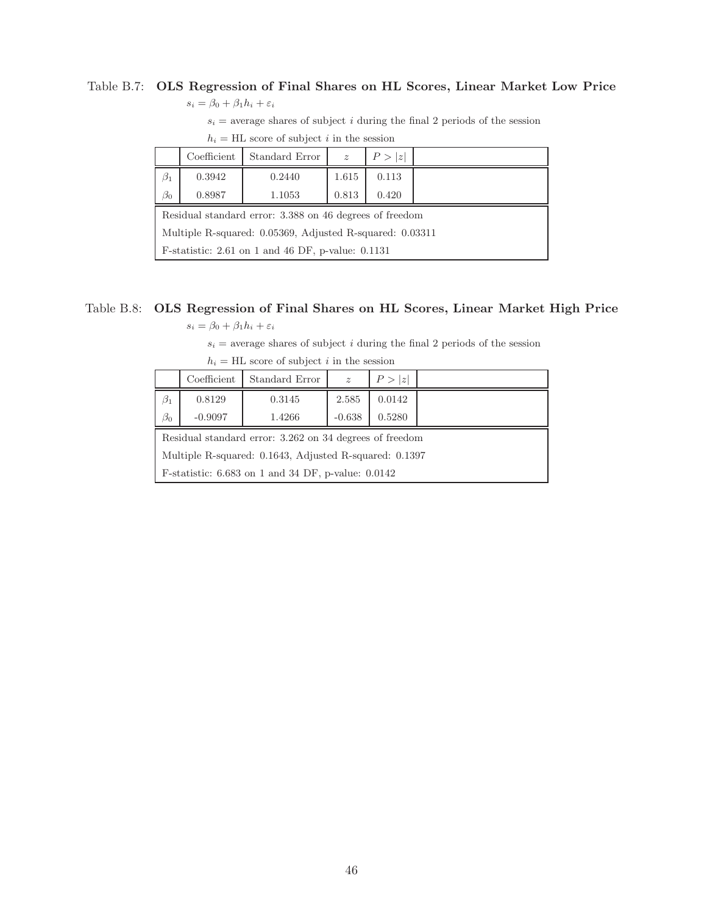Table B.7: **OLS Regression of Final Shares on HL Scores, Linear Market Low Price**

$s_i = \beta_0 + \beta_1 h_i + \varepsilon_i$

$s_i$ = average shares of subject $i$ during the final 2 periods of the session

$h_i$ = HL score of subject $i$ in the session

| | Coefficient | Standard Error | $z$ | $P > \|z\|$ | |
|---|---|---|---|---|---|
| $\beta_1$ | 0.3942 | 0.2440 | 1.615 | 0.113 | |
| $\beta_0$ | 0.8987 | 1.1053 | 0.813 | 0.420 | |

Residual standard error: 3.388 on 46 degrees of freedom

Multiple R-squared: 0.05369, Adjusted R-squared: 0.03311

F-statistic: 2.61 on 1 and 46 DF, p-value: 0.1131

Table B.8: **OLS Regression of Final Shares on HL Scores, Linear Market High Price**

$s_i = \beta_0 + \beta_1 h_i + \varepsilon_i$

$s_i$ = average shares of subject $i$ during the final 2 periods of the session

$h_i$ = HL score of subject $i$ in the session

| | Coefficient | Standard Error | $z$ | $P > \|z\|$ | |
|---|---|---|---|---|---|
| $\beta_1$ | 0.8129 | 0.3145 | 2.585 | 0.0142 | |
| $\beta_0$ | -0.9097 | 1.4266 | -0.638 | 0.5280 | |

Residual standard error: 3.262 on 34 degrees of freedom

Multiple R-squared: 0.1643, Adjusted R-squared: 0.1397

F-statistic: 6.683 on 1 and 34 DF, p-value: 0.0142